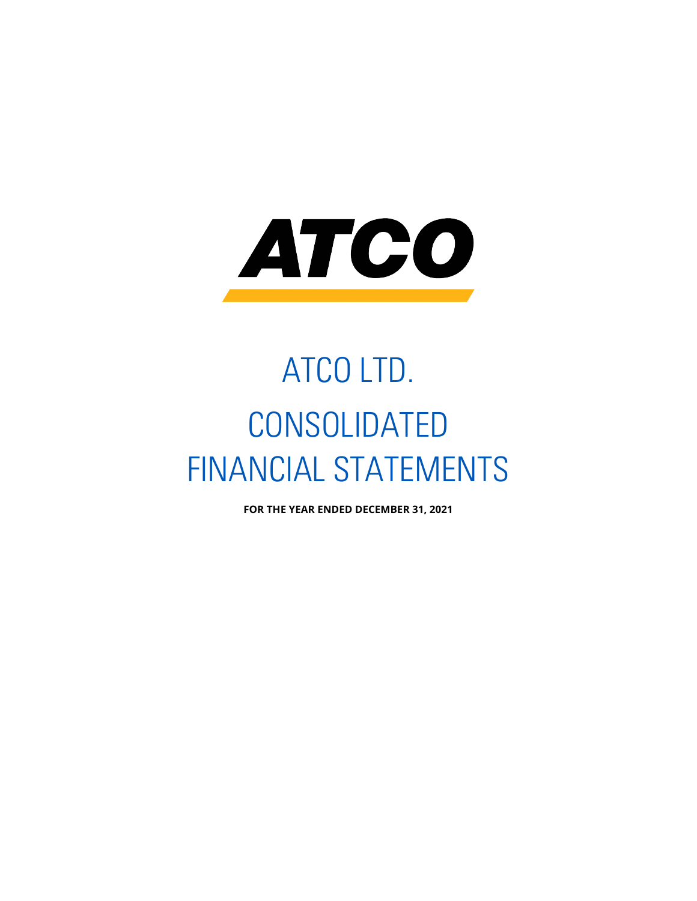ATCO

# ATCO LTD.

# CONSOLIDATED FINANCIAL STATEMENTS

**FOR THE YEAR ENDED DECEMBER 31, 2021**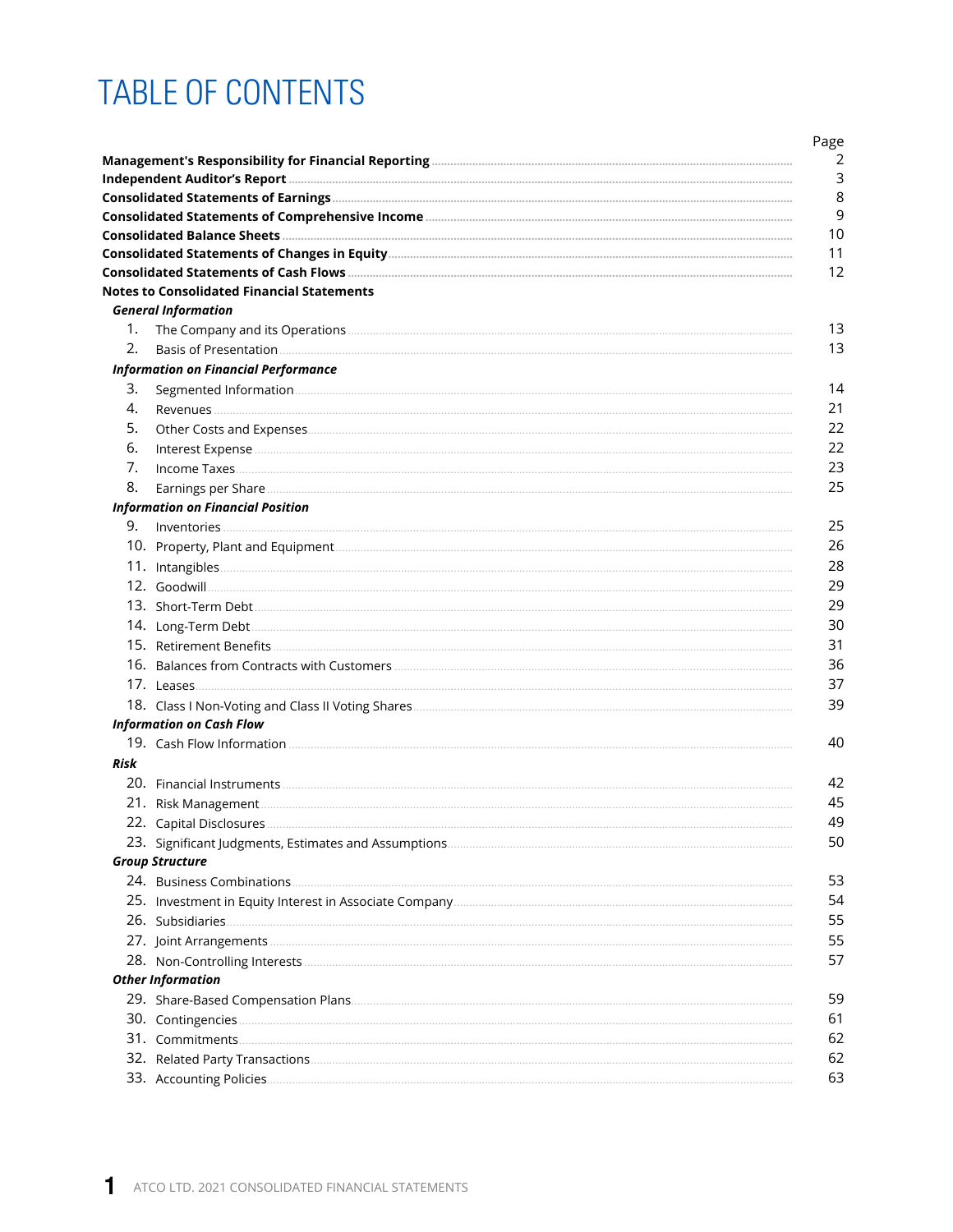# TABLE OF CONTENTS

| | Page |
|---|---|
| **Management's Responsibility for Financial Reporting** | 2 |
| **Independent Auditor's Report** | 3 |
| **Consolidated Statements of Earnings** | 8 |
| **Consolidated Statements of Comprehensive Income** | 9 |
| **Consolidated Balance Sheets** | 10 |
| **Consolidated Statements of Changes in Equity** | 11 |
| **Consolidated Statements of Cash Flows** | 12 |
| **Notes to Consolidated Financial Statements** | |
| ***General Information*** | |
| 1. The Company and its Operations | 13 |
| 2. Basis of Presentation | 13 |
| ***Information on Financial Performance*** | |
| 3. Segmented Information | 14 |
| 4. Revenues | 21 |
| 5. Other Costs and Expenses | 22 |
| 6. Interest Expense | 22 |
| 7. Income Taxes | 23 |
| 8. Earnings per Share | 25 |
| ***Information on Financial Position*** | |
| 9. Inventories | 25 |
| 10. Property, Plant and Equipment | 26 |
| 11. Intangibles | 28 |
| 12. Goodwill | 29 |
| 13. Short-Term Debt | 29 |
| 14. Long-Term Debt | 30 |
| 15. Retirement Benefits | 31 |
| 16. Balances from Contracts with Customers | 36 |
| 17. Leases | 37 |
| 18. Class I Non-Voting and Class II Voting Shares | 39 |
| ***Information on Cash Flow*** | |
| 19. Cash Flow Information | 40 |
| ***Risk*** | |
| 20. Financial Instruments | 42 |
| 21. Risk Management | 45 |
| 22. Capital Disclosures | 49 |
| 23. Significant Judgments, Estimates and Assumptions | 50 |
| ***Group Structure*** | |
| 24. Business Combinations | 53 |
| 25. Investment in Equity Interest in Associate Company | 54 |
| 26. Subsidiaries | 55 |
| 27. Joint Arrangements | 55 |
| 28. Non-Controlling Interests | 57 |
| ***Other Information*** | |
| 29. Share-Based Compensation Plans | 59 |
| 30. Contingencies | 61 |
| 31. Commitments | 62 |
| 32. Related Party Transactions | 62 |
| 33. Accounting Policies | 63 |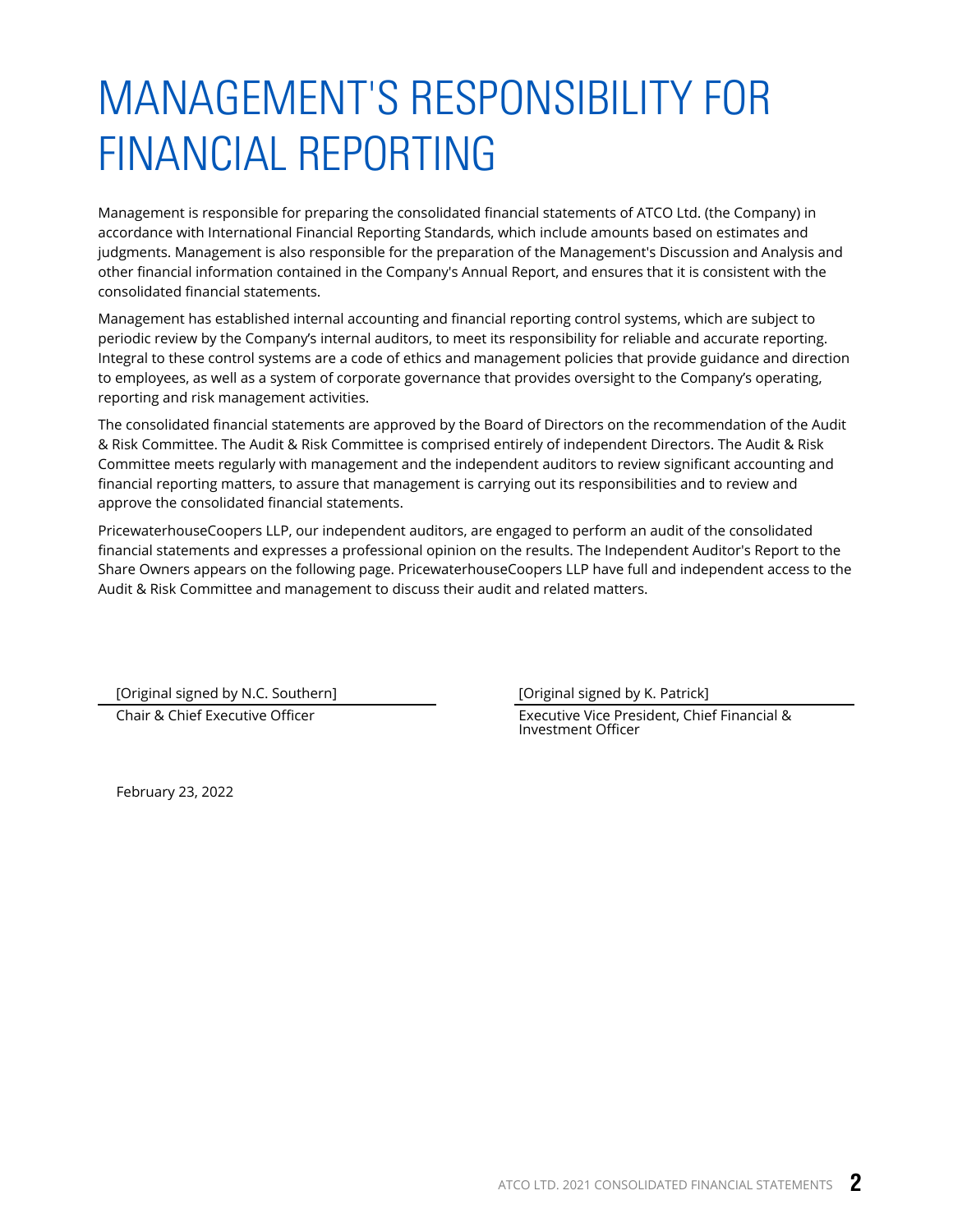# MANAGEMENT'S RESPONSIBILITY FOR FINANCIAL REPORTING

Management is responsible for preparing the consolidated financial statements of ATCO Ltd. (the Company) in accordance with International Financial Reporting Standards, which include amounts based on estimates and judgments. Management is also responsible for the preparation of the Management's Discussion and Analysis and other financial information contained in the Company's Annual Report, and ensures that it is consistent with the consolidated financial statements.

Management has established internal accounting and financial reporting control systems, which are subject to periodic review by the Company's internal auditors, to meet its responsibility for reliable and accurate reporting. Integral to these control systems are a code of ethics and management policies that provide guidance and direction to employees, as well as a system of corporate governance that provides oversight to the Company's operating, reporting and risk management activities.

The consolidated financial statements are approved by the Board of Directors on the recommendation of the Audit & Risk Committee. The Audit & Risk Committee is comprised entirely of independent Directors. The Audit & Risk Committee meets regularly with management and the independent auditors to review significant accounting and financial reporting matters, to assure that management is carrying out its responsibilities and to review and approve the consolidated financial statements.

PricewaterhouseCoopers LLP, our independent auditors, are engaged to perform an audit of the consolidated financial statements and expresses a professional opinion on the results. The Independent Auditor's Report to the Share Owners appears on the following page. PricewaterhouseCoopers LLP have full and independent access to the Audit & Risk Committee and management to discuss their audit and related matters.

[Original signed by N.C. Southern]
Chair & Chief Executive Officer

[Original signed by K. Patrick]
Executive Vice President, Chief Financial & Investment Officer

February 23, 2022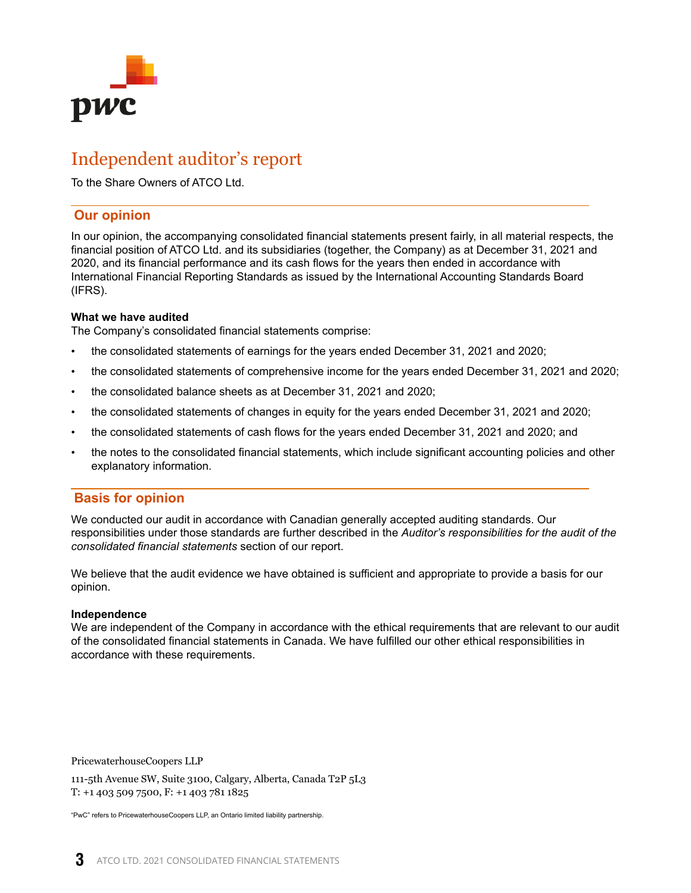# Independent auditor's report

To the Share Owners of ATCO Ltd.

## Our opinion

In our opinion, the accompanying consolidated financial statements present fairly, in all material respects, the financial position of ATCO Ltd. and its subsidiaries (together, the Company) as at December 31, 2021 and 2020, and its financial performance and its cash flows for the years then ended in accordance with International Financial Reporting Standards as issued by the International Accounting Standards Board (IFRS).

**What we have audited**

The Company's consolidated financial statements comprise:

- the consolidated statements of earnings for the years ended December 31, 2021 and 2020;
- the consolidated statements of comprehensive income for the years ended December 31, 2021 and 2020;
- the consolidated balance sheets as at December 31, 2021 and 2020;
- the consolidated statements of changes in equity for the years ended December 31, 2021 and 2020;
- the consolidated statements of cash flows for the years ended December 31, 2021 and 2020; and
- the notes to the consolidated financial statements, which include significant accounting policies and other explanatory information.

## Basis for opinion

We conducted our audit in accordance with Canadian generally accepted auditing standards. Our responsibilities under those standards are further described in the *Auditor's responsibilities for the audit of the consolidated financial statements* section of our report.

We believe that the audit evidence we have obtained is sufficient and appropriate to provide a basis for our opinion.

**Independence**

We are independent of the Company in accordance with the ethical requirements that are relevant to our audit of the consolidated financial statements in Canada. We have fulfilled our other ethical responsibilities in accordance with these requirements.

PricewaterhouseCoopers LLP

111-5th Avenue SW, Suite 3100, Calgary, Alberta, Canada T2P 5L3
T: +1 403 509 7500, F: +1 403 781 1825

"PwC" refers to PricewaterhouseCoopers LLP, an Ontario limited liability partnership.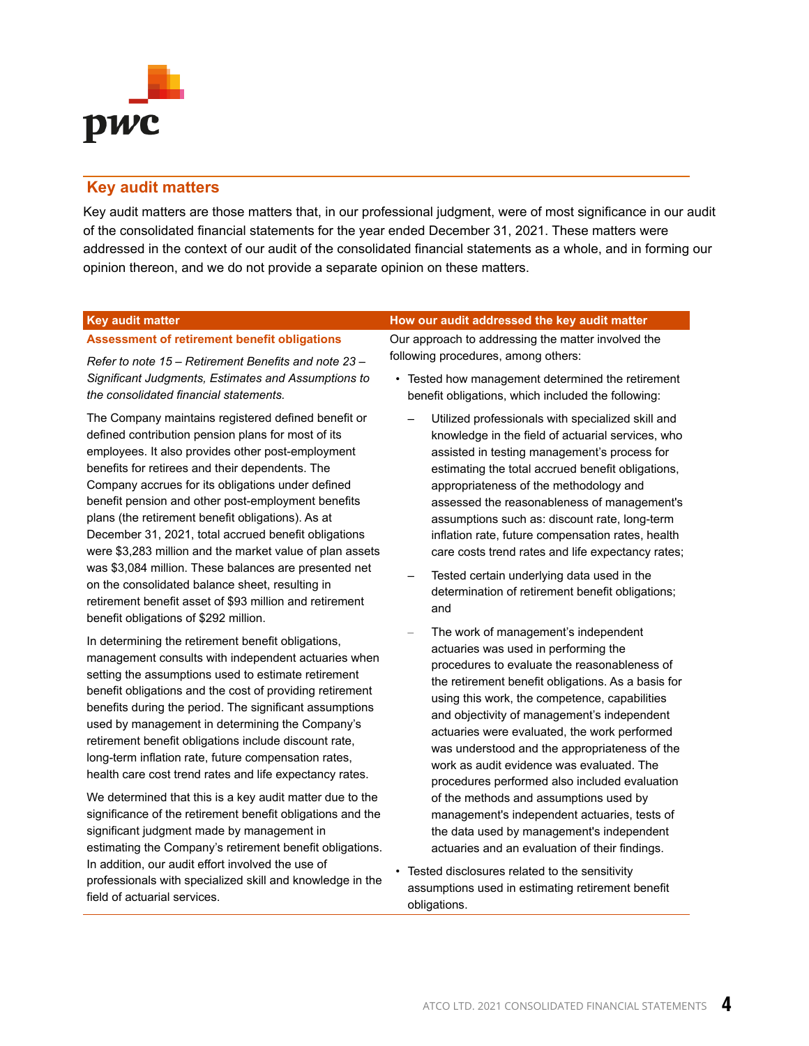## Key audit matters

Key audit matters are those matters that, in our professional judgment, were of most significance in our audit of the consolidated financial statements for the year ended December 31, 2021. These matters were addressed in the context of our audit of the consolidated financial statements as a whole, and in forming our opinion thereon, and we do not provide a separate opinion on these matters.

| Key audit matter | How our audit addressed the key audit matter |
|---|---|
| **Assessment of retirement benefit obligations**<br><br>*Refer to note 15 – Retirement Benefits and note 23 – Significant Judgments, Estimates and Assumptions to the consolidated financial statements.*<br><br>The Company maintains registered defined benefit or defined contribution pension plans for most of its employees. It also provides other post-employment benefits for retirees and their dependents. The Company accrues for its obligations under defined benefit pension and other post-employment benefits plans (the retirement benefit obligations). As at December 31, 2021, total accrued benefit obligations were $3,283 million and the market value of plan assets was $3,084 million. These balances are presented net on the consolidated balance sheet, resulting in retirement benefit asset of $93 million and retirement benefit obligations of $292 million.<br><br>In determining the retirement benefit obligations, management consults with independent actuaries when setting the assumptions used to estimate retirement benefit obligations and the cost of providing retirement benefits during the period. The significant assumptions used by management in determining the Company's retirement benefit obligations include discount rate, long-term inflation rate, future compensation rates, health care cost trend rates and life expectancy rates.<br><br>We determined that this is a key audit matter due to the significance of the retirement benefit obligations and the significant judgment made by management in estimating the Company's retirement benefit obligations. In addition, our audit effort involved the use of professionals with specialized skill and knowledge in the field of actuarial services. | Our approach to addressing the matter involved the following procedures, among others:<br><br>• Tested how management determined the retirement benefit obligations, which included the following:<br><br>– Utilized professionals with specialized skill and knowledge in the field of actuarial services, who assisted in testing management's process for estimating the total accrued benefit obligations, appropriateness of the methodology and assessed the reasonableness of management's assumptions such as: discount rate, long-term inflation rate, future compensation rates, health care costs trend rates and life expectancy rates;<br><br>– Tested certain underlying data used in the determination of retirement benefit obligations; and<br><br>– The work of management's independent actuaries was used in performing the procedures to evaluate the reasonableness of the retirement benefit obligations. As a basis for using this work, the competence, capabilities and objectivity of management's independent actuaries were evaluated, the work performed was understood and the appropriateness of the work as audit evidence was evaluated. The procedures performed also included evaluation of the methods and assumptions used by management's independent actuaries, tests of the data used by management's independent actuaries and an evaluation of their findings.<br><br>• Tested disclosures related to the sensitivity assumptions used in estimating retirement benefit obligations. |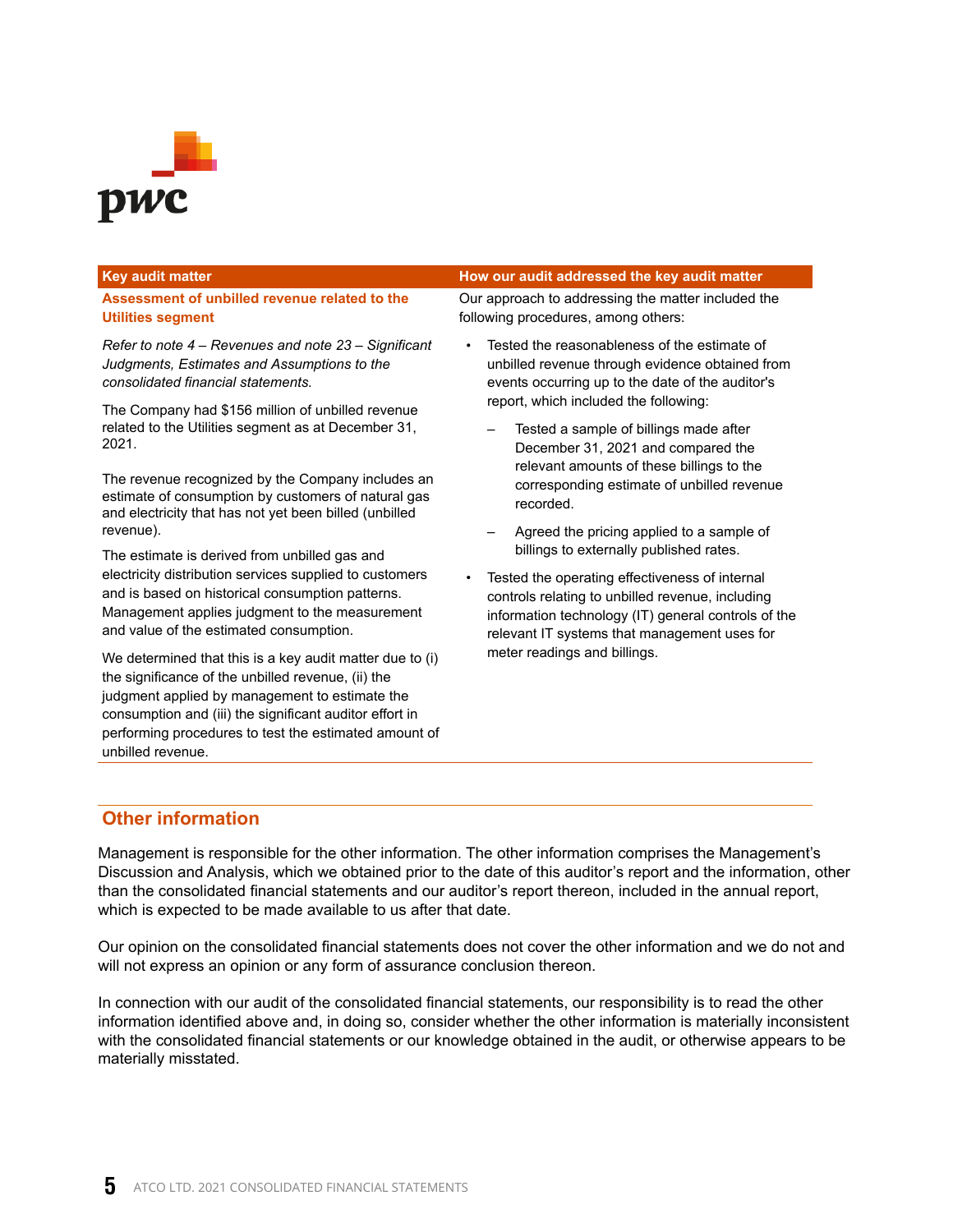| Key audit matter | How our audit addressed the key audit matter |
|---|---|
| **Assessment of unbilled revenue related to the Utilities segment**<br><br>*Refer to note 4 – Revenues and note 23 – Significant Judgments, Estimates and Assumptions to the consolidated financial statements.*<br><br>The Company had $156 million of unbilled revenue related to the Utilities segment as at December 31, 2021.<br><br>The revenue recognized by the Company includes an estimate of consumption by customers of natural gas and electricity that has not yet been billed (unbilled revenue).<br><br>The estimate is derived from unbilled gas and electricity distribution services supplied to customers and is based on historical consumption patterns. Management applies judgment to the measurement and value of the estimated consumption.<br><br>We determined that this is a key audit matter due to (i) the significance of the unbilled revenue, (ii) the judgment applied by management to estimate the consumption and (iii) the significant auditor effort in performing procedures to test the estimated amount of unbilled revenue. | Our approach to addressing the matter included the following procedures, among others:<br><br>• Tested the reasonableness of the estimate of unbilled revenue through evidence obtained from events occurring up to the date of the auditor's report, which included the following:<br>&nbsp;&nbsp;– Tested a sample of billings made after December 31, 2021 and compared the relevant amounts of these billings to the corresponding estimate of unbilled revenue recorded.<br>&nbsp;&nbsp;– Agreed the pricing applied to a sample of billings to externally published rates.<br><br>• Tested the operating effectiveness of internal controls relating to unbilled revenue, including information technology (IT) general controls of the relevant IT systems that management uses for meter readings and billings. |

## Other information

Management is responsible for the other information. The other information comprises the Management's Discussion and Analysis, which we obtained prior to the date of this auditor's report and the information, other than the consolidated financial statements and our auditor's report thereon, included in the annual report, which is expected to be made available to us after that date.

Our opinion on the consolidated financial statements does not cover the other information and we do not and will not express an opinion or any form of assurance conclusion thereon.

In connection with our audit of the consolidated financial statements, our responsibility is to read the other information identified above and, in doing so, consider whether the other information is materially inconsistent with the consolidated financial statements or our knowledge obtained in the audit, or otherwise appears to be materially misstated.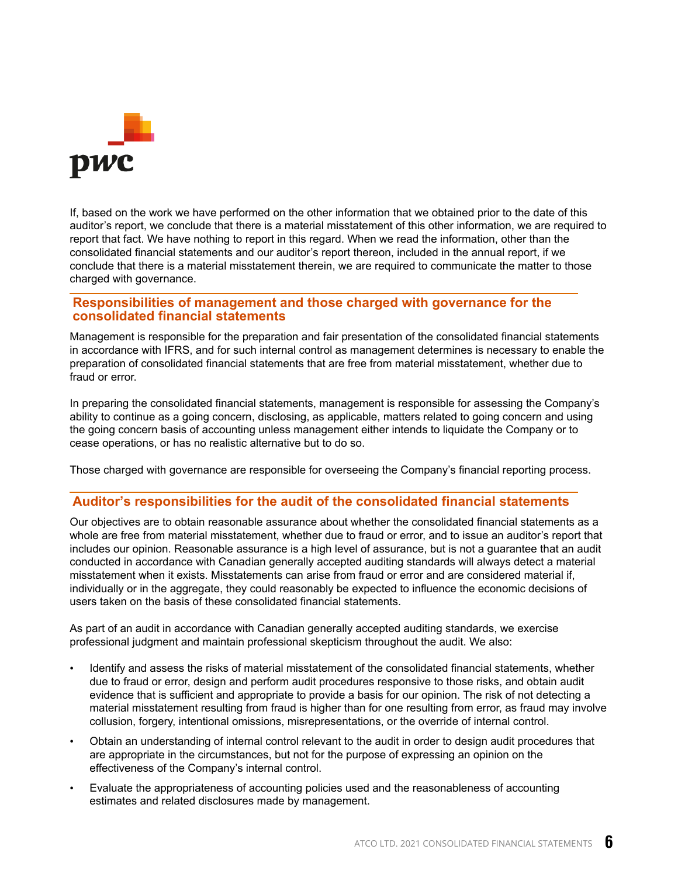If, based on the work we have performed on the other information that we obtained prior to the date of this auditor's report, we conclude that there is a material misstatement of this other information, we are required to report that fact. We have nothing to report in this regard. When we read the information, other than the consolidated financial statements and our auditor's report thereon, included in the annual report, if we conclude that there is a material misstatement therein, we are required to communicate the matter to those charged with governance.

## Responsibilities of management and those charged with governance for the consolidated financial statements

Management is responsible for the preparation and fair presentation of the consolidated financial statements in accordance with IFRS, and for such internal control as management determines is necessary to enable the preparation of consolidated financial statements that are free from material misstatement, whether due to fraud or error.

In preparing the consolidated financial statements, management is responsible for assessing the Company's ability to continue as a going concern, disclosing, as applicable, matters related to going concern and using the going concern basis of accounting unless management either intends to liquidate the Company or to cease operations, or has no realistic alternative but to do so.

Those charged with governance are responsible for overseeing the Company's financial reporting process.

## Auditor's responsibilities for the audit of the consolidated financial statements

Our objectives are to obtain reasonable assurance about whether the consolidated financial statements as a whole are free from material misstatement, whether due to fraud or error, and to issue an auditor's report that includes our opinion. Reasonable assurance is a high level of assurance, but is not a guarantee that an audit conducted in accordance with Canadian generally accepted auditing standards will always detect a material misstatement when it exists. Misstatements can arise from fraud or error and are considered material if, individually or in the aggregate, they could reasonably be expected to influence the economic decisions of users taken on the basis of these consolidated financial statements.

As part of an audit in accordance with Canadian generally accepted auditing standards, we exercise professional judgment and maintain professional skepticism throughout the audit. We also:

- Identify and assess the risks of material misstatement of the consolidated financial statements, whether due to fraud or error, design and perform audit procedures responsive to those risks, and obtain audit evidence that is sufficient and appropriate to provide a basis for our opinion. The risk of not detecting a material misstatement resulting from fraud is higher than for one resulting from error, as fraud may involve collusion, forgery, intentional omissions, misrepresentations, or the override of internal control.
- Obtain an understanding of internal control relevant to the audit in order to design audit procedures that are appropriate in the circumstances, but not for the purpose of expressing an opinion on the effectiveness of the Company's internal control.
- Evaluate the appropriateness of accounting policies used and the reasonableness of accounting estimates and related disclosures made by management.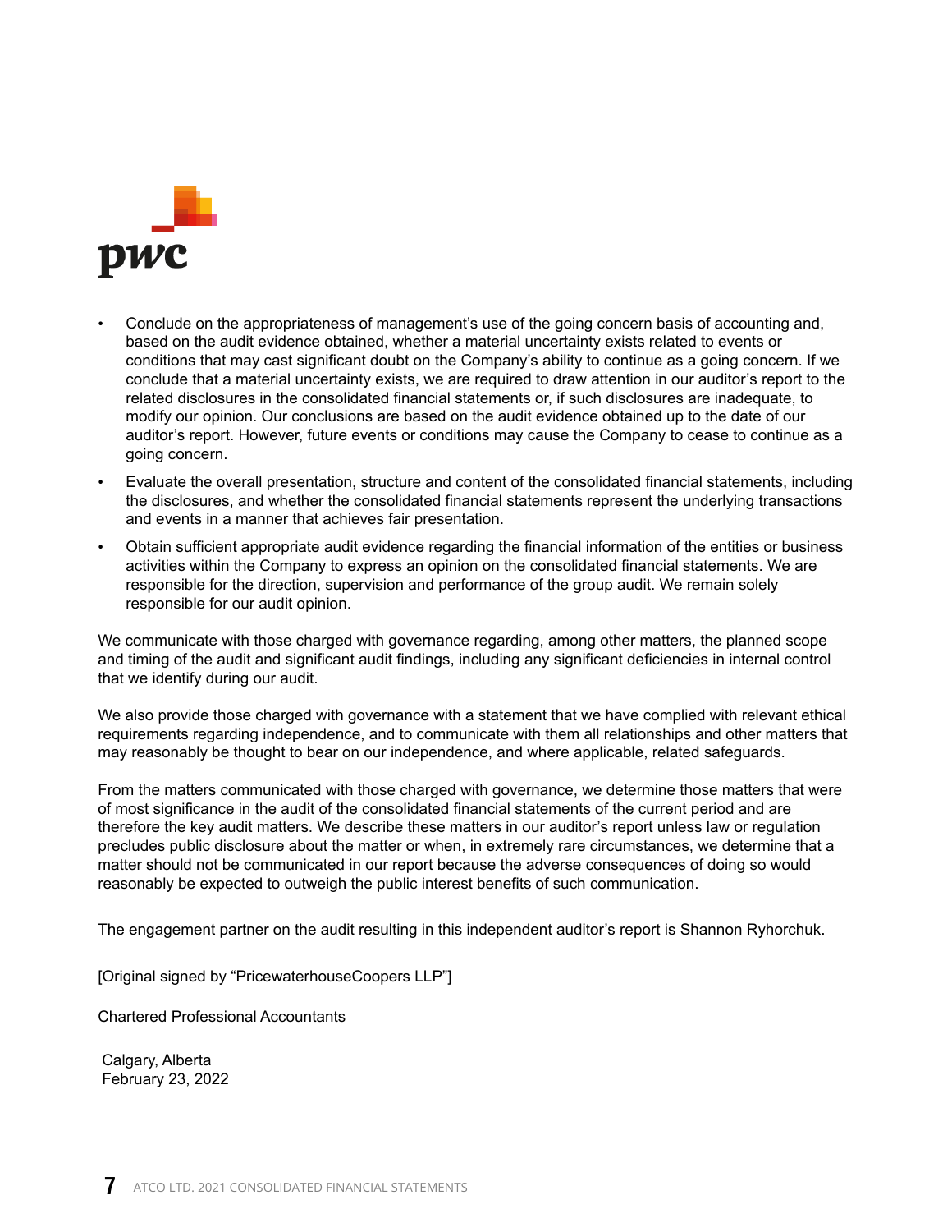- Conclude on the appropriateness of management's use of the going concern basis of accounting and, based on the audit evidence obtained, whether a material uncertainty exists related to events or conditions that may cast significant doubt on the Company's ability to continue as a going concern. If we conclude that a material uncertainty exists, we are required to draw attention in our auditor's report to the related disclosures in the consolidated financial statements or, if such disclosures are inadequate, to modify our opinion. Our conclusions are based on the audit evidence obtained up to the date of our auditor's report. However, future events or conditions may cause the Company to cease to continue as a going concern.
- Evaluate the overall presentation, structure and content of the consolidated financial statements, including the disclosures, and whether the consolidated financial statements represent the underlying transactions and events in a manner that achieves fair presentation.
- Obtain sufficient appropriate audit evidence regarding the financial information of the entities or business activities within the Company to express an opinion on the consolidated financial statements. We are responsible for the direction, supervision and performance of the group audit. We remain solely responsible for our audit opinion.

We communicate with those charged with governance regarding, among other matters, the planned scope and timing of the audit and significant audit findings, including any significant deficiencies in internal control that we identify during our audit.

We also provide those charged with governance with a statement that we have complied with relevant ethical requirements regarding independence, and to communicate with them all relationships and other matters that may reasonably be thought to bear on our independence, and where applicable, related safeguards.

From the matters communicated with those charged with governance, we determine those matters that were of most significance in the audit of the consolidated financial statements of the current period and are therefore the key audit matters. We describe these matters in our auditor's report unless law or regulation precludes public disclosure about the matter or when, in extremely rare circumstances, we determine that a matter should not be communicated in our report because the adverse consequences of doing so would reasonably be expected to outweigh the public interest benefits of such communication.

The engagement partner on the audit resulting in this independent auditor's report is Shannon Ryhorchuk.

[Original signed by "PricewaterhouseCoopers LLP"]

Chartered Professional Accountants

Calgary, Alberta
February 23, 2022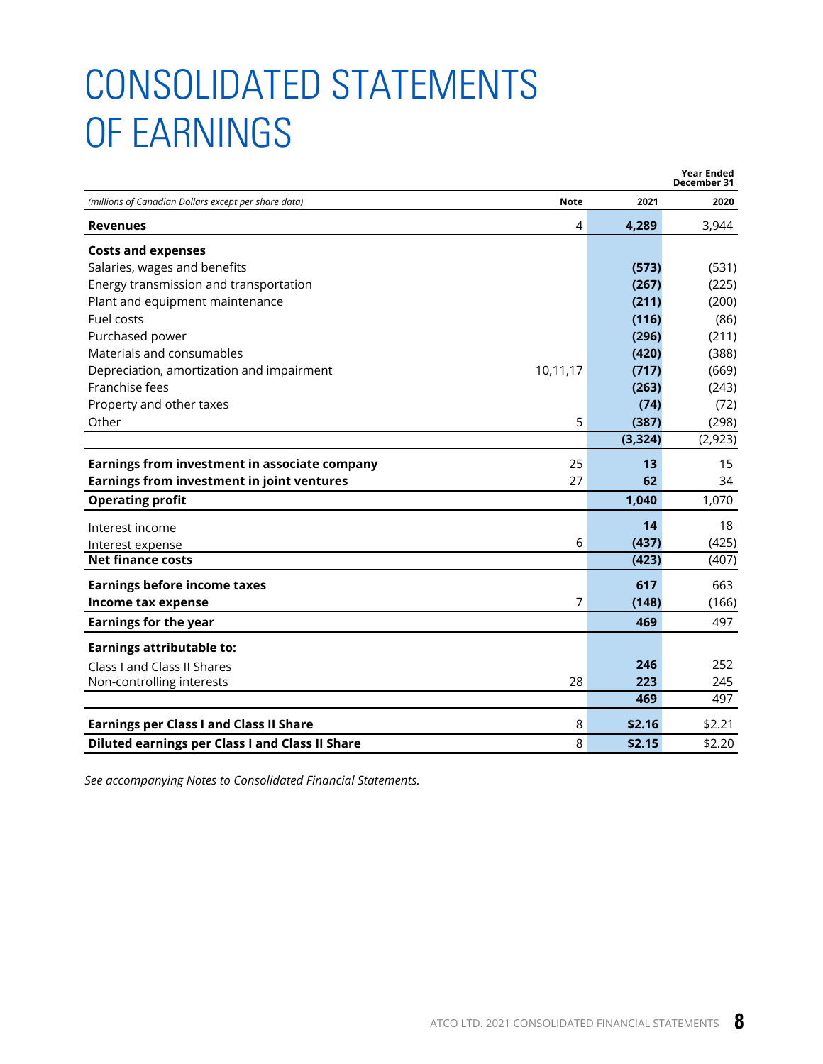# CONSOLIDATED STATEMENTS OF EARNINGS

| *(millions of Canadian Dollars except per share data)* | Note | Year Ended December 31 2021 | 2020 |
|---|---|---|---|
| **Revenues** | 4 | **4,289** | 3,944 |
| **Costs and expenses** | | | |
| Salaries, wages and benefits | | **(573)** | (531) |
| Energy transmission and transportation | | **(267)** | (225) |
| Plant and equipment maintenance | | **(211)** | (200) |
| Fuel costs | | **(116)** | (86) |
| Purchased power | | **(296)** | (211) |
| Materials and consumables | | **(420)** | (388) |
| Depreciation, amortization and impairment | 10,11,17 | **(717)** | (669) |
| Franchise fees | | **(263)** | (243) |
| Property and other taxes | | **(74)** | (72) |
| Other | 5 | **(387)** | (298) |
| | | **(3,324)** | (2,923) |
| **Earnings from investment in associate company** | 25 | **13** | 15 |
| **Earnings from investment in joint ventures** | 27 | **62** | 34 |
| **Operating profit** | | **1,040** | 1,070 |
| Interest income | | **14** | 18 |
| Interest expense | 6 | **(437)** | (425) |
| **Net finance costs** | | **(423)** | (407) |
| **Earnings before income taxes** | | **617** | 663 |
| **Income tax expense** | 7 | **(148)** | (166) |
| **Earnings for the year** | | **469** | 497 |
| **Earnings attributable to:** | | | |
| Class I and Class II Shares | | **246** | 252 |
| Non-controlling interests | 28 | **223** | 245 |
| | | **469** | 497 |
| **Earnings per Class I and Class II Share** | 8 | **$2.16** | $2.21 |
| **Diluted earnings per Class I and Class II Share** | 8 | **$2.15** | $2.20 |

*See accompanying Notes to Consolidated Financial Statements.*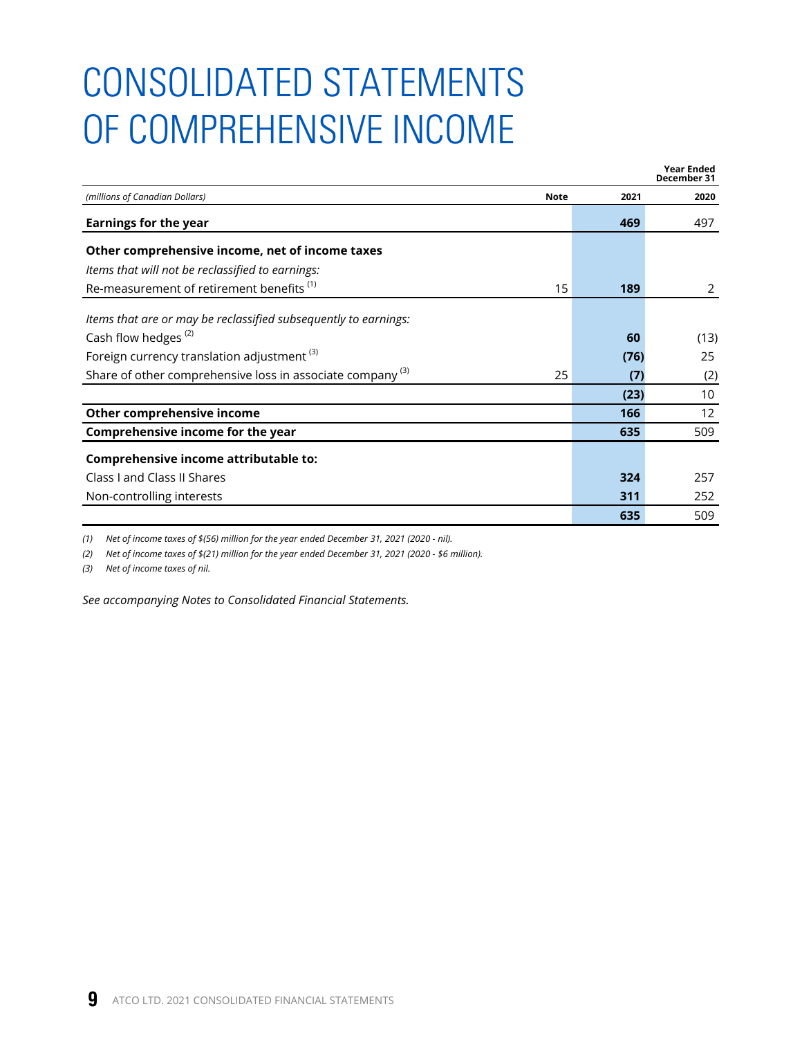# CONSOLIDATED STATEMENTS OF COMPREHENSIVE INCOME

| *(millions of Canadian Dollars)* | Note | Year Ended December 31 2021 | 2020 |
|---|---|---|---|
| **Earnings for the year** | | **469** | 497 |
| **Other comprehensive income, net of income taxes** | | | |
| *Items that will not be reclassified to earnings:* | | | |
| Re-measurement of retirement benefits [(1)] | 15 | **189** | 2 |
| *Items that are or may be reclassified subsequently to earnings:* | | | |
| Cash flow hedges [(2)] | | **60** | (13) |
| Foreign currency translation adjustment [(3)] | | **(76)** | 25 |
| Share of other comprehensive loss in associate company [(3)] | 25 | **(7)** | (2) |
| | | **(23)** | 10 |
| **Other comprehensive income** | | **166** | 12 |
| **Comprehensive income for the year** | | **635** | 509 |
| **Comprehensive income attributable to:** | | | |
| Class I and Class II Shares | | **324** | 257 |
| Non-controlling interests | | **311** | 252 |
| | | **635** | 509 |

*(1) Net of income taxes of $(56) million for the year ended December 31, 2021 (2020 - nil).*

*(2) Net of income taxes of $(21) million for the year ended December 31, 2021 (2020 - $6 million).*

*(3) Net of income taxes of nil.*

*See accompanying Notes to Consolidated Financial Statements.*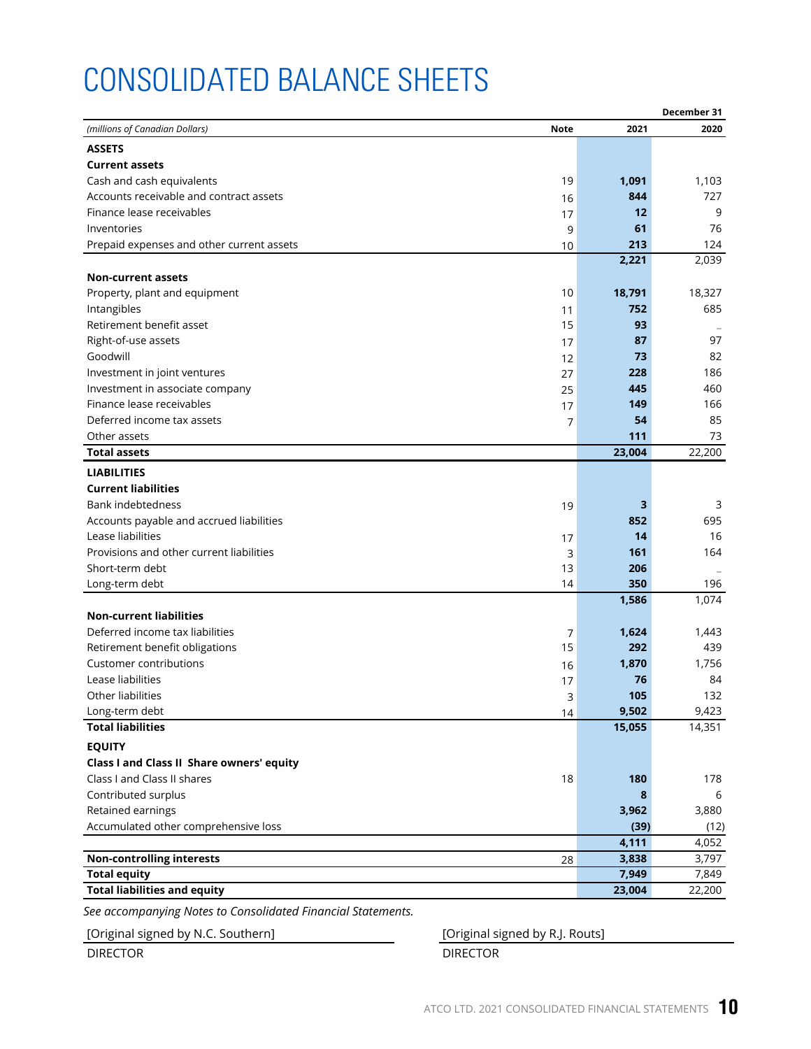# CONSOLIDATED BALANCE SHEETS

| *(millions of Canadian Dollars)* | Note | December 31 2021 | 2020 |
|---|---|---|---|
| **ASSETS** | | | |
| **Current assets** | | | |
| Cash and cash equivalents | 19 | **1,091** | 1,103 |
| Accounts receivable and contract assets | 16 | **844** | 727 |
| Finance lease receivables | 17 | **12** | 9 |
| Inventories | 9 | **61** | 76 |
| Prepaid expenses and other current assets | 10 | **213** | 124 |
| | | **2,221** | 2,039 |
| **Non-current assets** | | | |
| Property, plant and equipment | 10 | **18,791** | 18,327 |
| Intangibles | 11 | **752** | 685 |
| Retirement benefit asset | 15 | **93** | – |
| Right-of-use assets | 17 | **87** | 97 |
| Goodwill | 12 | **73** | 82 |
| Investment in joint ventures | 27 | **228** | 186 |
| Investment in associate company | 25 | **445** | 460 |
| Finance lease receivables | 17 | **149** | 166 |
| Deferred income tax assets | 7 | **54** | 85 |
| Other assets | | **111** | 73 |
| **Total assets** | | **23,004** | 22,200 |
| **LIABILITIES** | | | |
| **Current liabilities** | | | |
| Bank indebtedness | 19 | **3** | 3 |
| Accounts payable and accrued liabilities | | **852** | 695 |
| Lease liabilities | 17 | **14** | 16 |
| Provisions and other current liabilities | 3 | **161** | 164 |
| Short-term debt | 13 | **206** | – |
| Long-term debt | 14 | **350** | 196 |
| | | **1,586** | 1,074 |
| **Non-current liabilities** | | | |
| Deferred income tax liabilities | 7 | **1,624** | 1,443 |
| Retirement benefit obligations | 15 | **292** | 439 |
| Customer contributions | 16 | **1,870** | 1,756 |
| Lease liabilities | 17 | **76** | 84 |
| Other liabilities | 3 | **105** | 132 |
| Long-term debt | 14 | **9,502** | 9,423 |
| **Total liabilities** | | **15,055** | 14,351 |
| **EQUITY** | | | |
| **Class I and Class II Share owners' equity** | | | |
| Class I and Class II shares | 18 | **180** | 178 |
| Contributed surplus | | **8** | 6 |
| Retained earnings | | **3,962** | 3,880 |
| Accumulated other comprehensive loss | | **(39)** | (12) |
| | | **4,111** | 4,052 |
| **Non-controlling interests** | 28 | **3,838** | 3,797 |
| **Total equity** | | **7,949** | 7,849 |
| **Total liabilities and equity** | | **23,004** | 22,200 |

*See accompanying Notes to Consolidated Financial Statements.*

[Original signed by N.C. Southern]
DIRECTOR

[Original signed by R.J. Routs]
DIRECTOR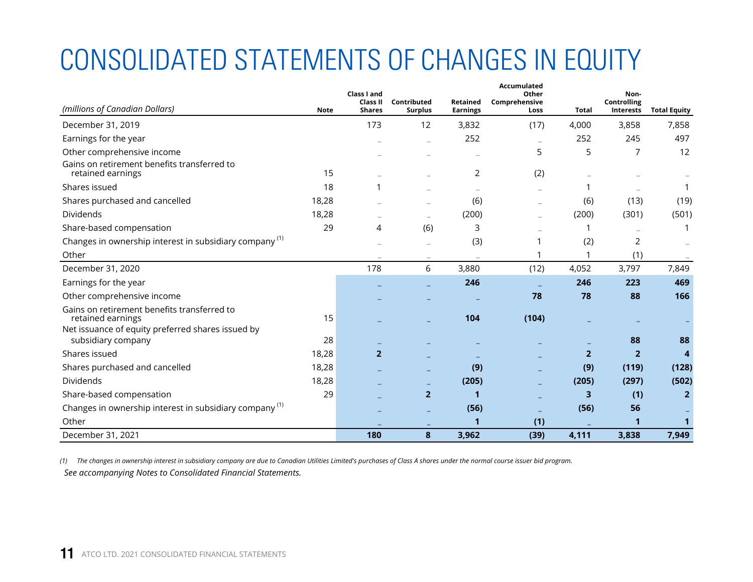# CONSOLIDATED STATEMENTS OF CHANGES IN EQUITY

| *(millions of Canadian Dollars)* | Note | Class I and Class II Shares | Contributed Surplus | Retained Earnings | Accumulated Other Comprehensive Loss | Total | Non-Controlling Interests | Total Equity |
|---|---|---|---|---|---|---|---|---|
| December 31, 2019 | | 173 | 12 | 3,832 | (17) | 4,000 | 3,858 | 7,858 |
| Earnings for the year | | – | – | 252 | – | 252 | 245 | 497 |
| Other comprehensive income | | – | – | – | 5 | 5 | 7 | 12 |
| Gains on retirement benefits transferred to retained earnings | 15 | – | – | 2 | (2) | – | – | – |
| Shares issued | 18 | 1 | – | – | – | 1 | – | 1 |
| Shares purchased and cancelled | 18,28 | – | – | (6) | – | (6) | (13) | (19) |
| Dividends | 18,28 | – | – | (200) | – | (200) | (301) | (501) |
| Share-based compensation | 29 | 4 | (6) | 3 | – | 1 | – | 1 |
| Changes in ownership interest in subsidiary company [(1)] | | – | – | (3) | 1 | (2) | 2 | – |
| Other | | – | – | – | 1 | 1 | (1) | – |
| December 31, 2020 | | 178 | 6 | 3,880 | (12) | 4,052 | 3,797 | 7,849 |
| Earnings for the year | | – | – | **246** | – | **246** | **223** | **469** |
| Other comprehensive income | | – | – | – | **78** | **78** | **88** | **166** |
| Gains on retirement benefits transferred to retained earnings | 15 | – | – | **104** | **(104)** | – | – | – |
| Net issuance of equity preferred shares issued by subsidiary company | 28 | – | – | – | – | – | **88** | **88** |
| Shares issued | 18,28 | **2** | – | – | – | **2** | **2** | **4** |
| Shares purchased and cancelled | 18,28 | – | – | **(9)** | – | **(9)** | **(119)** | **(128)** |
| Dividends | 18,28 | – | – | **(205)** | – | **(205)** | **(297)** | **(502)** |
| Share-based compensation | 29 | – | **2** | **1** | – | **3** | **(1)** | **2** |
| Changes in ownership interest in subsidiary company [(1)] | | – | – | **(56)** | – | **(56)** | **56** | – |
| Other | | – | – | **1** | **(1)** | – | **1** | **1** |
| December 31, 2021 | | **180** | **8** | **3,962** | **(39)** | **4,111** | **3,838** | **7,949** |

*(1) The changes in ownership interest in subsidiary company are due to Canadian Utilities Limited's purchases of Class A shares under the normal course issuer bid program.*

*See accompanying Notes to Consolidated Financial Statements.*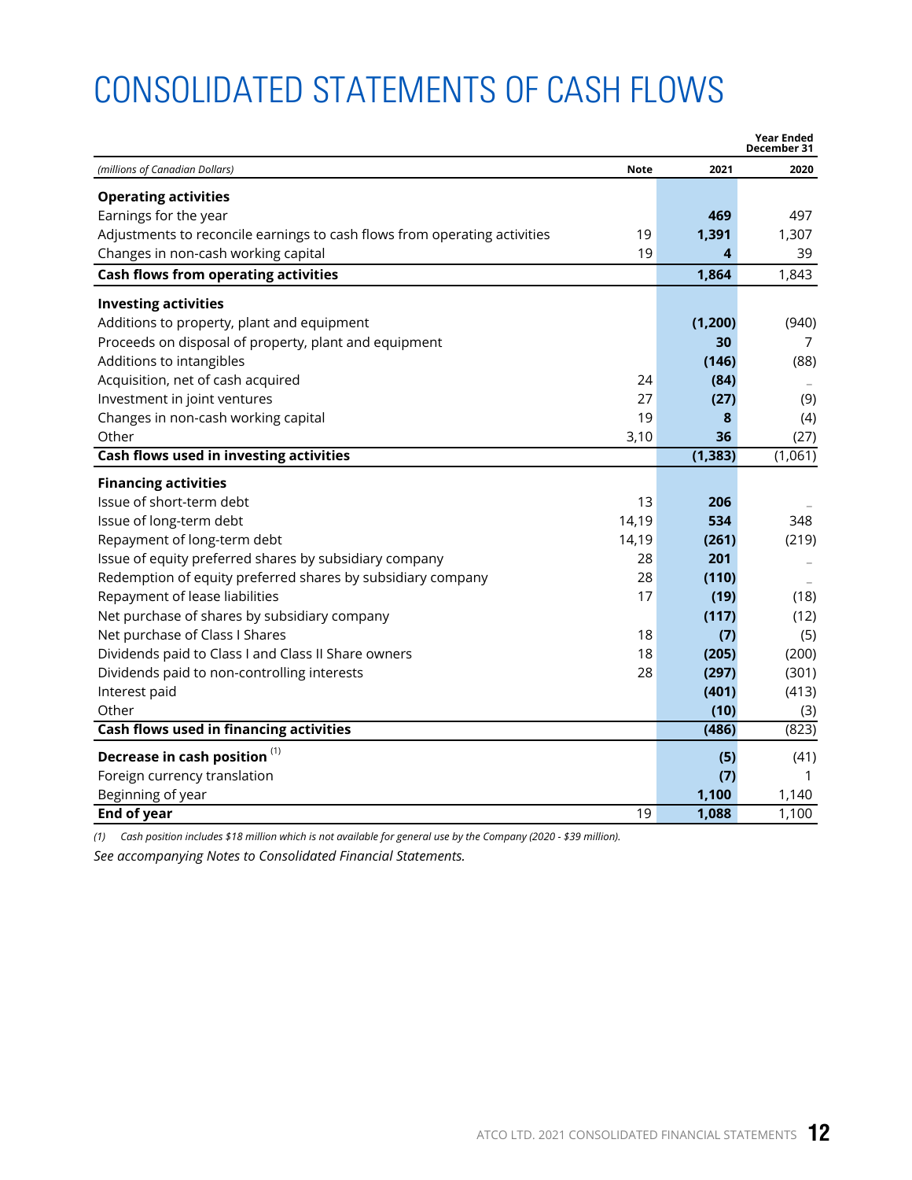# CONSOLIDATED STATEMENTS OF CASH FLOWS

| *(millions of Canadian Dollars)* | Note | Year Ended December 31 2021 | 2020 |
|---|---|---|---|
| **Operating activities** | | | |
| Earnings for the year | | **469** | 497 |
| Adjustments to reconcile earnings to cash flows from operating activities | 19 | **1,391** | 1,307 |
| Changes in non-cash working capital | 19 | **4** | 39 |
| **Cash flows from operating activities** | | **1,864** | 1,843 |
| **Investing activities** | | | |
| Additions to property, plant and equipment | | **(1,200)** | (940) |
| Proceeds on disposal of property, plant and equipment | | **30** | 7 |
| Additions to intangibles | | **(146)** | (88) |
| Acquisition, net of cash acquired | 24 | **(84)** | – |
| Investment in joint ventures | 27 | **(27)** | (9) |
| Changes in non-cash working capital | 19 | **8** | (4) |
| Other | 3,10 | **36** | (27) |
| **Cash flows used in investing activities** | | **(1,383)** | (1,061) |
| **Financing activities** | | | |
| Issue of short-term debt | 13 | **206** | – |
| Issue of long-term debt | 14,19 | **534** | 348 |
| Repayment of long-term debt | 14,19 | **(261)** | (219) |
| Issue of equity preferred shares by subsidiary company | 28 | **201** | – |
| Redemption of equity preferred shares by subsidiary company | 28 | **(110)** | – |
| Repayment of lease liabilities | 17 | **(19)** | (18) |
| Net purchase of shares by subsidiary company | | **(117)** | (12) |
| Net purchase of Class I Shares | 18 | **(7)** | (5) |
| Dividends paid to Class I and Class II Share owners | 18 | **(205)** | (200) |
| Dividends paid to non-controlling interests | 28 | **(297)** | (301) |
| Interest paid | | **(401)** | (413) |
| Other | | **(10)** | (3) |
| **Cash flows used in financing activities** | | **(486)** | (823) |
| **Decrease in cash position** [1] | | **(5)** | (41) |
| Foreign currency translation | | **(7)** | 1 |
| Beginning of year | | **1,100** | 1,140 |
| **End of year** | 19 | **1,088** | 1,100 |

*(1) Cash position includes $18 million which is not available for general use by the Company (2020 - $39 million).*

*See accompanying Notes to Consolidated Financial Statements.*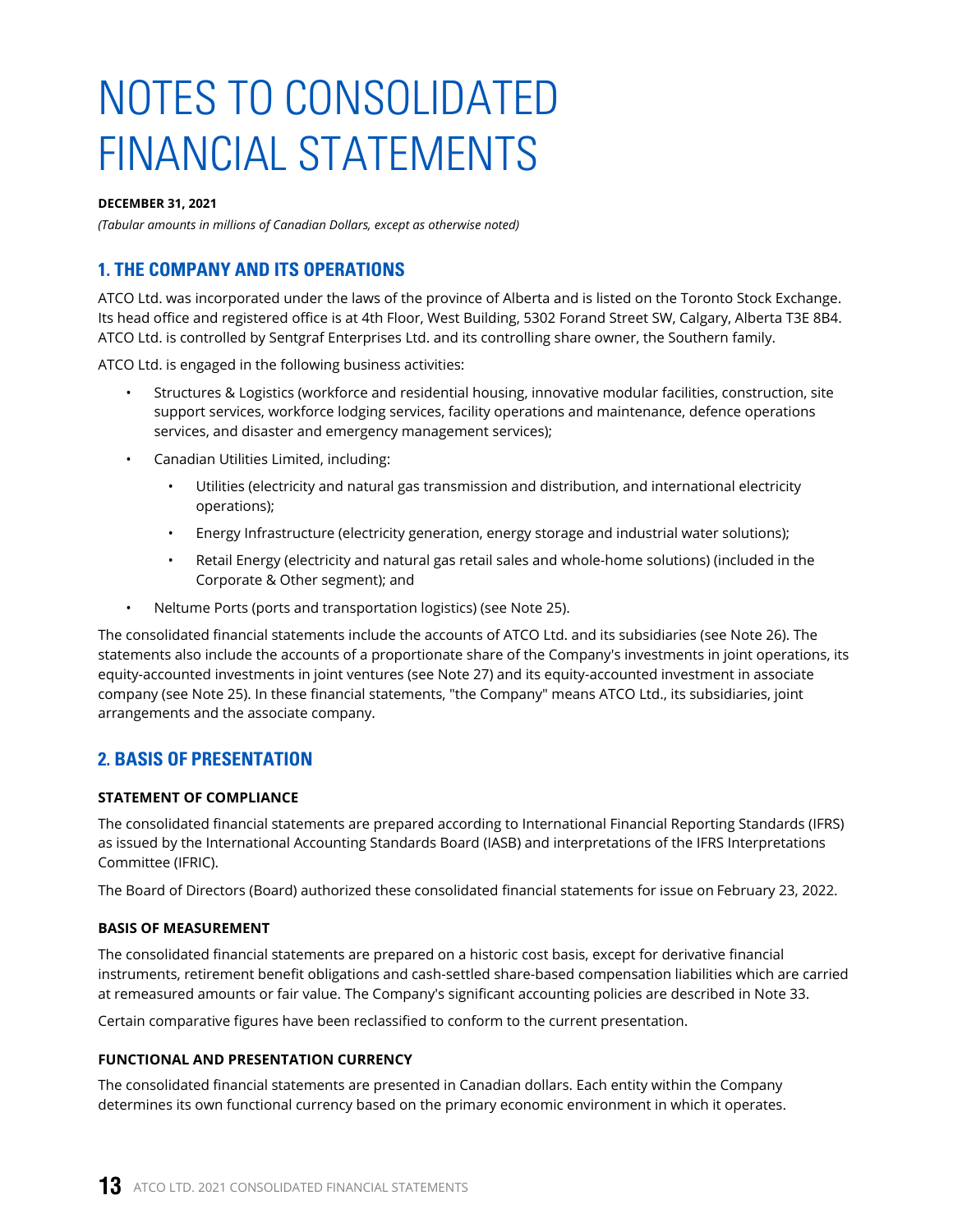# NOTES TO CONSOLIDATED FINANCIAL STATEMENTS

**DECEMBER 31, 2021**

*(Tabular amounts in millions of Canadian Dollars, except as otherwise noted)*

## 1. THE COMPANY AND ITS OPERATIONS

ATCO Ltd. was incorporated under the laws of the province of Alberta and is listed on the Toronto Stock Exchange. Its head office and registered office is at 4th Floor, West Building, 5302 Forand Street SW, Calgary, Alberta T3E 8B4. ATCO Ltd. is controlled by Sentgraf Enterprises Ltd. and its controlling share owner, the Southern family.

ATCO Ltd. is engaged in the following business activities:

- Structures & Logistics (workforce and residential housing, innovative modular facilities, construction, site support services, workforce lodging services, facility operations and maintenance, defence operations services, and disaster and emergency management services);
- Canadian Utilities Limited, including:
  - Utilities (electricity and natural gas transmission and distribution, and international electricity operations);
  - Energy Infrastructure (electricity generation, energy storage and industrial water solutions);
  - Retail Energy (electricity and natural gas retail sales and whole-home solutions) (included in the Corporate & Other segment); and
- Neltume Ports (ports and transportation logistics) (see Note 25).

The consolidated financial statements include the accounts of ATCO Ltd. and its subsidiaries (see Note 26). The statements also include the accounts of a proportionate share of the Company's investments in joint operations, its equity-accounted investments in joint ventures (see Note 27) and its equity-accounted investment in associate company (see Note 25). In these financial statements, "the Company" means ATCO Ltd., its subsidiaries, joint arrangements and the associate company.

## 2. BASIS OF PRESENTATION

### STATEMENT OF COMPLIANCE

The consolidated financial statements are prepared according to International Financial Reporting Standards (IFRS) as issued by the International Accounting Standards Board (IASB) and interpretations of the IFRS Interpretations Committee (IFRIC).

The Board of Directors (Board) authorized these consolidated financial statements for issue on February 23, 2022.

### BASIS OF MEASUREMENT

The consolidated financial statements are prepared on a historic cost basis, except for derivative financial instruments, retirement benefit obligations and cash-settled share-based compensation liabilities which are carried at remeasured amounts or fair value. The Company's significant accounting policies are described in Note 33.

Certain comparative figures have been reclassified to conform to the current presentation.

### FUNCTIONAL AND PRESENTATION CURRENCY

The consolidated financial statements are presented in Canadian dollars. Each entity within the Company determines its own functional currency based on the primary economic environment in which it operates.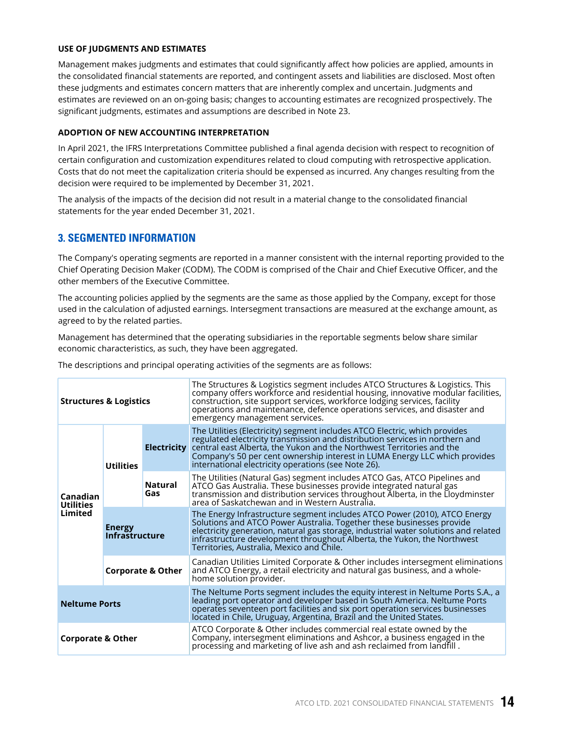**USE OF JUDGMENTS AND ESTIMATES**

Management makes judgments and estimates that could significantly affect how policies are applied, amounts in the consolidated financial statements are reported, and contingent assets and liabilities are disclosed. Most often these judgments and estimates concern matters that are inherently complex and uncertain. Judgments and estimates are reviewed on an on-going basis; changes to accounting estimates are recognized prospectively. The significant judgments, estimates and assumptions are described in Note 23.

**ADOPTION OF NEW ACCOUNTING INTERPRETATION**

In April 2021, the IFRS Interpretations Committee published a final agenda decision with respect to recognition of certain configuration and customization expenditures related to cloud computing with retrospective application. Costs that do not meet the capitalization criteria should be expensed as incurred. Any changes resulting from the decision were required to be implemented by December 31, 2021.

The analysis of the impacts of the decision did not result in a material change to the consolidated financial statements for the year ended December 31, 2021.

## 3. SEGMENTED INFORMATION

The Company's operating segments are reported in a manner consistent with the internal reporting provided to the Chief Operating Decision Maker (CODM). The CODM is comprised of the Chair and Chief Executive Officer, and the other members of the Executive Committee.

The accounting policies applied by the segments are the same as those applied by the Company, except for those used in the calculation of adjusted earnings. Intersegment transactions are measured at the exchange amount, as agreed to by the related parties.

Management has determined that the operating subsidiaries in the reportable segments below share similar economic characteristics, as such, they have been aggregated.

The descriptions and principal operating activities of the segments are as follows:

| Segment | | | Description |
|---|---|---|---|
| **Structures & Logistics** | | | The Structures & Logistics segment includes ATCO Structures & Logistics. This company offers workforce and residential housing, innovative modular facilities, construction, site support services, workforce lodging services, facility operations and maintenance, defence operations services, and disaster and emergency management services. |
| **Canadian Utilities Limited** | **Utilities** | **Electricity** | The Utilities (Electricity) segment includes ATCO Electric, which provides regulated electricity transmission and distribution services in northern and central east Alberta, the Yukon and the Northwest Territories and the Company's 50 per cent ownership interest in LUMA Energy LLC which provides international electricity operations (see Note 26). |
| | | **Natural Gas** | The Utilities (Natural Gas) segment includes ATCO Gas, ATCO Pipelines and ATCO Gas Australia. These businesses provide integrated natural gas transmission and distribution services throughout Alberta, in the Lloydminster area of Saskatchewan and in Western Australia. |
| | **Energy Infrastructure** | | The Energy Infrastructure segment includes ATCO Power (2010), ATCO Energy Solutions and ATCO Power Australia. Together these businesses provide electricity generation, natural gas storage, industrial water solutions and related infrastructure development throughout Alberta, the Yukon, the Northwest Territories, Australia, Mexico and Chile. |
| | **Corporate & Other** | | Canadian Utilities Limited Corporate & Other includes intersegment eliminations and ATCO Energy, a retail electricity and natural gas business, and a whole-home solution provider. |
| **Neltume Ports** | | | The Neltume Ports segment includes the equity interest in Neltume Ports S.A., a leading port operator and developer based in South America. Neltume Ports operates seventeen port facilities and six port operation services businesses located in Chile, Uruguay, Argentina, Brazil and the United States. |
| **Corporate & Other** | | | ATCO Corporate & Other includes commercial real estate owned by the Company, intersegment eliminations and Ashcor, a business engaged in the processing and marketing of live ash and ash reclaimed from landfill . |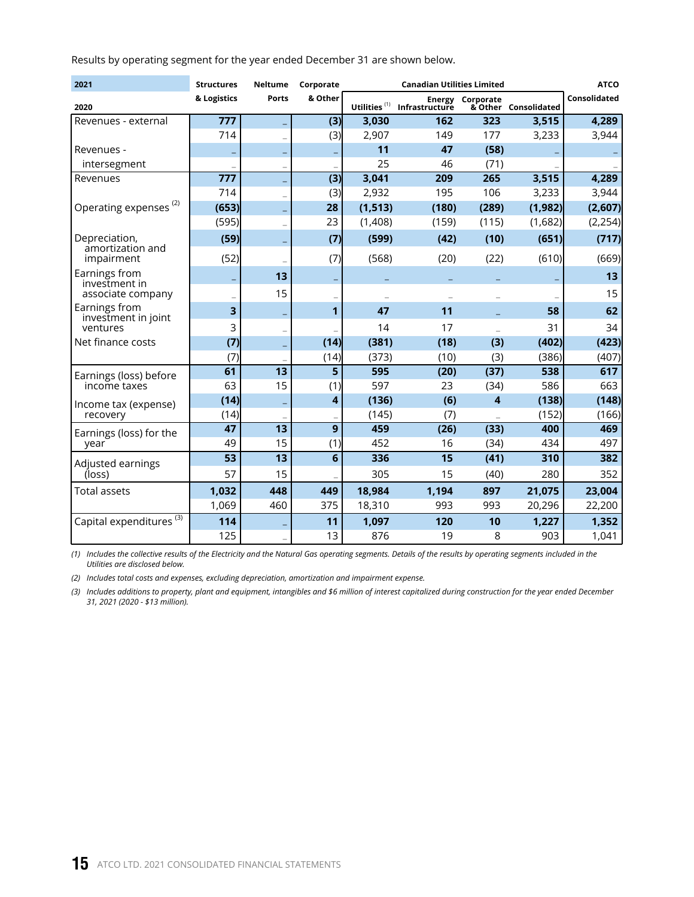Results by operating segment for the year ended December 31 are shown below.

| 2021 / 2020 | Structures & Logistics | Neltume Ports | Corporate & Other | Canadian Utilities Limited | | | | ATCO Consolidated |
|---|---|---|---|---|---|---|---|---|
| | | | | Utilities [1] | Energy Infrastructure | Corporate & Other | Consolidated | |
| Revenues - external | **777** | **–** | **(3)** | **3,030** | **162** | **323** | **3,515** | **4,289** |
| | 714 | – | (3) | 2,907 | 149 | 177 | 3,233 | 3,944 |
| Revenues - intersegment | **–** | **–** | **–** | **11** | **47** | **(58)** | **–** | **–** |
| | – | – | – | 25 | 46 | (71) | – | – |
| Revenues | **777** | **–** | **(3)** | **3,041** | **209** | **265** | **3,515** | **4,289** |
| | 714 | – | (3) | 2,932 | 195 | 106 | 3,233 | 3,944 |
| Operating expenses [2] | **(653)** | **–** | **28** | **(1,513)** | **(180)** | **(289)** | **(1,982)** | **(2,607)** |
| | (595) | – | 23 | (1,408) | (159) | (115) | (1,682) | (2,254) |
| Depreciation, amortization and impairment | **(59)** | **–** | **(7)** | **(599)** | **(42)** | **(10)** | **(651)** | **(717)** |
| | (52) | – | (7) | (568) | (20) | (22) | (610) | (669) |
| Earnings from investment in associate company | **–** | **13** | **–** | **–** | **–** | **–** | **–** | **13** |
| | – | 15 | – | – | – | – | – | 15 |
| Earnings from investment in joint ventures | **3** | **–** | **1** | **47** | **11** | **–** | **58** | **62** |
| | 3 | – | – | 14 | 17 | – | 31 | 34 |
| Net finance costs | **(7)** | **–** | **(14)** | **(381)** | **(18)** | **(3)** | **(402)** | **(423)** |
| | (7) | – | (14) | (373) | (10) | (3) | (386) | (407) |
| Earnings (loss) before income taxes | **61** | **13** | **5** | **595** | **(20)** | **(37)** | **538** | **617** |
| | 63 | 15 | (1) | 597 | 23 | (34) | 586 | 663 |
| Income tax (expense) recovery | **(14)** | **–** | **4** | **(136)** | **(6)** | **4** | **(138)** | **(148)** |
| | (14) | – | – | (145) | (7) | – | (152) | (166) |
| Earnings (loss) for the year | **47** | **13** | **9** | **459** | **(26)** | **(33)** | **400** | **469** |
| | 49 | 15 | (1) | 452 | 16 | (34) | 434 | 497 |
| Adjusted earnings (loss) | **53** | **13** | **6** | **336** | **15** | **(41)** | **310** | **382** |
| | 57 | 15 | – | 305 | 15 | (40) | 280 | 352 |
| Total assets | **1,032** | **448** | **449** | **18,984** | **1,194** | **897** | **21,075** | **23,004** |
| | 1,069 | 460 | 375 | 18,310 | 993 | 993 | 20,296 | 22,200 |
| Capital expenditures [3] | **114** | **–** | **11** | **1,097** | **120** | **10** | **1,227** | **1,352** |
| | 125 | – | 13 | 876 | 19 | 8 | 903 | 1,041 |

*(1) Includes the collective results of the Electricity and the Natural Gas operating segments. Details of the results by operating segments included in the Utilities are disclosed below.*

*(2) Includes total costs and expenses, excluding depreciation, amortization and impairment expense.*

*(3) Includes additions to property, plant and equipment, intangibles and $6 million of interest capitalized during construction for the year ended December 31, 2021 (2020 - $13 million).*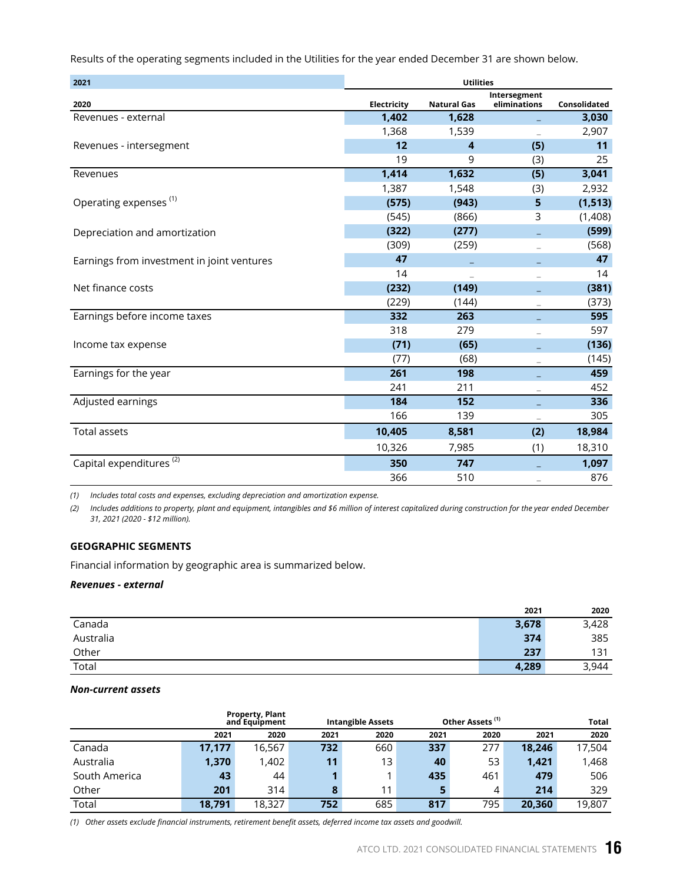Results of the operating segments included in the Utilities for the year ended December 31 are shown below.

| 2021<br>2020 | Utilities | | | |
|---|---|---|---|---|
| | Electricity | Natural Gas | Intersegment eliminations | Consolidated |
| Revenues - external | **1,402** | **1,628** | **–** | **3,030** |
| | 1,368 | 1,539 | – | 2,907 |
| Revenues - intersegment | **12** | **4** | **(5)** | **11** |
| | 19 | 9 | (3) | 25 |
| Revenues | **1,414** | **1,632** | **(5)** | **3,041** |
| | 1,387 | 1,548 | (3) | 2,932 |
| Operating expenses [(1)] | **(575)** | **(943)** | **5** | **(1,513)** |
| | (545) | (866) | 3 | (1,408) |
| Depreciation and amortization | **(322)** | **(277)** | **–** | **(599)** |
| | (309) | (259) | – | (568) |
| Earnings from investment in joint ventures | **47** | **–** | **–** | **47** |
| | 14 | – | – | 14 |
| Net finance costs | **(232)** | **(149)** | **–** | **(381)** |
| | (229) | (144) | – | (373) |
| Earnings before income taxes | **332** | **263** | **–** | **595** |
| | 318 | 279 | – | 597 |
| Income tax expense | **(71)** | **(65)** | **–** | **(136)** |
| | (77) | (68) | – | (145) |
| Earnings for the year | **261** | **198** | **–** | **459** |
| | 241 | 211 | – | 452 |
| Adjusted earnings | **184** | **152** | **–** | **336** |
| | 166 | 139 | – | 305 |
| Total assets | **10,405** | **8,581** | **(2)** | **18,984** |
| | 10,326 | 7,985 | (1) | 18,310 |
| Capital expenditures [(2)] | **350** | **747** | **–** | **1,097** |
| | 366 | 510 | – | 876 |

*(1) Includes total costs and expenses, excluding depreciation and amortization expense.*

*(2) Includes additions to property, plant and equipment, intangibles and $6 million of interest capitalized during construction for the year ended December 31, 2021 (2020 - $12 million).*

## GEOGRAPHIC SEGMENTS

Financial information by geographic area is summarized below.

***Revenues - external***

| | 2021 | 2020 |
|---|---|---|
| Canada | **3,678** | 3,428 |
| Australia | **374** | 385 |
| Other | **237** | 131 |
| Total | **4,289** | 3,944 |

***Non-current assets***

| | Property, Plant and Equipment | | Intangible Assets | | Other Assets [(1)] | | Total | |
|---|---|---|---|---|---|---|---|---|
| | 2021 | 2020 | 2021 | 2020 | 2021 | 2020 | 2021 | 2020 |
| Canada | **17,177** | 16,567 | **732** | 660 | **337** | 277 | **18,246** | 17,504 |
| Australia | **1,370** | 1,402 | **11** | 13 | **40** | 53 | **1,421** | 1,468 |
| South America | **43** | 44 | **1** | 1 | **435** | 461 | **479** | 506 |
| Other | **201** | 314 | **8** | 11 | **5** | 4 | **214** | 329 |
| Total | **18,791** | 18,327 | **752** | 685 | **817** | 795 | **20,360** | 19,807 |

*(1) Other assets exclude financial instruments, retirement benefit assets, deferred income tax assets and goodwill.*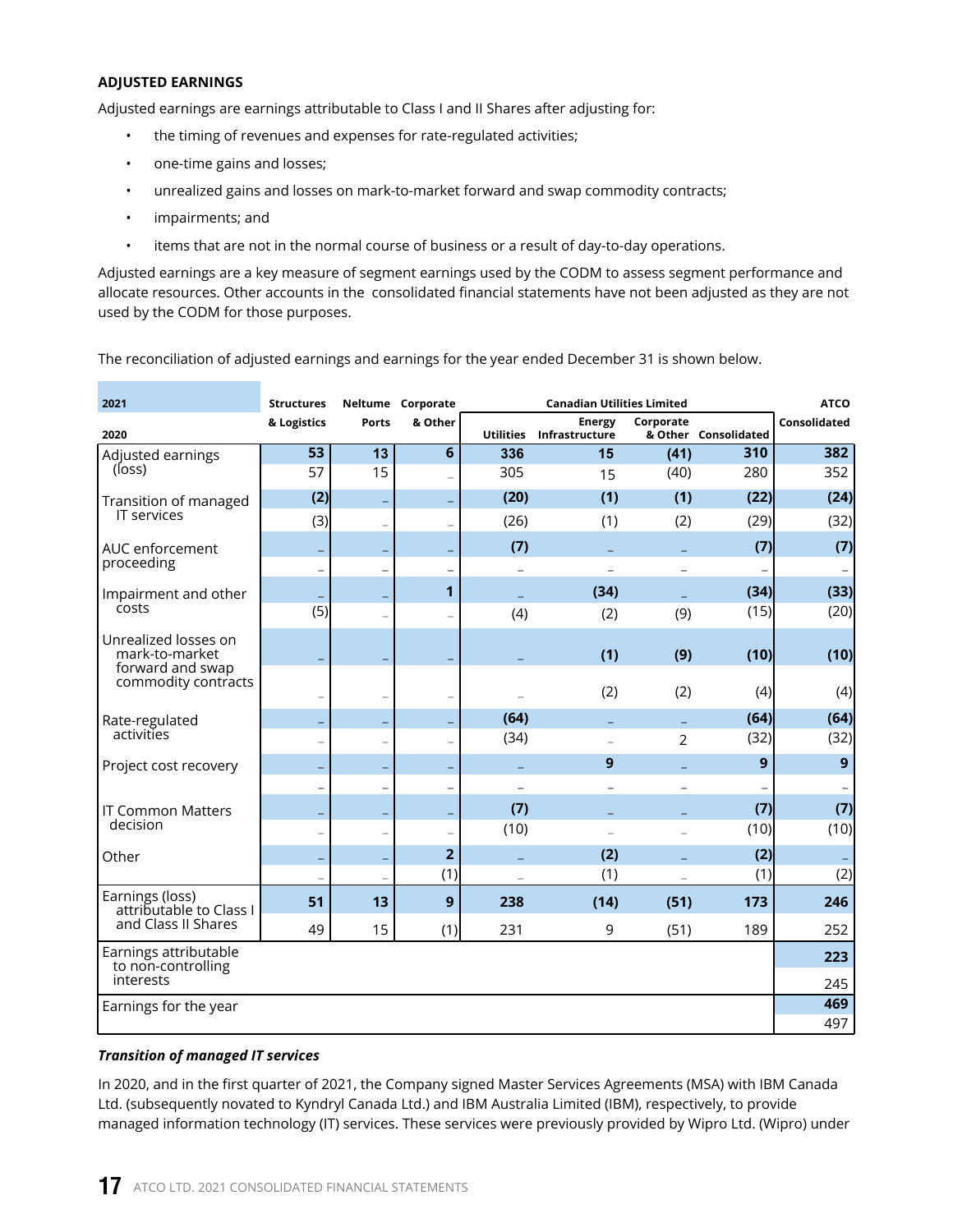**ADJUSTED EARNINGS**

Adjusted earnings are earnings attributable to Class I and II Shares after adjusting for:

- the timing of revenues and expenses for rate-regulated activities;
- one-time gains and losses;
- unrealized gains and losses on mark-to-market forward and swap commodity contracts;
- impairments; and
- items that are not in the normal course of business or a result of day-to-day operations.

Adjusted earnings are a key measure of segment earnings used by the CODM to assess segment performance and allocate resources. Other accounts in the consolidated financial statements have not been adjusted as they are not used by the CODM for those purposes.

The reconciliation of adjusted earnings and earnings for the year ended December 31 is shown below.

| **2021** / 2020 | Structures & Logistics | Neltume Ports | Corporate & Other | Canadian Utilities Limited | | | | ATCO |
|---|---|---|---|---|---|---|---|---|
| | | | | Utilities | Energy Infrastructure | Corporate & Other | Consolidated | Consolidated |
| Adjusted earnings (loss) | **53** | **13** | **6** | **336** | **15** | **(41)** | **310** | **382** |
| | 57 | 15 | – | 305 | 15 | (40) | 280 | 352 |
| Transition of managed IT services | **(2)** | **–** | **–** | **(20)** | **(1)** | **(1)** | **(22)** | **(24)** |
| | (3) | – | – | (26) | (1) | (2) | (29) | (32) |
| AUC enforcement proceeding | **–** | **–** | **–** | **(7)** | **–** | **–** | **(7)** | **(7)** |
| | – | – | – | – | – | – | – | – |
| Impairment and other costs | **–** | **–** | **1** | **–** | **(34)** | **–** | **(34)** | **(33)** |
| | (5) | – | – | (4) | (2) | (9) | (15) | (20) |
| Unrealized losses on mark-to-market forward and swap commodity contracts | **–** | **–** | **–** | **–** | **(1)** | **(9)** | **(10)** | **(10)** |
| | – | – | – | – | (2) | (2) | (4) | (4) |
| Rate-regulated activities | **–** | **–** | **–** | **(64)** | **–** | **–** | **(64)** | **(64)** |
| | – | – | – | (34) | – | 2 | (32) | (32) |
| Project cost recovery | **–** | **–** | **–** | **–** | **9** | **–** | **9** | **9** |
| | – | – | – | – | – | – | – | – |
| IT Common Matters decision | **–** | **–** | **–** | **(7)** | **–** | **–** | **(7)** | **(7)** |
| | – | – | – | (10) | – | – | (10) | (10) |
| Other | **–** | **–** | **2** | **–** | **(2)** | **–** | **(2)** | **–** |
| | – | – | (1) | – | (1) | – | (1) | (2) |
| Earnings (loss) attributable to Class I and Class II Shares | **51** | **13** | **9** | **238** | **(14)** | **(51)** | **173** | **246** |
| | 49 | 15 | (1) | 231 | 9 | (51) | 189 | 252 |
| Earnings attributable to non-controlling interests | | | | | | | | **223** |
| | | | | | | | | 245 |
| Earnings for the year | | | | | | | | **469** |
| | | | | | | | | 497 |

***Transition of managed IT services***

In 2020, and in the first quarter of 2021, the Company signed Master Services Agreements (MSA) with IBM Canada Ltd. (subsequently novated to Kyndryl Canada Ltd.) and IBM Australia Limited (IBM), respectively, to provide managed information technology (IT) services. These services were previously provided by Wipro Ltd. (Wipro) under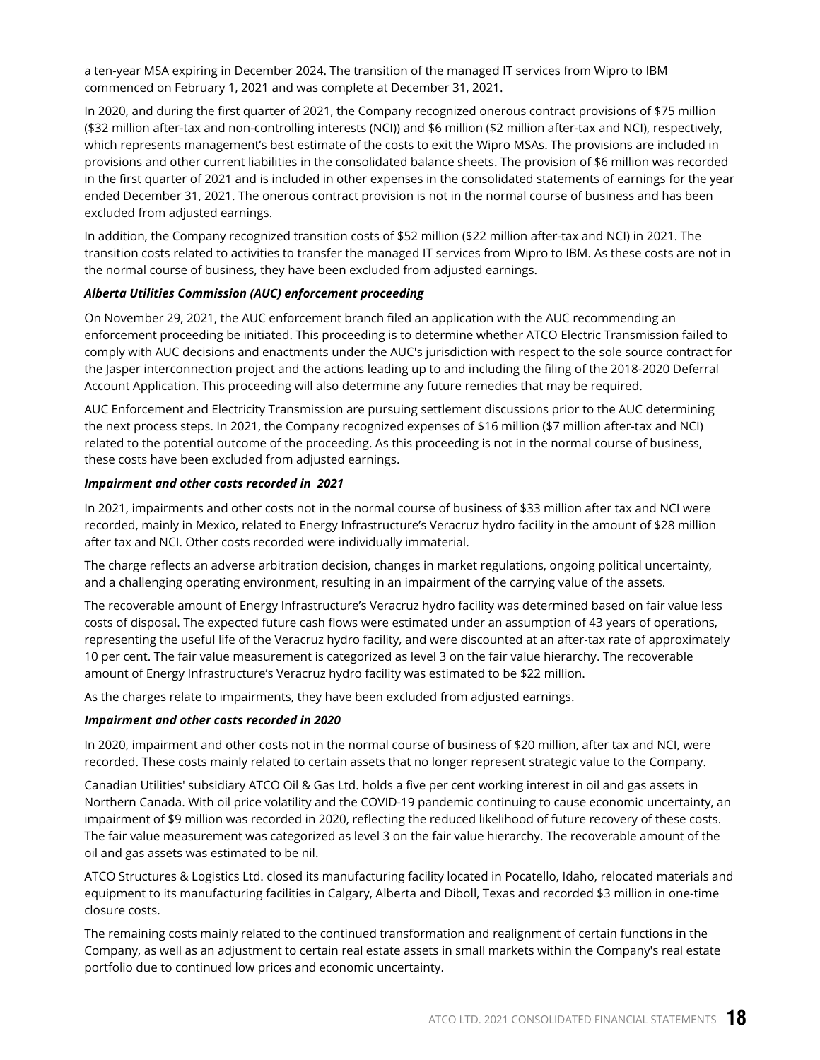a ten-year MSA expiring in December 2024. The transition of the managed IT services from Wipro to IBM commenced on February 1, 2021 and was complete at December 31, 2021.

In 2020, and during the first quarter of 2021, the Company recognized onerous contract provisions of $75 million ($32 million after-tax and non-controlling interests (NCI)) and $6 million ($2 million after-tax and NCI), respectively, which represents management's best estimate of the costs to exit the Wipro MSAs. The provisions are included in provisions and other current liabilities in the consolidated balance sheets. The provision of $6 million was recorded in the first quarter of 2021 and is included in other expenses in the consolidated statements of earnings for the year ended December 31, 2021. The onerous contract provision is not in the normal course of business and has been excluded from adjusted earnings.

In addition, the Company recognized transition costs of $52 million ($22 million after-tax and NCI) in 2021. The transition costs related to activities to transfer the managed IT services from Wipro to IBM. As these costs are not in the normal course of business, they have been excluded from adjusted earnings.

***Alberta Utilities Commission (AUC) enforcement proceeding***

On November 29, 2021, the AUC enforcement branch filed an application with the AUC recommending an enforcement proceeding be initiated. This proceeding is to determine whether ATCO Electric Transmission failed to comply with AUC decisions and enactments under the AUC's jurisdiction with respect to the sole source contract for the Jasper interconnection project and the actions leading up to and including the filing of the 2018-2020 Deferral Account Application. This proceeding will also determine any future remedies that may be required.

AUC Enforcement and Electricity Transmission are pursuing settlement discussions prior to the AUC determining the next process steps. In 2021, the Company recognized expenses of $16 million ($7 million after-tax and NCI) related to the potential outcome of the proceeding. As this proceeding is not in the normal course of business, these costs have been excluded from adjusted earnings.

***Impairment and other costs recorded in 2021***

In 2021, impairments and other costs not in the normal course of business of $33 million after tax and NCI were recorded, mainly in Mexico, related to Energy Infrastructure's Veracruz hydro facility in the amount of $28 million after tax and NCI. Other costs recorded were individually immaterial.

The charge reflects an adverse arbitration decision, changes in market regulations, ongoing political uncertainty, and a challenging operating environment, resulting in an impairment of the carrying value of the assets.

The recoverable amount of Energy Infrastructure's Veracruz hydro facility was determined based on fair value less costs of disposal. The expected future cash flows were estimated under an assumption of 43 years of operations, representing the useful life of the Veracruz hydro facility, and were discounted at an after-tax rate of approximately 10 per cent. The fair value measurement is categorized as level 3 on the fair value hierarchy. The recoverable amount of Energy Infrastructure's Veracruz hydro facility was estimated to be $22 million.

As the charges relate to impairments, they have been excluded from adjusted earnings.

***Impairment and other costs recorded in 2020***

In 2020, impairment and other costs not in the normal course of business of $20 million, after tax and NCI, were recorded. These costs mainly related to certain assets that no longer represent strategic value to the Company.

Canadian Utilities' subsidiary ATCO Oil & Gas Ltd. holds a five per cent working interest in oil and gas assets in Northern Canada. With oil price volatility and the COVID-19 pandemic continuing to cause economic uncertainty, an impairment of $9 million was recorded in 2020, reflecting the reduced likelihood of future recovery of these costs. The fair value measurement was categorized as level 3 on the fair value hierarchy. The recoverable amount of the oil and gas assets was estimated to be nil.

ATCO Structures & Logistics Ltd. closed its manufacturing facility located in Pocatello, Idaho, relocated materials and equipment to its manufacturing facilities in Calgary, Alberta and Diboll, Texas and recorded $3 million in one-time closure costs.

The remaining costs mainly related to the continued transformation and realignment of certain functions in the Company, as well as an adjustment to certain real estate assets in small markets within the Company's real estate portfolio due to continued low prices and economic uncertainty.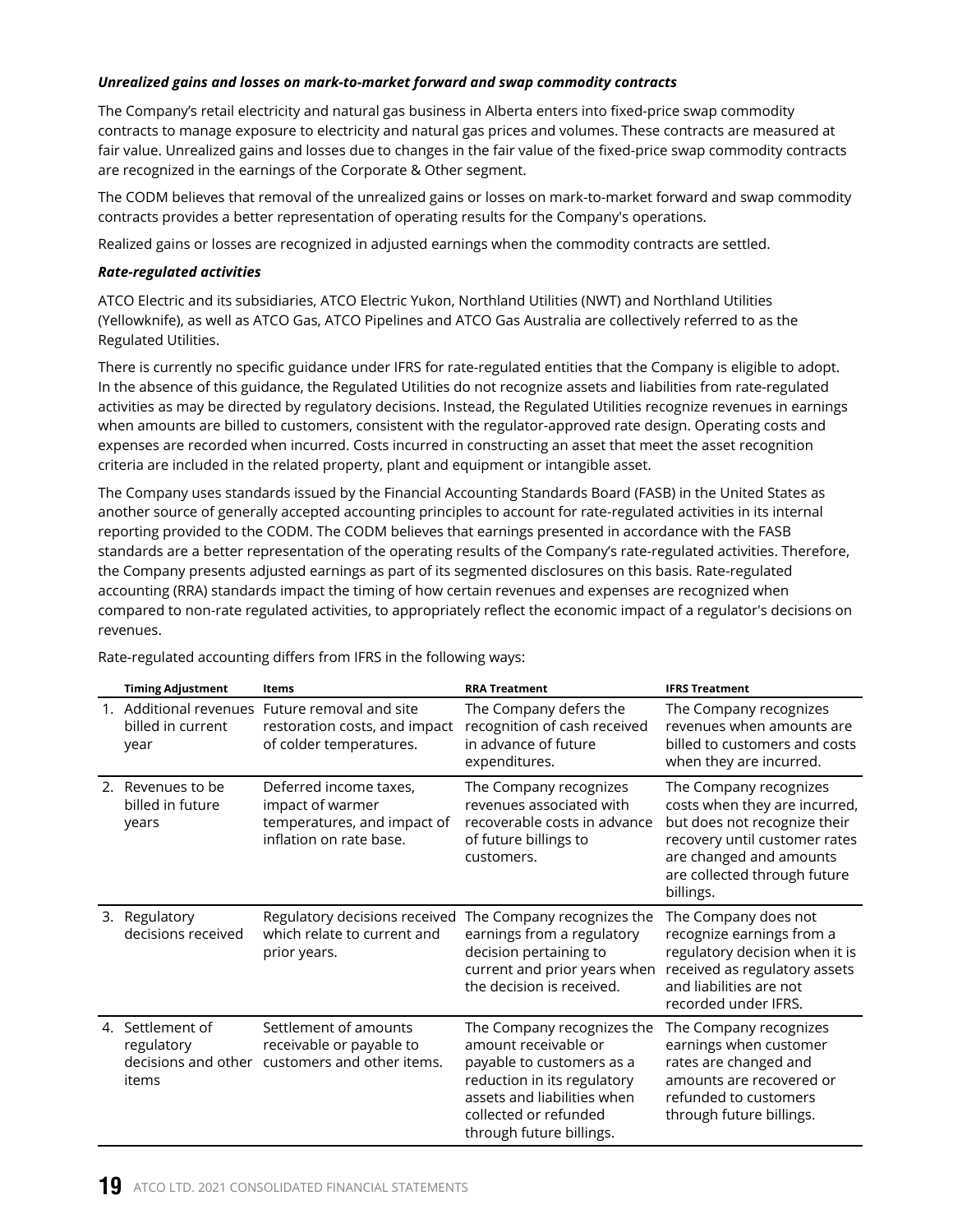***Unrealized gains and losses on mark-to-market forward and swap commodity contracts***

The Company's retail electricity and natural gas business in Alberta enters into fixed-price swap commodity contracts to manage exposure to electricity and natural gas prices and volumes. These contracts are measured at fair value. Unrealized gains and losses due to changes in the fair value of the fixed-price swap commodity contracts are recognized in the earnings of the Corporate & Other segment.

The CODM believes that removal of the unrealized gains or losses on mark-to-market forward and swap commodity contracts provides a better representation of operating results for the Company's operations.

Realized gains or losses are recognized in adjusted earnings when the commodity contracts are settled.

***Rate-regulated activities***

ATCO Electric and its subsidiaries, ATCO Electric Yukon, Northland Utilities (NWT) and Northland Utilities (Yellowknife), as well as ATCO Gas, ATCO Pipelines and ATCO Gas Australia are collectively referred to as the Regulated Utilities.

There is currently no specific guidance under IFRS for rate-regulated entities that the Company is eligible to adopt. In the absence of this guidance, the Regulated Utilities do not recognize assets and liabilities from rate-regulated activities as may be directed by regulatory decisions. Instead, the Regulated Utilities recognize revenues in earnings when amounts are billed to customers, consistent with the regulator-approved rate design. Operating costs and expenses are recorded when incurred. Costs incurred in constructing an asset that meet the asset recognition criteria are included in the related property, plant and equipment or intangible asset.

The Company uses standards issued by the Financial Accounting Standards Board (FASB) in the United States as another source of generally accepted accounting principles to account for rate-regulated activities in its internal reporting provided to the CODM. The CODM believes that earnings presented in accordance with the FASB standards are a better representation of the operating results of the Company's rate-regulated activities. Therefore, the Company presents adjusted earnings as part of its segmented disclosures on this basis. Rate-regulated accounting (RRA) standards impact the timing of how certain revenues and expenses are recognized when compared to non-rate regulated activities, to appropriately reflect the economic impact of a regulator's decisions on revenues.

Rate-regulated accounting differs from IFRS in the following ways:

| | Timing Adjustment | Items | RRA Treatment | IFRS Treatment |
|---|---|---|---|---|
| 1. | Additional revenues billed in current year | Future removal and site restoration costs, and impact of colder temperatures. | The Company defers the recognition of cash received in advance of future expenditures. | The Company recognizes revenues when amounts are billed to customers and costs when they are incurred. |
| 2. | Revenues to be billed in future years | Deferred income taxes, impact of warmer temperatures, and impact of inflation on rate base. | The Company recognizes revenues associated with recoverable costs in advance of future billings to customers. | The Company recognizes costs when they are incurred, but does not recognize their recovery until customer rates are changed and amounts are collected through future billings. |
| 3. | Regulatory decisions received | Regulatory decisions received which relate to current and prior years. | The Company recognizes the earnings from a regulatory decision pertaining to current and prior years when the decision is received. | The Company does not recognize earnings from a regulatory decision when it is received as regulatory assets and liabilities are not recorded under IFRS. |
| 4. | Settlement of regulatory decisions and other items | Settlement of amounts receivable or payable to customers and other items. | The Company recognizes the amount receivable or payable to customers as a reduction in its regulatory assets and liabilities when collected or refunded through future billings. | The Company recognizes earnings when customer rates are changed and amounts are recovered or refunded to customers through future billings. |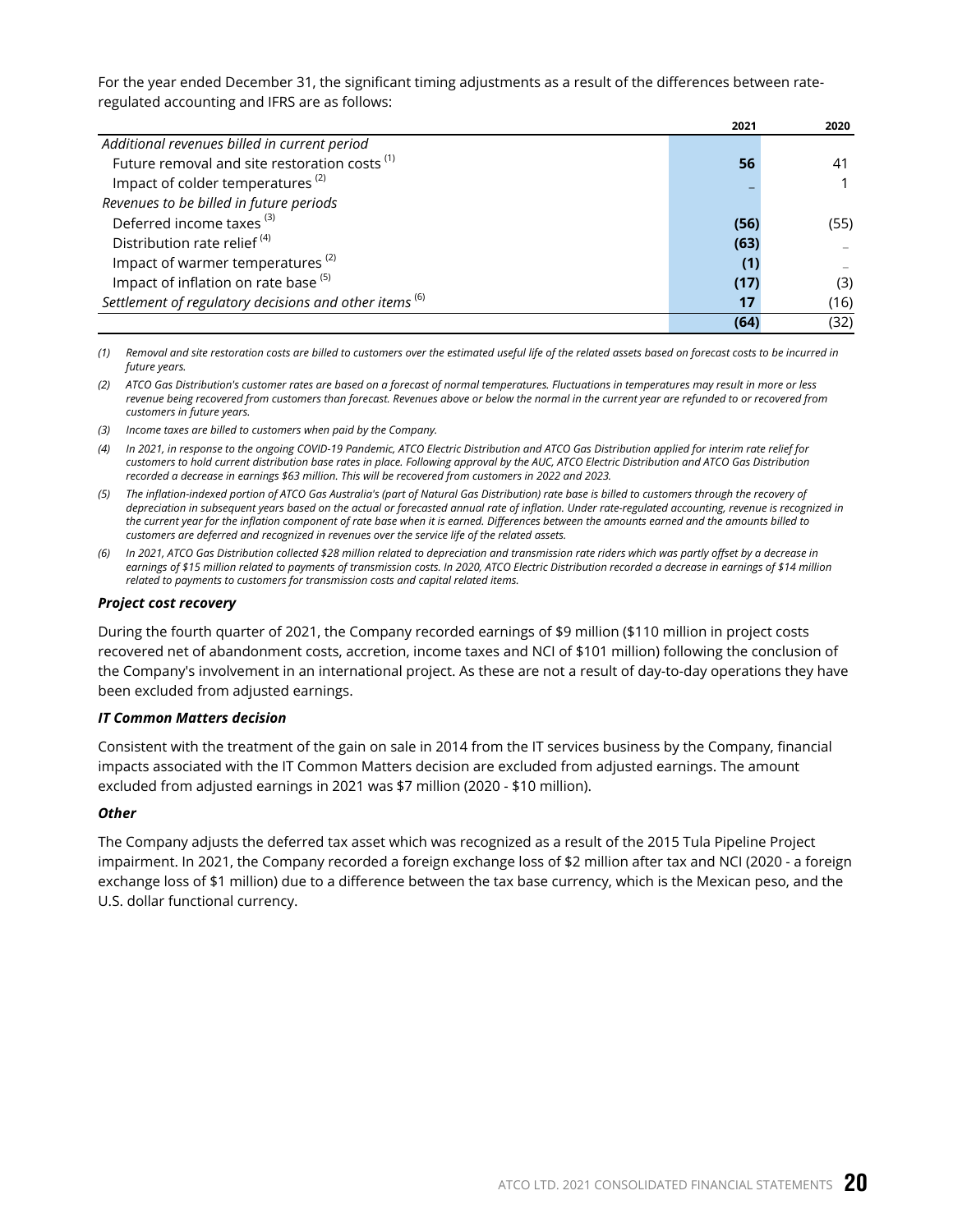For the year ended December 31, the significant timing adjustments as a result of the differences between rate-regulated accounting and IFRS are as follows:

| | 2021 | 2020 |
|---|---|---|
| *Additional revenues billed in current period* | | |
| Future removal and site restoration costs [1] | **56** | 41 |
| Impact of colder temperatures [2] | **–** | 1 |
| *Revenues to be billed in future periods* | | |
| Deferred income taxes [3] | **(56)** | (55) |
| Distribution rate relief [4] | **(63)** | – |
| Impact of warmer temperatures [2] | **(1)** | – |
| Impact of inflation on rate base [5] | **(17)** | (3) |
| *Settlement of regulatory decisions and other items* [6] | **17** | (16) |
| | **(64)** | (32) |

*(1) Removal and site restoration costs are billed to customers over the estimated useful life of the related assets based on forecast costs to be incurred in future years.*

*(2) ATCO Gas Distribution's customer rates are based on a forecast of normal temperatures. Fluctuations in temperatures may result in more or less revenue being recovered from customers than forecast. Revenues above or below the normal in the current year are refunded to or recovered from customers in future years.*

*(3) Income taxes are billed to customers when paid by the Company.*

*(4) In 2021, in response to the ongoing COVID-19 Pandemic, ATCO Electric Distribution and ATCO Gas Distribution applied for interim rate relief for customers to hold current distribution base rates in place. Following approval by the AUC, ATCO Electric Distribution and ATCO Gas Distribution recorded a decrease in earnings $63 million. This will be recovered from customers in 2022 and 2023.*

*(5) The inflation-indexed portion of ATCO Gas Australia's (part of Natural Gas Distribution) rate base is billed to customers through the recovery of depreciation in subsequent years based on the actual or forecasted annual rate of inflation. Under rate-regulated accounting, revenue is recognized in the current year for the inflation component of rate base when it is earned. Differences between the amounts earned and the amounts billed to customers are deferred and recognized in revenues over the service life of the related assets.*

*(6) In 2021, ATCO Gas Distribution collected $28 million related to depreciation and transmission rate riders which was partly offset by a decrease in earnings of $15 million related to payments of transmission costs. In 2020, ATCO Electric Distribution recorded a decrease in earnings of $14 million related to payments to customers for transmission costs and capital related items.*

***Project cost recovery***

During the fourth quarter of 2021, the Company recorded earnings of $9 million ($110 million in project costs recovered net of abandonment costs, accretion, income taxes and NCI of $101 million) following the conclusion of the Company's involvement in an international project. As these are not a result of day-to-day operations they have been excluded from adjusted earnings.

***IT Common Matters decision***

Consistent with the treatment of the gain on sale in 2014 from the IT services business by the Company, financial impacts associated with the IT Common Matters decision are excluded from adjusted earnings. The amount excluded from adjusted earnings in 2021 was $7 million (2020 - $10 million).

***Other***

The Company adjusts the deferred tax asset which was recognized as a result of the 2015 Tula Pipeline Project impairment. In 2021, the Company recorded a foreign exchange loss of $2 million after tax and NCI (2020 - a foreign exchange loss of $1 million) due to a difference between the tax base currency, which is the Mexican peso, and the U.S. dollar functional currency.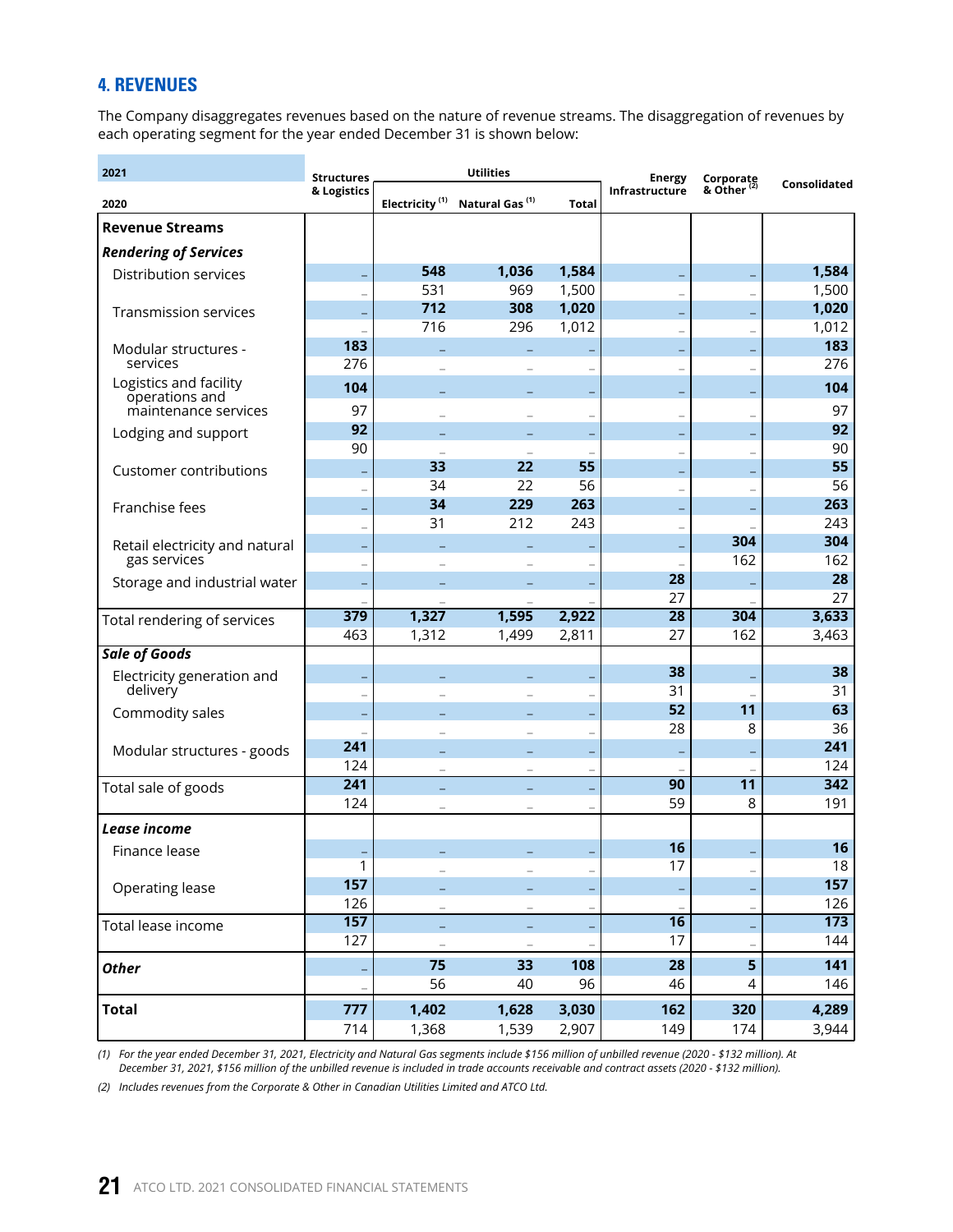## 4. REVENUES

The Company disaggregates revenues based on the nature of revenue streams. The disaggregation of revenues by each operating segment for the year ended December 31 is shown below:

| 2021<br>2020 | Structures & Logistics | Utilities | | | Energy Infrastructure | Corporate & Other [(2)] | Consolidated |
|---|---|---|---|---|---|---|---|
| | | Electricity [(1)] | Natural Gas [(1)] | Total | | | |
| **Revenue Streams** | | | | | | | |
| ***Rendering of Services*** | | | | | | | |
| Distribution services | – | **548** | **1,036** | **1,584** | – | – | **1,584** |
| | – | 531 | 969 | 1,500 | – | – | 1,500 |
| Transmission services | – | **712** | **308** | **1,020** | – | – | **1,020** |
| | – | 716 | 296 | 1,012 | – | – | 1,012 |
| Modular structures - services | **183** | – | – | – | – | – | **183** |
| | 276 | – | – | – | – | – | 276 |
| Logistics and facility operations and maintenance services | **104** | – | – | – | – | – | **104** |
| | 97 | – | – | – | – | – | 97 |
| Lodging and support | **92** | – | – | – | – | – | **92** |
| | 90 | – | – | – | – | – | 90 |
| Customer contributions | – | **33** | **22** | **55** | – | – | **55** |
| | – | 34 | 22 | 56 | – | – | 56 |
| Franchise fees | – | **34** | **229** | **263** | – | – | **263** |
| | – | 31 | 212 | 243 | – | – | 243 |
| Retail electricity and natural gas services | – | – | – | – | – | **304** | **304** |
| | – | – | – | – | – | 162 | 162 |
| Storage and industrial water | – | – | – | – | **28** | – | **28** |
| | – | – | – | – | 27 | – | 27 |
| Total rendering of services | **379** | **1,327** | **1,595** | **2,922** | **28** | **304** | **3,633** |
| | 463 | 1,312 | 1,499 | 2,811 | 27 | 162 | 3,463 |
| ***Sale of Goods*** | | | | | | | |
| Electricity generation and delivery | – | – | – | – | **38** | – | **38** |
| | – | – | – | – | 31 | – | 31 |
| Commodity sales | – | – | – | – | **52** | **11** | **63** |
| | – | – | – | – | 28 | 8 | 36 |
| Modular structures - goods | **241** | – | – | – | – | – | **241** |
| | 124 | – | – | – | – | – | 124 |
| Total sale of goods | **241** | – | – | – | **90** | **11** | **342** |
| | 124 | – | – | – | 59 | 8 | 191 |
| ***Lease income*** | | | | | | | |
| Finance lease | – | – | – | – | **16** | – | **16** |
| | 1 | – | – | – | 17 | – | 18 |
| Operating lease | **157** | – | – | – | – | – | **157** |
| | 126 | – | – | – | – | – | 126 |
| Total lease income | **157** | – | – | – | **16** | – | **173** |
| | 127 | – | – | – | 17 | – | 144 |
| ***Other*** | – | **75** | **33** | **108** | **28** | **5** | **141** |
| | – | 56 | 40 | 96 | 46 | 4 | 146 |
| **Total** | **777** | **1,402** | **1,628** | **3,030** | **162** | **320** | **4,289** |
| | 714 | 1,368 | 1,539 | 2,907 | 149 | 174 | 3,944 |

*(1) For the year ended December 31, 2021, Electricity and Natural Gas segments include $156 million of unbilled revenue (2020 - $132 million). At December 31, 2021, $156 million of the unbilled revenue is included in trade accounts receivable and contract assets (2020 - $132 million).*

*(2) Includes revenues from the Corporate & Other in Canadian Utilities Limited and ATCO Ltd.*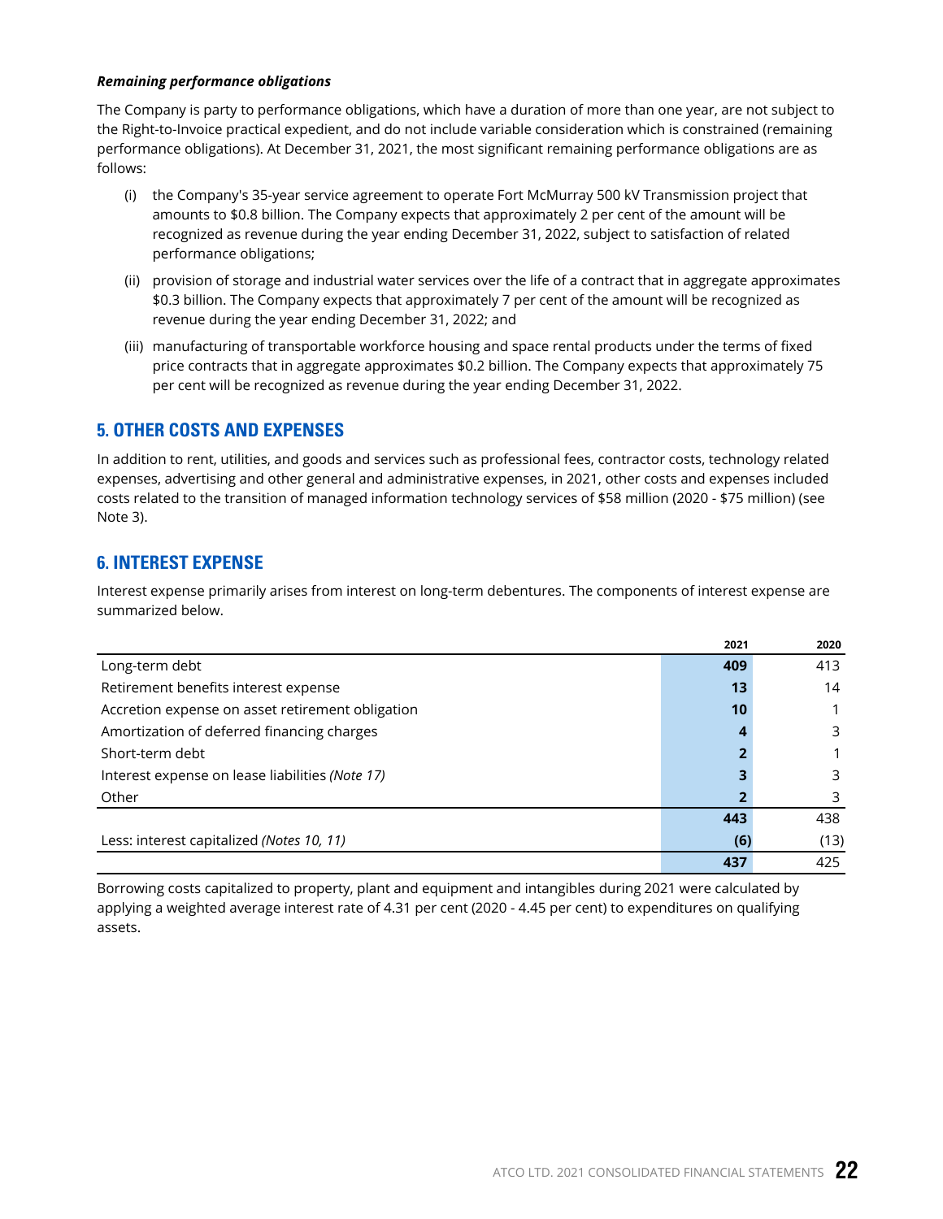***Remaining performance obligations***

The Company is party to performance obligations, which have a duration of more than one year, are not subject to the Right-to-Invoice practical expedient, and do not include variable consideration which is constrained (remaining performance obligations). At December 31, 2021, the most significant remaining performance obligations are as follows:

(i) the Company's 35-year service agreement to operate Fort McMurray 500 kV Transmission project that amounts to $0.8 billion. The Company expects that approximately 2 per cent of the amount will be recognized as revenue during the year ending December 31, 2022, subject to satisfaction of related performance obligations;

(ii) provision of storage and industrial water services over the life of a contract that in aggregate approximates $0.3 billion. The Company expects that approximately 7 per cent of the amount will be recognized as revenue during the year ending December 31, 2022; and

(iii) manufacturing of transportable workforce housing and space rental products under the terms of fixed price contracts that in aggregate approximates $0.2 billion. The Company expects that approximately 75 per cent will be recognized as revenue during the year ending December 31, 2022.

## 5. OTHER COSTS AND EXPENSES

In addition to rent, utilities, and goods and services such as professional fees, contractor costs, technology related expenses, advertising and other general and administrative expenses, in 2021, other costs and expenses included costs related to the transition of managed information technology services of $58 million (2020 - $75 million) (see Note 3).

## 6. INTEREST EXPENSE

Interest expense primarily arises from interest on long-term debentures. The components of interest expense are summarized below.

| | 2021 | 2020 |
|---|---|---|
| Long-term debt | **409** | 413 |
| Retirement benefits interest expense | **13** | 14 |
| Accretion expense on asset retirement obligation | **10** | 1 |
| Amortization of deferred financing charges | **4** | 3 |
| Short-term debt | **2** | 1 |
| Interest expense on lease liabilities *(Note 17)* | **3** | 3 |
| Other | **2** | 3 |
| | **443** | 438 |
| Less: interest capitalized *(Notes 10, 11)* | **(6)** | (13) |
| | **437** | 425 |

Borrowing costs capitalized to property, plant and equipment and intangibles during 2021 were calculated by applying a weighted average interest rate of 4.31 per cent (2020 - 4.45 per cent) to expenditures on qualifying assets.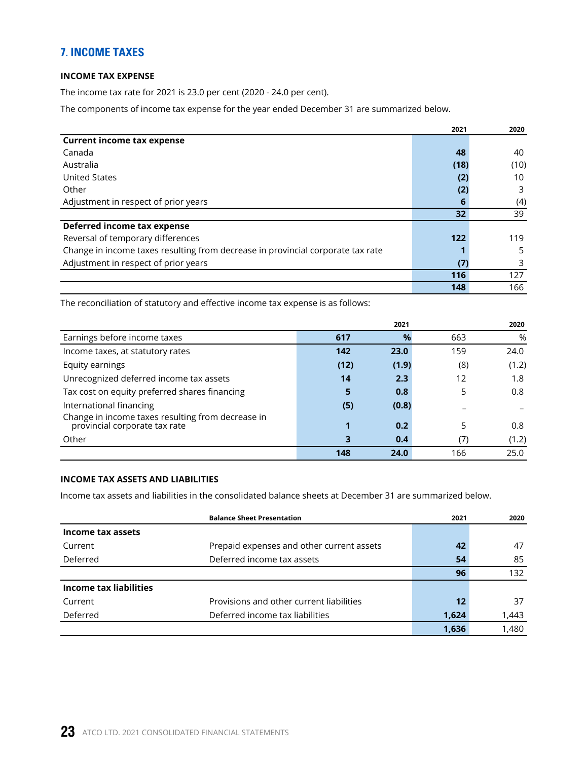## 7. INCOME TAXES

### INCOME TAX EXPENSE

The income tax rate for 2021 is 23.0 per cent (2020 - 24.0 per cent).

The components of income tax expense for the year ended December 31 are summarized below.

| | 2021 | 2020 |
|---|---|---|
| **Current income tax expense** | | |
| Canada | **48** | 40 |
| Australia | **(18)** | (10) |
| United States | **(2)** | 10 |
| Other | **(2)** | 3 |
| Adjustment in respect of prior years | **6** | (4) |
| | **32** | 39 |
| **Deferred income tax expense** | | |
| Reversal of temporary differences | **122** | 119 |
| Change in income taxes resulting from decrease in provincial corporate tax rate | **1** | 5 |
| Adjustment in respect of prior years | **(7)** | 3 |
| | **116** | 127 |
| | **148** | 166 |

The reconciliation of statutory and effective income tax expense is as follows:

| | 2021 | | 2020 | |
|---|---|---|---|---|
| Earnings before income taxes | **617** | **%** | 663 | % |
| Income taxes, at statutory rates | **142** | **23.0** | 159 | 24.0 |
| Equity earnings | **(12)** | **(1.9)** | (8) | (1.2) |
| Unrecognized deferred income tax assets | **14** | **2.3** | 12 | 1.8 |
| Tax cost on equity preferred shares financing | **5** | **0.8** | 5 | 0.8 |
| International financing | **(5)** | **(0.8)** | – | – |
| Change in income taxes resulting from decrease in provincial corporate tax rate | **1** | **0.2** | 5 | 0.8 |
| Other | **3** | **0.4** | (7) | (1.2) |
| | **148** | **24.0** | 166 | 25.0 |

### INCOME TAX ASSETS AND LIABILITIES

Income tax assets and liabilities in the consolidated balance sheets at December 31 are summarized below.

| | Balance Sheet Presentation | 2021 | 2020 |
|---|---|---|---|
| **Income tax assets** | | | |
| Current | Prepaid expenses and other current assets | **42** | 47 |
| Deferred | Deferred income tax assets | **54** | 85 |
| | | **96** | 132 |
| **Income tax liabilities** | | | |
| Current | Provisions and other current liabilities | **12** | 37 |
| Deferred | Deferred income tax liabilities | **1,624** | 1,443 |
| | | **1,636** | 1,480 |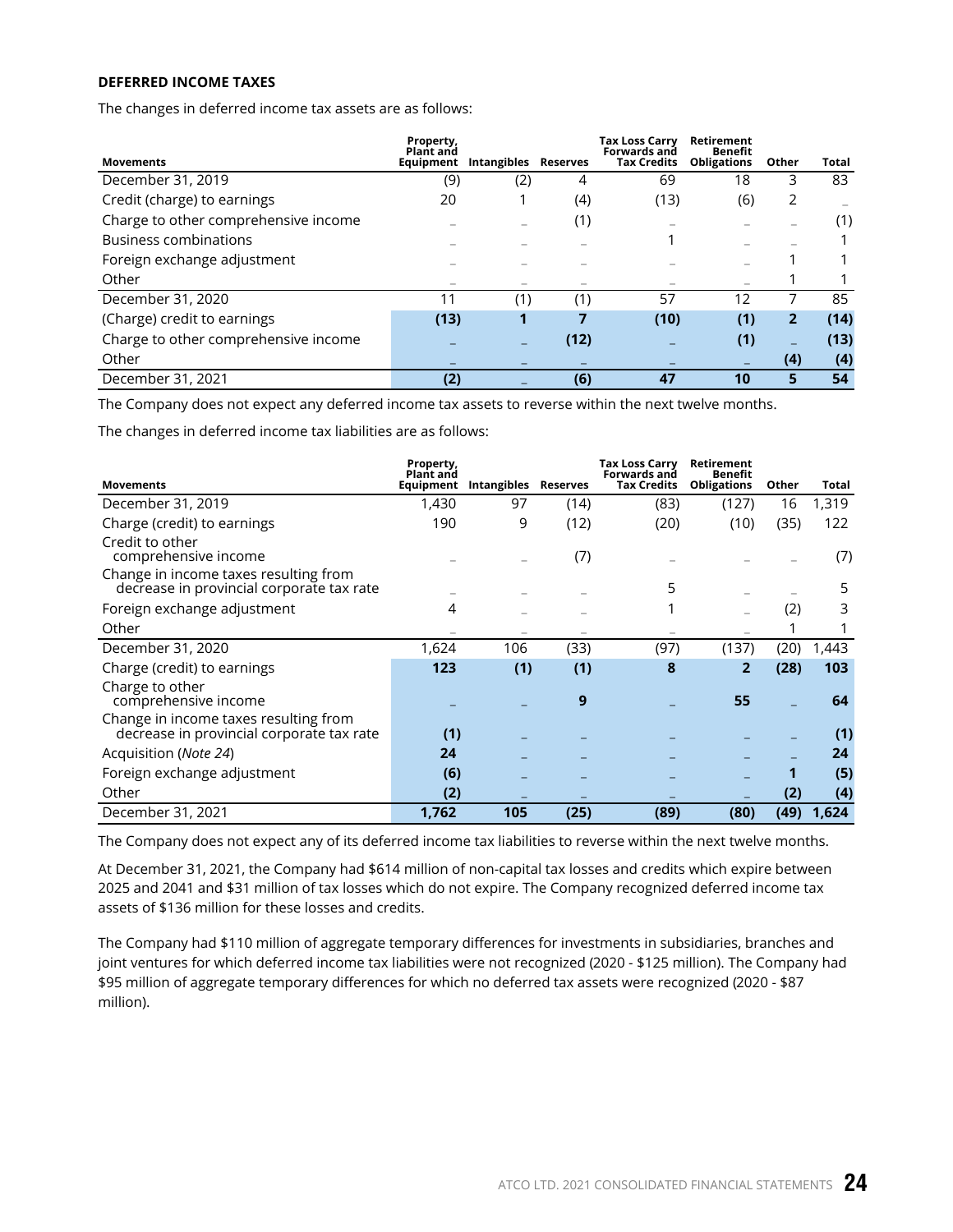**DEFERRED INCOME TAXES**

The changes in deferred income tax assets are as follows:

| Movements | Property, Plant and Equipment | Intangibles | Reserves | Tax Loss Carry Forwards and Tax Credits | Retirement Benefit Obligations | Other | Total |
|---|---|---|---|---|---|---|---|
| December 31, 2019 | (9) | (2) | 4 | 69 | 18 | 3 | 83 |
| Credit (charge) to earnings | 20 | 1 | (4) | (13) | (6) | 2 | – |
| Charge to other comprehensive income | – | – | (1) | – | – | – | (1) |
| Business combinations | – | – | – | 1 | – | – | 1 |
| Foreign exchange adjustment | – | – | – | – | – | 1 | 1 |
| Other | – | – | – | – | – | 1 | 1 |
| December 31, 2020 | 11 | (1) | (1) | 57 | 12 | 7 | 85 |
| (Charge) credit to earnings | **(13)** | **1** | **7** | **(10)** | **(1)** | **2** | **(14)** |
| Charge to other comprehensive income | – | – | **(12)** | – | **(1)** | – | **(13)** |
| Other | – | – | – | – | – | **(4)** | **(4)** |
| December 31, 2021 | **(2)** | – | **(6)** | **47** | **10** | **5** | **54** |

The Company does not expect any deferred income tax assets to reverse within the next twelve months.

The changes in deferred income tax liabilities are as follows:

| Movements | Property, Plant and Equipment | Intangibles | Reserves | Tax Loss Carry Forwards and Tax Credits | Retirement Benefit Obligations | Other | Total |
|---|---|---|---|---|---|---|---|
| December 31, 2019 | 1,430 | 97 | (14) | (83) | (127) | 16 | 1,319 |
| Charge (credit) to earnings | 190 | 9 | (12) | (20) | (10) | (35) | 122 |
| Credit to other comprehensive income | – | – | (7) | – | – | – | (7) |
| Change in income taxes resulting from decrease in provincial corporate tax rate | – | – | – | 5 | – | – | 5 |
| Foreign exchange adjustment | 4 | – | – | 1 | – | (2) | 3 |
| Other | – | – | – | – | – | 1 | 1 |
| December 31, 2020 | 1,624 | 106 | (33) | (97) | (137) | (20) | 1,443 |
| Charge (credit) to earnings | **123** | **(1)** | **(1)** | **8** | **2** | **(28)** | **103** |
| Charge to other comprehensive income | – | – | **9** | – | **55** | – | **64** |
| Change in income taxes resulting from decrease in provincial corporate tax rate | **(1)** | – | – | – | – | – | **(1)** |
| Acquisition (*Note 24*) | **24** | – | – | – | – | – | **24** |
| Foreign exchange adjustment | **(6)** | – | – | – | – | **1** | **(5)** |
| Other | **(2)** | – | – | – | – | **(2)** | **(4)** |
| December 31, 2021 | **1,762** | **105** | **(25)** | **(89)** | **(80)** | **(49)** | **1,624** |

The Company does not expect any of its deferred income tax liabilities to reverse within the next twelve months.

At December 31, 2021, the Company had $614 million of non-capital tax losses and credits which expire between 2025 and 2041 and $31 million of tax losses which do not expire. The Company recognized deferred income tax assets of $136 million for these losses and credits.

The Company had $110 million of aggregate temporary differences for investments in subsidiaries, branches and joint ventures for which deferred income tax liabilities were not recognized (2020 - $125 million). The Company had $95 million of aggregate temporary differences for which no deferred tax assets were recognized (2020 - $87 million).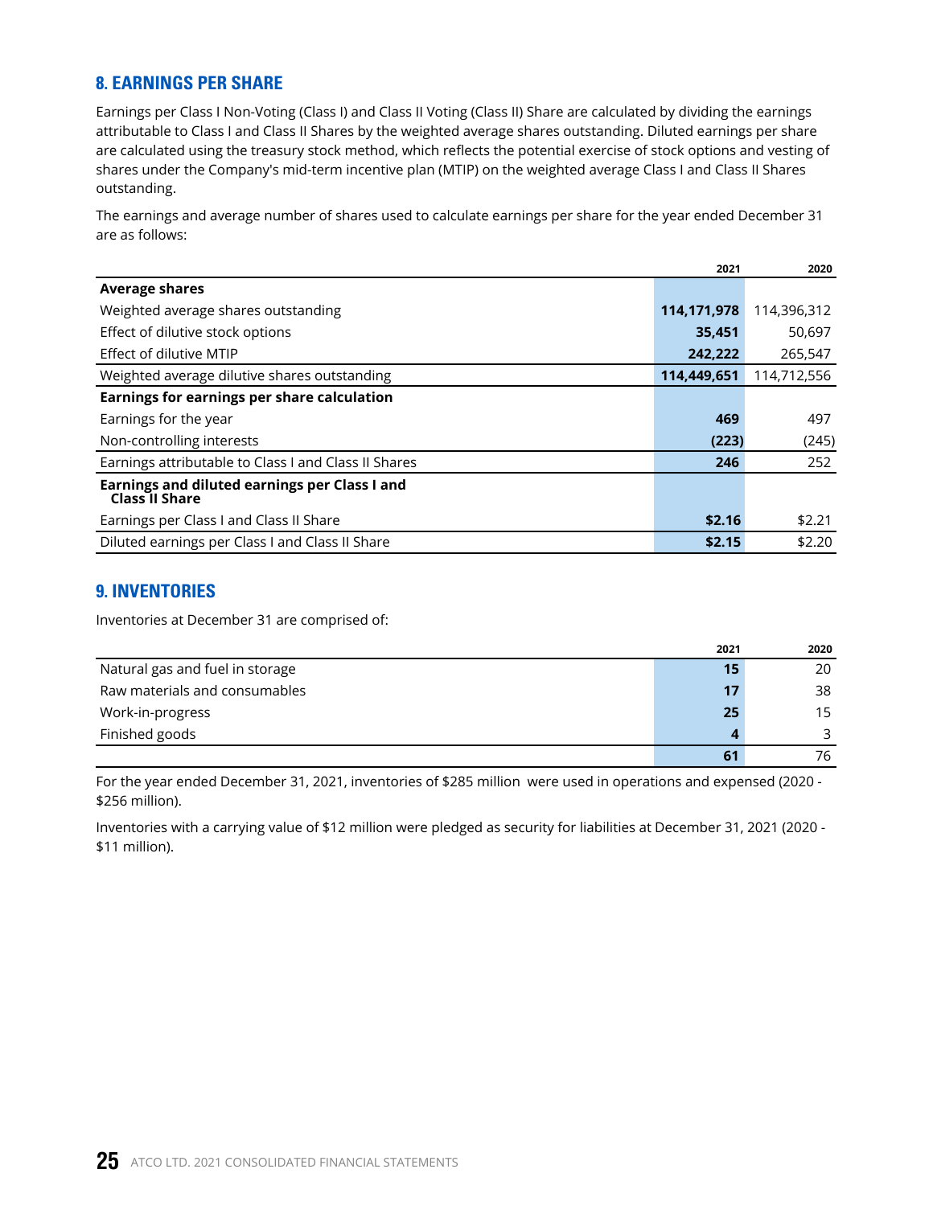## 8. EARNINGS PER SHARE

Earnings per Class I Non-Voting (Class I) and Class II Voting (Class II) Share are calculated by dividing the earnings attributable to Class I and Class II Shares by the weighted average shares outstanding. Diluted earnings per share are calculated using the treasury stock method, which reflects the potential exercise of stock options and vesting of shares under the Company's mid-term incentive plan (MTIP) on the weighted average Class I and Class II Shares outstanding.

The earnings and average number of shares used to calculate earnings per share for the year ended December 31 are as follows:

| | 2021 | 2020 |
|---|---|---|
| **Average shares** | | |
| Weighted average shares outstanding | **114,171,978** | 114,396,312 |
| Effect of dilutive stock options | **35,451** | 50,697 |
| Effect of dilutive MTIP | **242,222** | 265,547 |
| Weighted average dilutive shares outstanding | **114,449,651** | 114,712,556 |
| **Earnings for earnings per share calculation** | | |
| Earnings for the year | **469** | 497 |
| Non-controlling interests | **(223)** | (245) |
| Earnings attributable to Class I and Class II Shares | **246** | 252 |
| **Earnings and diluted earnings per Class I and Class II Share** | | |
| Earnings per Class I and Class II Share | **$2.16** | $2.21 |
| Diluted earnings per Class I and Class II Share | **$2.15** | $2.20 |

## 9. INVENTORIES

Inventories at December 31 are comprised of:

| | 2021 | 2020 |
|---|---|---|
| Natural gas and fuel in storage | **15** | 20 |
| Raw materials and consumables | **17** | 38 |
| Work-in-progress | **25** | 15 |
| Finished goods | **4** | 3 |
| | **61** | 76 |

For the year ended December 31, 2021, inventories of $285 million were used in operations and expensed (2020 - $256 million).

Inventories with a carrying value of $12 million were pledged as security for liabilities at December 31, 2021 (2020 - $11 million).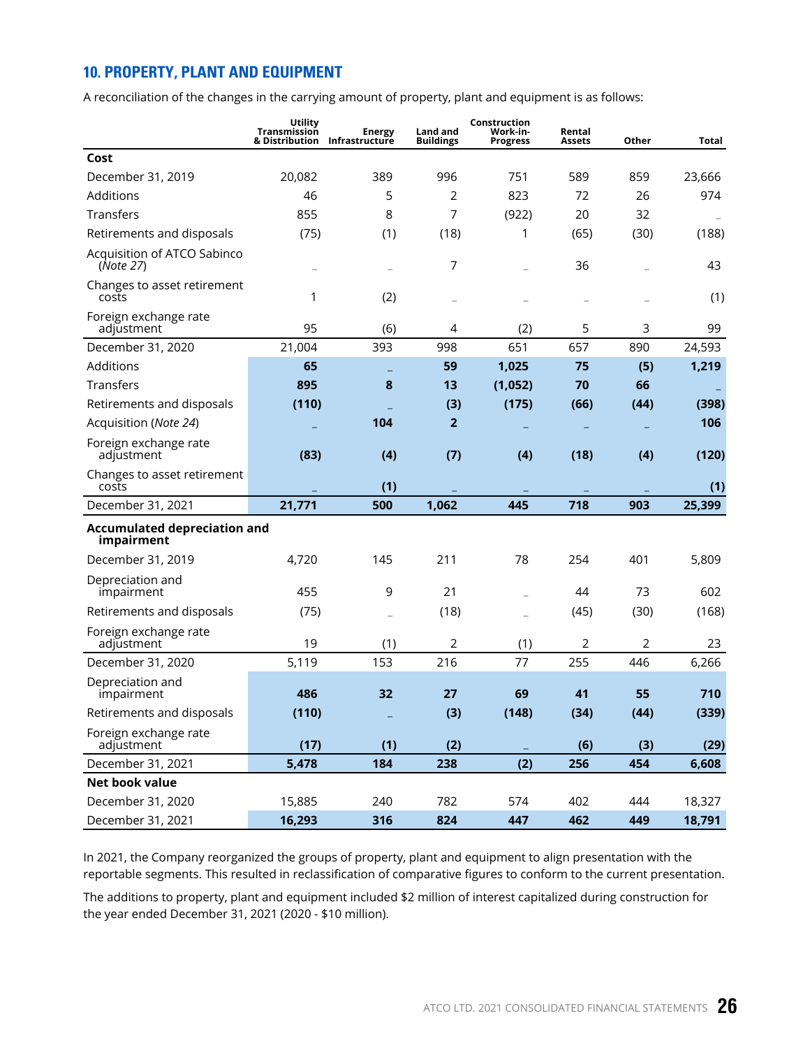## 10. PROPERTY, PLANT AND EQUIPMENT

A reconciliation of the changes in the carrying amount of property, plant and equipment is as follows:

| | Utility Transmission & Distribution | Energy Infrastructure | Land and Buildings | Construction Work-in-Progress | Rental Assets | Other | Total |
|---|---|---|---|---|---|---|---|
| **Cost** | | | | | | | |
| December 31, 2019 | 20,082 | 389 | 996 | 751 | 589 | 859 | 23,666 |
| Additions | 46 | 5 | 2 | 823 | 72 | 26 | 974 |
| Transfers | 855 | 8 | 7 | (922) | 20 | 32 | – |
| Retirements and disposals | (75) | (1) | (18) | 1 | (65) | (30) | (188) |
| Acquisition of ATCO Sabinco (*Note 27*) | – | – | 7 | – | 36 | – | 43 |
| Changes to asset retirement costs | 1 | (2) | – | – | – | – | (1) |
| Foreign exchange rate adjustment | 95 | (6) | 4 | (2) | 5 | 3 | 99 |
| December 31, 2020 | 21,004 | 393 | 998 | 651 | 657 | 890 | 24,593 |
| Additions | **65** | **–** | **59** | **1,025** | **75** | **(5)** | **1,219** |
| Transfers | **895** | **8** | **13** | **(1,052)** | **70** | **66** | **–** |
| Retirements and disposals | **(110)** | **–** | **(3)** | **(175)** | **(66)** | **(44)** | **(398)** |
| Acquisition (*Note 24*) | **–** | **104** | **2** | **–** | **–** | **–** | **106** |
| Foreign exchange rate adjustment | **(83)** | **(4)** | **(7)** | **(4)** | **(18)** | **(4)** | **(120)** |
| Changes to asset retirement costs | **–** | **(1)** | **–** | **–** | **–** | **–** | **(1)** |
| December 31, 2021 | **21,771** | **500** | **1,062** | **445** | **718** | **903** | **25,399** |
| **Accumulated depreciation and impairment** | | | | | | | |
| December 31, 2019 | 4,720 | 145 | 211 | 78 | 254 | 401 | 5,809 |
| Depreciation and impairment | 455 | 9 | 21 | – | 44 | 73 | 602 |
| Retirements and disposals | (75) | – | (18) | – | (45) | (30) | (168) |
| Foreign exchange rate adjustment | 19 | (1) | 2 | (1) | 2 | 2 | 23 |
| December 31, 2020 | 5,119 | 153 | 216 | 77 | 255 | 446 | 6,266 |
| Depreciation and impairment | **486** | **32** | **27** | **69** | **41** | **55** | **710** |
| Retirements and disposals | **(110)** | **–** | **(3)** | **(148)** | **(34)** | **(44)** | **(339)** |
| Foreign exchange rate adjustment | **(17)** | **(1)** | **(2)** | **–** | **(6)** | **(3)** | **(29)** |
| December 31, 2021 | **5,478** | **184** | **238** | **(2)** | **256** | **454** | **6,608** |
| **Net book value** | | | | | | | |
| December 31, 2020 | 15,885 | 240 | 782 | 574 | 402 | 444 | 18,327 |
| December 31, 2021 | **16,293** | **316** | **824** | **447** | **462** | **449** | **18,791** |

In 2021, the Company reorganized the groups of property, plant and equipment to align presentation with the reportable segments. This resulted in reclassification of comparative figures to conform to the current presentation.

The additions to property, plant and equipment included $2 million of interest capitalized during construction for the year ended December 31, 2021 (2020 - $10 million).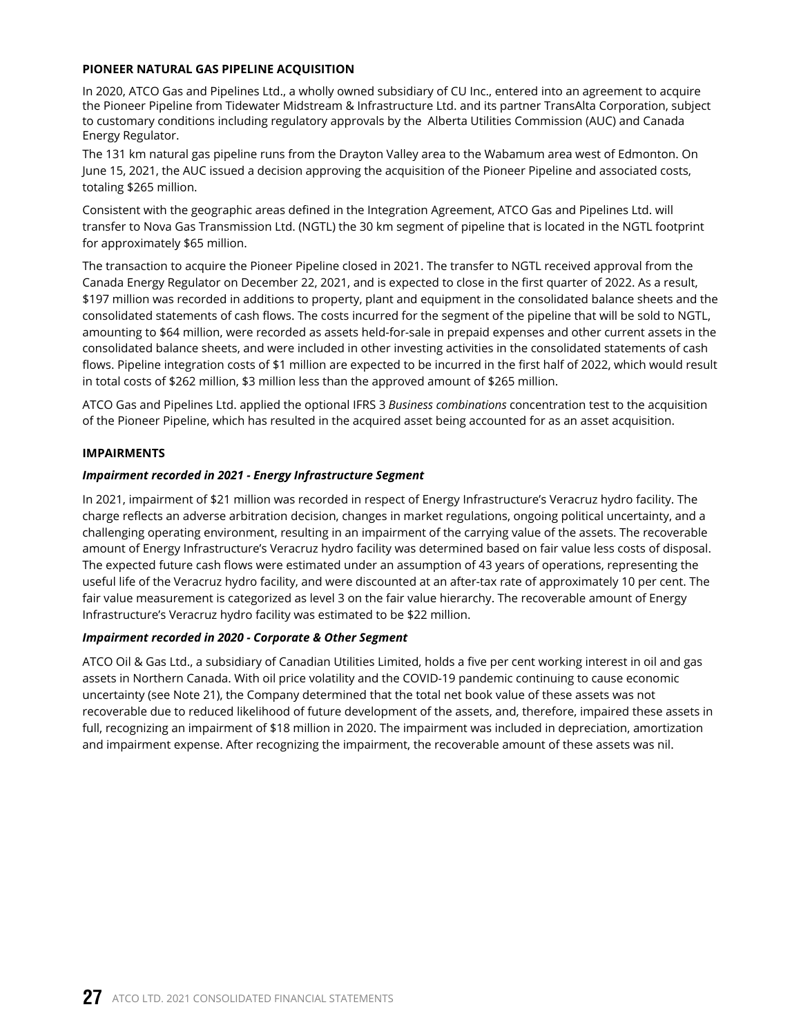## PIONEER NATURAL GAS PIPELINE ACQUISITION

In 2020, ATCO Gas and Pipelines Ltd., a wholly owned subsidiary of CU Inc., entered into an agreement to acquire the Pioneer Pipeline from Tidewater Midstream & Infrastructure Ltd. and its partner TransAlta Corporation, subject to customary conditions including regulatory approvals by the Alberta Utilities Commission (AUC) and Canada Energy Regulator.

The 131 km natural gas pipeline runs from the Drayton Valley area to the Wabamum area west of Edmonton. On June 15, 2021, the AUC issued a decision approving the acquisition of the Pioneer Pipeline and associated costs, totaling $265 million.

Consistent with the geographic areas defined in the Integration Agreement, ATCO Gas and Pipelines Ltd. will transfer to Nova Gas Transmission Ltd. (NGTL) the 30 km segment of pipeline that is located in the NGTL footprint for approximately $65 million.

The transaction to acquire the Pioneer Pipeline closed in 2021. The transfer to NGTL received approval from the Canada Energy Regulator on December 22, 2021, and is expected to close in the first quarter of 2022. As a result, $197 million was recorded in additions to property, plant and equipment in the consolidated balance sheets and the consolidated statements of cash flows. The costs incurred for the segment of the pipeline that will be sold to NGTL, amounting to $64 million, were recorded as assets held-for-sale in prepaid expenses and other current assets in the consolidated balance sheets, and were included in other investing activities in the consolidated statements of cash flows. Pipeline integration costs of $1 million are expected to be incurred in the first half of 2022, which would result in total costs of $262 million, $3 million less than the approved amount of $265 million.

ATCO Gas and Pipelines Ltd. applied the optional IFRS 3 *Business combinations* concentration test to the acquisition of the Pioneer Pipeline, which has resulted in the acquired asset being accounted for as an asset acquisition.

## IMPAIRMENTS

### *Impairment recorded in 2021 - Energy Infrastructure Segment*

In 2021, impairment of $21 million was recorded in respect of Energy Infrastructure's Veracruz hydro facility. The charge reflects an adverse arbitration decision, changes in market regulations, ongoing political uncertainty, and a challenging operating environment, resulting in an impairment of the carrying value of the assets. The recoverable amount of Energy Infrastructure's Veracruz hydro facility was determined based on fair value less costs of disposal. The expected future cash flows were estimated under an assumption of 43 years of operations, representing the useful life of the Veracruz hydro facility, and were discounted at an after-tax rate of approximately 10 per cent. The fair value measurement is categorized as level 3 on the fair value hierarchy. The recoverable amount of Energy Infrastructure's Veracruz hydro facility was estimated to be $22 million.

### *Impairment recorded in 2020 - Corporate & Other Segment*

ATCO Oil & Gas Ltd., a subsidiary of Canadian Utilities Limited, holds a five per cent working interest in oil and gas assets in Northern Canada. With oil price volatility and the COVID-19 pandemic continuing to cause economic uncertainty (see Note 21), the Company determined that the total net book value of these assets was not recoverable due to reduced likelihood of future development of the assets, and, therefore, impaired these assets in full, recognizing an impairment of $18 million in 2020. The impairment was included in depreciation, amortization and impairment expense. After recognizing the impairment, the recoverable amount of these assets was nil.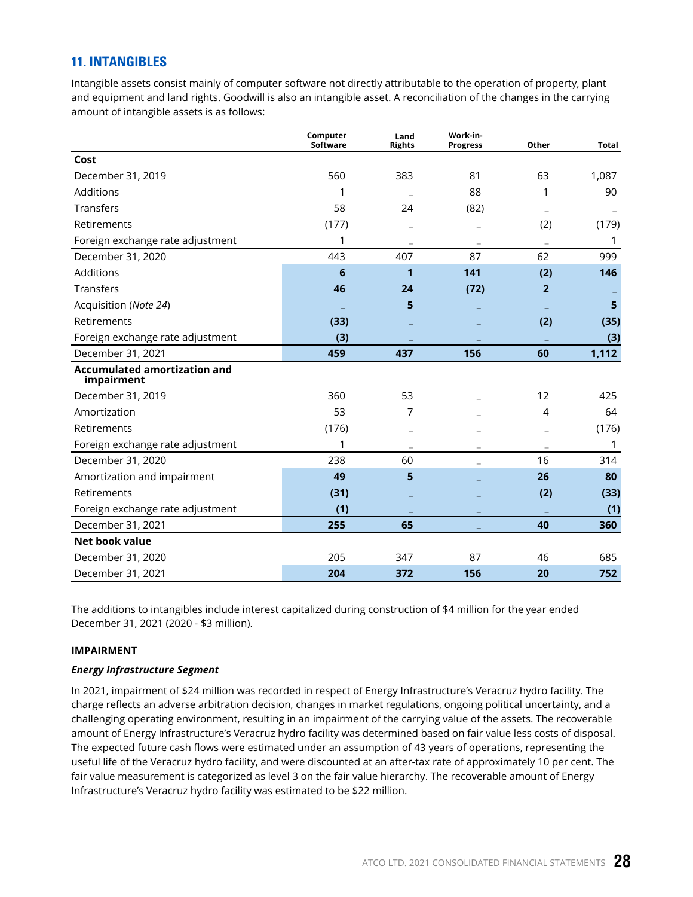## 11. INTANGIBLES

Intangible assets consist mainly of computer software not directly attributable to the operation of property, plant and equipment and land rights. Goodwill is also an intangible asset. A reconciliation of the changes in the carrying amount of intangible assets is as follows:

| | Computer Software | Land Rights | Work-in-Progress | Other | Total |
|---|---|---|---|---|---|
| **Cost** | | | | | |
| December 31, 2019 | 560 | 383 | 81 | 63 | 1,087 |
| Additions | 1 | – | 88 | 1 | 90 |
| Transfers | 58 | 24 | (82) | – | – |
| Retirements | (177) | – | – | (2) | (179) |
| Foreign exchange rate adjustment | 1 | – | – | – | 1 |
| December 31, 2020 | 443 | 407 | 87 | 62 | 999 |
| Additions | **6** | **1** | **141** | **(2)** | **146** |
| Transfers | **46** | **24** | **(72)** | **2** | **–** |
| Acquisition (*Note 24*) | **–** | **5** | **–** | **–** | **5** |
| Retirements | **(33)** | **–** | **–** | **(2)** | **(35)** |
| Foreign exchange rate adjustment | **(3)** | **–** | **–** | **–** | **(3)** |
| December 31, 2021 | **459** | **437** | **156** | **60** | **1,112** |
| **Accumulated amortization and impairment** | | | | | |
| December 31, 2019 | 360 | 53 | – | 12 | 425 |
| Amortization | 53 | 7 | – | 4 | 64 |
| Retirements | (176) | – | – | – | (176) |
| Foreign exchange rate adjustment | 1 | – | – | – | 1 |
| December 31, 2020 | 238 | 60 | – | 16 | 314 |
| Amortization and impairment | **49** | **5** | **–** | **26** | **80** |
| Retirements | **(31)** | **–** | **–** | **(2)** | **(33)** |
| Foreign exchange rate adjustment | **(1)** | **–** | **–** | **–** | **(1)** |
| December 31, 2021 | **255** | **65** | **–** | **40** | **360** |
| **Net book value** | | | | | |
| December 31, 2020 | 205 | 347 | 87 | 46 | 685 |
| December 31, 2021 | **204** | **372** | **156** | **20** | **752** |

The additions to intangibles include interest capitalized during construction of $4 million for the year ended December 31, 2021 (2020 - $3 million).

**IMPAIRMENT**

***Energy Infrastructure Segment***

In 2021, impairment of $24 million was recorded in respect of Energy Infrastructure's Veracruz hydro facility. The charge reflects an adverse arbitration decision, changes in market regulations, ongoing political uncertainty, and a challenging operating environment, resulting in an impairment of the carrying value of the assets. The recoverable amount of Energy Infrastructure's Veracruz hydro facility was determined based on fair value less costs of disposal. The expected future cash flows were estimated under an assumption of 43 years of operations, representing the useful life of the Veracruz hydro facility, and were discounted at an after-tax rate of approximately 10 per cent. The fair value measurement is categorized as level 3 on the fair value hierarchy. The recoverable amount of Energy Infrastructure's Veracruz hydro facility was estimated to be $22 million.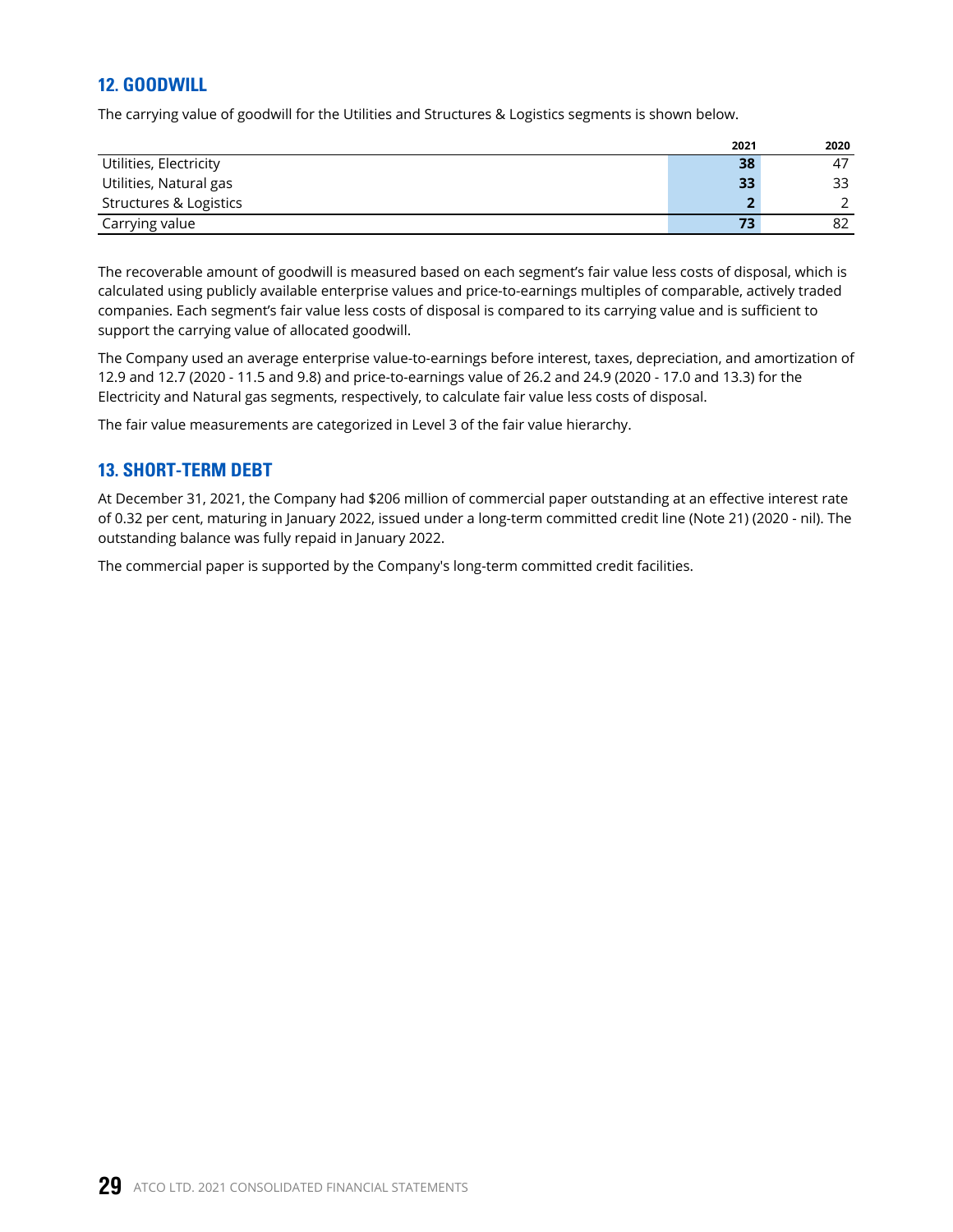## 12. GOODWILL

The carrying value of goodwill for the Utilities and Structures & Logistics segments is shown below.

| | 2021 | 2020 |
|---|---|---|
| Utilities, Electricity | **38** | 47 |
| Utilities, Natural gas | **33** | 33 |
| Structures & Logistics | **2** | 2 |
| Carrying value | **73** | 82 |

The recoverable amount of goodwill is measured based on each segment's fair value less costs of disposal, which is calculated using publicly available enterprise values and price-to-earnings multiples of comparable, actively traded companies. Each segment's fair value less costs of disposal is compared to its carrying value and is sufficient to support the carrying value of allocated goodwill.

The Company used an average enterprise value-to-earnings before interest, taxes, depreciation, and amortization of 12.9 and 12.7 (2020 - 11.5 and 9.8) and price-to-earnings value of 26.2 and 24.9 (2020 - 17.0 and 13.3) for the Electricity and Natural gas segments, respectively, to calculate fair value less costs of disposal.

The fair value measurements are categorized in Level 3 of the fair value hierarchy.

## 13. SHORT-TERM DEBT

At December 31, 2021, the Company had $206 million of commercial paper outstanding at an effective interest rate of 0.32 per cent, maturing in January 2022, issued under a long-term committed credit line (Note 21) (2020 - nil). The outstanding balance was fully repaid in January 2022.

The commercial paper is supported by the Company's long-term committed credit facilities.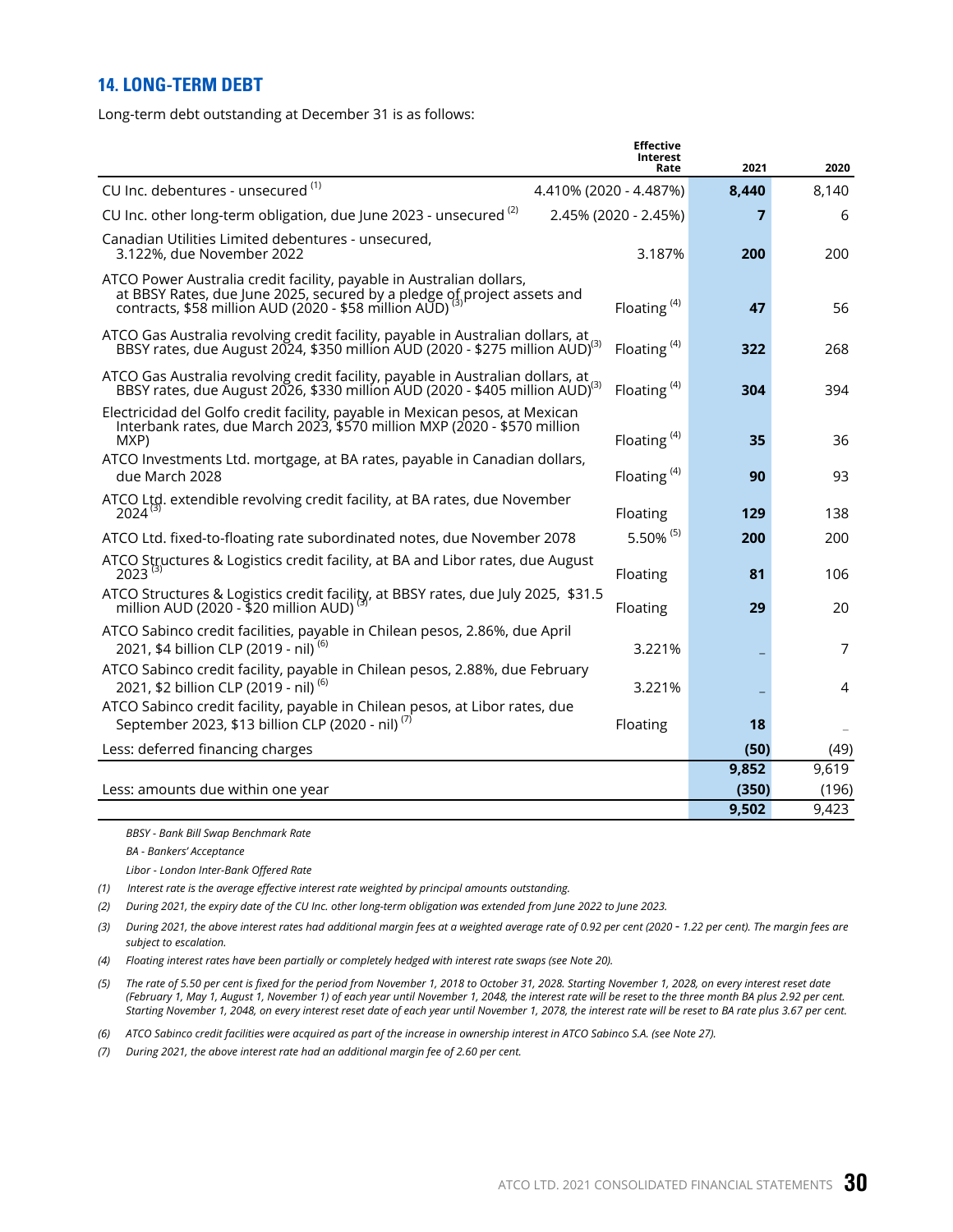## 14. LONG-TERM DEBT

Long-term debt outstanding at December 31 is as follows:

| | Effective Interest Rate | 2021 | 2020 |
|---|---|---|---|
| CU Inc. debentures - unsecured [(1)] | 4.410% (2020 - 4.487%) | **8,440** | 8,140 |
| CU Inc. other long-term obligation, due June 2023 - unsecured [(2)] | 2.45% (2020 - 2.45%) | **7** | 6 |
| Canadian Utilities Limited debentures - unsecured, 3.122%, due November 2022 | 3.187% | **200** | 200 |
| ATCO Power Australia credit facility, payable in Australian dollars, at BBSY Rates, due June 2025, secured by a pledge of project assets and contracts, $58 million AUD (2020 - $58 million AUD) [(3)] | Floating [(4)] | **47** | 56 |
| ATCO Gas Australia revolving credit facility, payable in Australian dollars, at BBSY rates, due August 2024, $350 million AUD (2020 - $275 million AUD) [(3)] | Floating [(4)] | **322** | 268 |
| ATCO Gas Australia revolving credit facility, payable in Australian dollars, at BBSY rates, due August 2026, $330 million AUD (2020 - $405 million AUD) [(3)] | Floating [(4)] | **304** | 394 |
| Electricidad del Golfo credit facility, payable in Mexican pesos, at Mexican Interbank rates, due March 2023, $570 million MXP (2020 - $570 million MXP) | Floating [(4)] | **35** | 36 |
| ATCO Investments Ltd. mortgage, at BA rates, payable in Canadian dollars, due March 2028 | Floating [(4)] | **90** | 93 |
| ATCO Ltd. extendible revolving credit facility, at BA rates, due November 2024 [(3)] | Floating | **129** | 138 |
| ATCO Ltd. fixed-to-floating rate subordinated notes, due November 2078 | 5.50% [(5)] | **200** | 200 |
| ATCO Structures & Logistics credit facility, at BA and Libor rates, due August 2023 [(3)] | Floating | **81** | 106 |
| ATCO Structures & Logistics credit facility, at BBSY rates, due July 2025, $31.5 million AUD (2020 - $20 million AUD) [(3)] | Floating | **29** | 20 |
| ATCO Sabinco credit facilities, payable in Chilean pesos, 2.86%, due April 2021, $4 billion CLP (2019 - nil) [(6)] | 3.221% | **–** | 7 |
| ATCO Sabinco credit facility, payable in Chilean pesos, 2.88%, due February 2021, $2 billion CLP (2019 - nil) [(6)] | 3.221% | **–** | 4 |
| ATCO Sabinco credit facility, payable in Chilean pesos, at Libor rates, due September 2023, $13 billion CLP (2020 - nil) [(7)] | Floating | **18** | – |
| Less: deferred financing charges | | **(50)** | (49) |
| | | **9,852** | 9,619 |
| Less: amounts due within one year | | **(350)** | (196) |
| | | **9,502** | 9,423 |

*BBSY - Bank Bill Swap Benchmark Rate*

*BA - Bankers' Acceptance*

*Libor - London Inter-Bank Offered Rate*

*(1) Interest rate is the average effective interest rate weighted by principal amounts outstanding.*

*(2) During 2021, the expiry date of the CU Inc. other long-term obligation was extended from June 2022 to June 2023.*

*(3) During 2021, the above interest rates had additional margin fees at a weighted average rate of 0.92 per cent (2020 - 1.22 per cent). The margin fees are subject to escalation.*

*(4) Floating interest rates have been partially or completely hedged with interest rate swaps (see Note 20).*

*(5) The rate of 5.50 per cent is fixed for the period from November 1, 2018 to October 31, 2028. Starting November 1, 2028, on every interest reset date (February 1, May 1, August 1, November 1) of each year until November 1, 2048, the interest rate will be reset to the three month BA plus 2.92 per cent. Starting November 1, 2048, on every interest reset date of each year until November 1, 2078, the interest rate will be reset to BA rate plus 3.67 per cent.*

*(6) ATCO Sabinco credit facilities were acquired as part of the increase in ownership interest in ATCO Sabinco S.A. (see Note 27).*

*(7) During 2021, the above interest rate had an additional margin fee of 2.60 per cent.*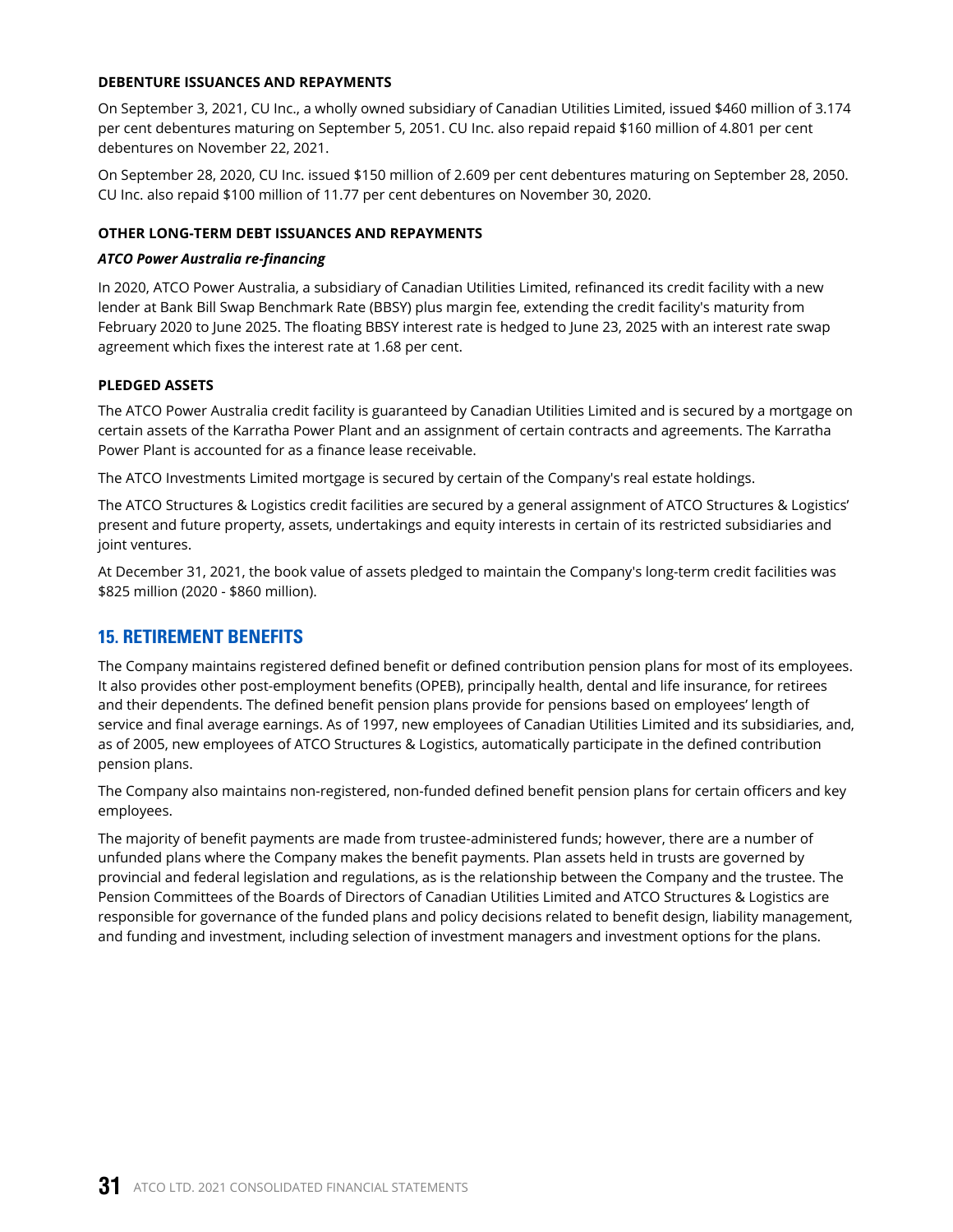#### DEBENTURE ISSUANCES AND REPAYMENTS

On September 3, 2021, CU Inc., a wholly owned subsidiary of Canadian Utilities Limited, issued $460 million of 3.174 per cent debentures maturing on September 5, 2051. CU Inc. also repaid repaid $160 million of 4.801 per cent debentures on November 22, 2021.

On September 28, 2020, CU Inc. issued $150 million of 2.609 per cent debentures maturing on September 28, 2050. CU Inc. also repaid $100 million of 11.77 per cent debentures on November 30, 2020.

#### OTHER LONG-TERM DEBT ISSUANCES AND REPAYMENTS

***ATCO Power Australia re-financing***

In 2020, ATCO Power Australia, a subsidiary of Canadian Utilities Limited, refinanced its credit facility with a new lender at Bank Bill Swap Benchmark Rate (BBSY) plus margin fee, extending the credit facility's maturity from February 2020 to June 2025. The floating BBSY interest rate is hedged to June 23, 2025 with an interest rate swap agreement which fixes the interest rate at 1.68 per cent.

#### PLEDGED ASSETS

The ATCO Power Australia credit facility is guaranteed by Canadian Utilities Limited and is secured by a mortgage on certain assets of the Karratha Power Plant and an assignment of certain contracts and agreements. The Karratha Power Plant is accounted for as a finance lease receivable.

The ATCO Investments Limited mortgage is secured by certain of the Company's real estate holdings.

The ATCO Structures & Logistics credit facilities are secured by a general assignment of ATCO Structures & Logistics' present and future property, assets, undertakings and equity interests in certain of its restricted subsidiaries and joint ventures.

At December 31, 2021, the book value of assets pledged to maintain the Company's long-term credit facilities was $825 million (2020 - $860 million).

## 15. RETIREMENT BENEFITS

The Company maintains registered defined benefit or defined contribution pension plans for most of its employees. It also provides other post-employment benefits (OPEB), principally health, dental and life insurance, for retirees and their dependents. The defined benefit pension plans provide for pensions based on employees' length of service and final average earnings. As of 1997, new employees of Canadian Utilities Limited and its subsidiaries, and, as of 2005, new employees of ATCO Structures & Logistics, automatically participate in the defined contribution pension plans.

The Company also maintains non-registered, non-funded defined benefit pension plans for certain officers and key employees.

The majority of benefit payments are made from trustee-administered funds; however, there are a number of unfunded plans where the Company makes the benefit payments. Plan assets held in trusts are governed by provincial and federal legislation and regulations, as is the relationship between the Company and the trustee. The Pension Committees of the Boards of Directors of Canadian Utilities Limited and ATCO Structures & Logistics are responsible for governance of the funded plans and policy decisions related to benefit design, liability management, and funding and investment, including selection of investment managers and investment options for the plans.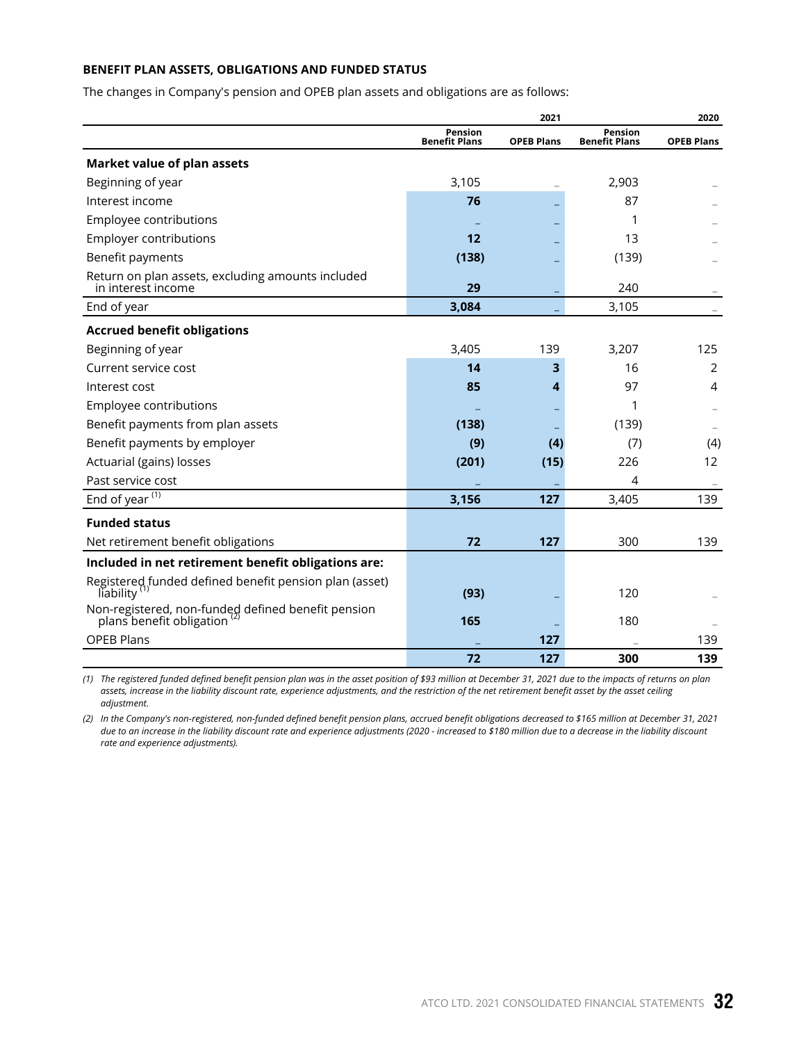### BENEFIT PLAN ASSETS, OBLIGATIONS AND FUNDED STATUS

The changes in Company's pension and OPEB plan assets and obligations are as follows:

| | 2021 | | 2020 | |
|---|---|---|---|---|
| | Pension Benefit Plans | OPEB Plans | Pension Benefit Plans | OPEB Plans |
| **Market value of plan assets** | | | | |
| Beginning of year | 3,105 | – | 2,903 | – |
| Interest income | **76** | – | 87 | – |
| Employee contributions | – | – | 1 | – |
| Employer contributions | **12** | – | 13 | – |
| Benefit payments | **(138)** | – | (139) | – |
| Return on plan assets, excluding amounts included in interest income | **29** | – | 240 | – |
| End of year | **3,084** | – | 3,105 | – |
| **Accrued benefit obligations** | | | | |
| Beginning of year | 3,405 | 139 | 3,207 | 125 |
| Current service cost | **14** | **3** | 16 | 2 |
| Interest cost | **85** | **4** | 97 | 4 |
| Employee contributions | – | – | 1 | – |
| Benefit payments from plan assets | **(138)** | – | (139) | – |
| Benefit payments by employer | **(9)** | **(4)** | (7) | (4) |
| Actuarial (gains) losses | **(201)** | **(15)** | 226 | 12 |
| Past service cost | – | – | 4 | – |
| End of year [1] | **3,156** | **127** | 3,405 | 139 |
| **Funded status** | | | | |
| Net retirement benefit obligations | **72** | **127** | 300 | 139 |
| **Included in net retirement benefit obligations are:** | | | | |
| Registered funded defined benefit pension plan (asset) liability [1] | **(93)** | – | 120 | – |
| Non-registered, non-funded defined benefit pension plans benefit obligation [2] | **165** | – | 180 | – |
| OPEB Plans | – | **127** | – | 139 |
| | **72** | **127** | **300** | **139** |

*(1) The registered funded defined benefit pension plan was in the asset position of $93 million at December 31, 2021 due to the impacts of returns on plan assets, increase in the liability discount rate, experience adjustments, and the restriction of the net retirement benefit asset by the asset ceiling adjustment.*

*(2) In the Company's non-registered, non-funded defined benefit pension plans, accrued benefit obligations decreased to $165 million at December 31, 2021 due to an increase in the liability discount rate and experience adjustments (2020 - increased to $180 million due to a decrease in the liability discount rate and experience adjustments).*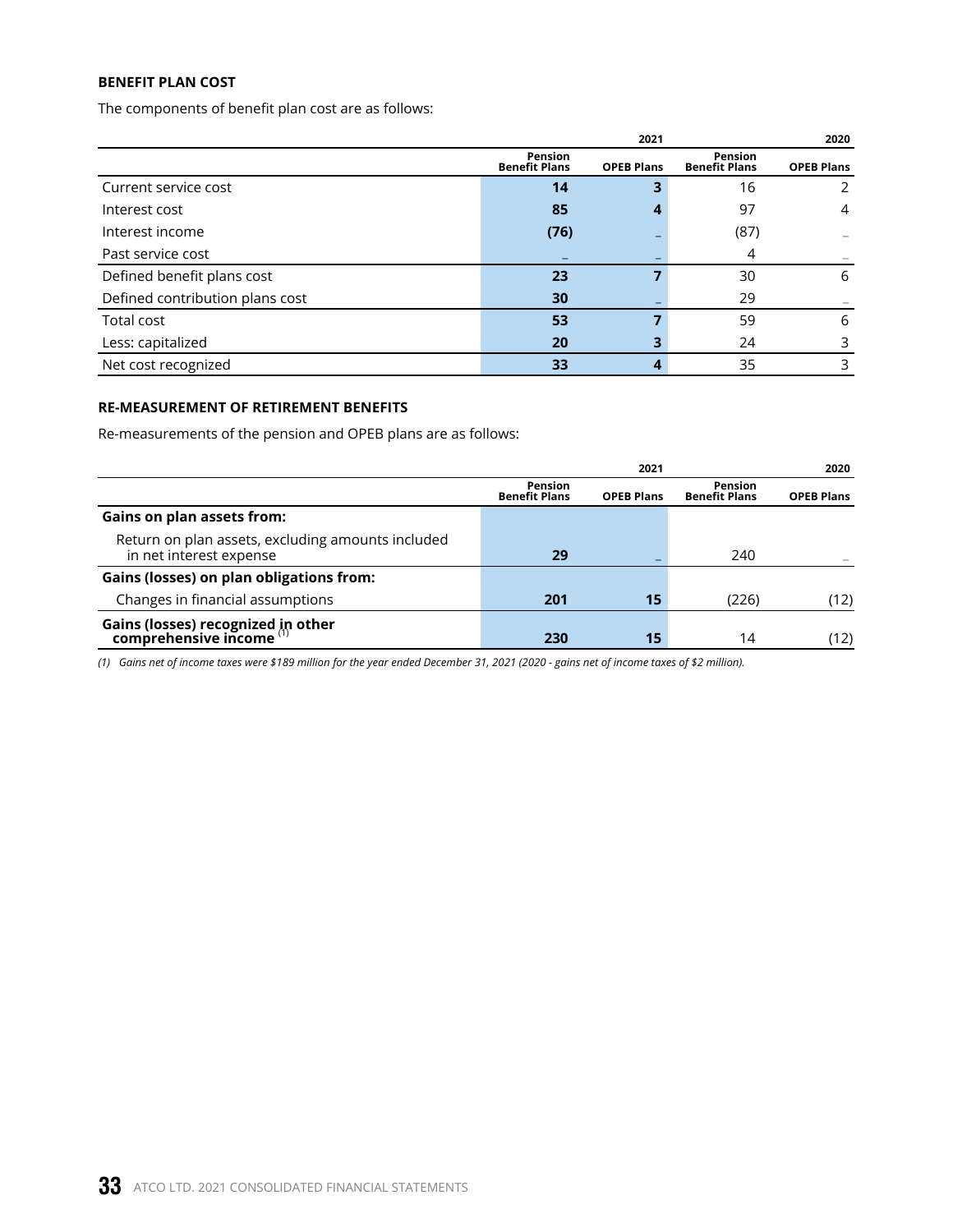### BENEFIT PLAN COST

The components of benefit plan cost are as follows:

| | 2021 | | 2020 | |
|---|---|---|---|---|
| | Pension Benefit Plans | OPEB Plans | Pension Benefit Plans | OPEB Plans |
| Current service cost | **14** | **3** | 16 | 2 |
| Interest cost | **85** | **4** | 97 | 4 |
| Interest income | **(76)** | **–** | (87) | – |
| Past service cost | **–** | **–** | 4 | – |
| Defined benefit plans cost | **23** | **7** | 30 | 6 |
| Defined contribution plans cost | **30** | **–** | 29 | – |
| Total cost | **53** | **7** | 59 | 6 |
| Less: capitalized | **20** | **3** | 24 | 3 |
| Net cost recognized | **33** | **4** | 35 | 3 |

### RE-MEASUREMENT OF RETIREMENT BENEFITS

Re-measurements of the pension and OPEB plans are as follows:

| | 2021 | | 2020 | |
|---|---|---|---|---|
| | Pension Benefit Plans | OPEB Plans | Pension Benefit Plans | OPEB Plans |
| **Gains on plan assets from:** | | | | |
| Return on plan assets, excluding amounts included in net interest expense | **29** | **–** | 240 | – |
| **Gains (losses) on plan obligations from:** | | | | |
| Changes in financial assumptions | **201** | **15** | (226) | (12) |
| **Gains (losses) recognized in other comprehensive income** [(1)] | **230** | **15** | 14 | (12) |

*(1) Gains net of income taxes were $189 million for the year ended December 31, 2021 (2020 - gains net of income taxes of $2 million).*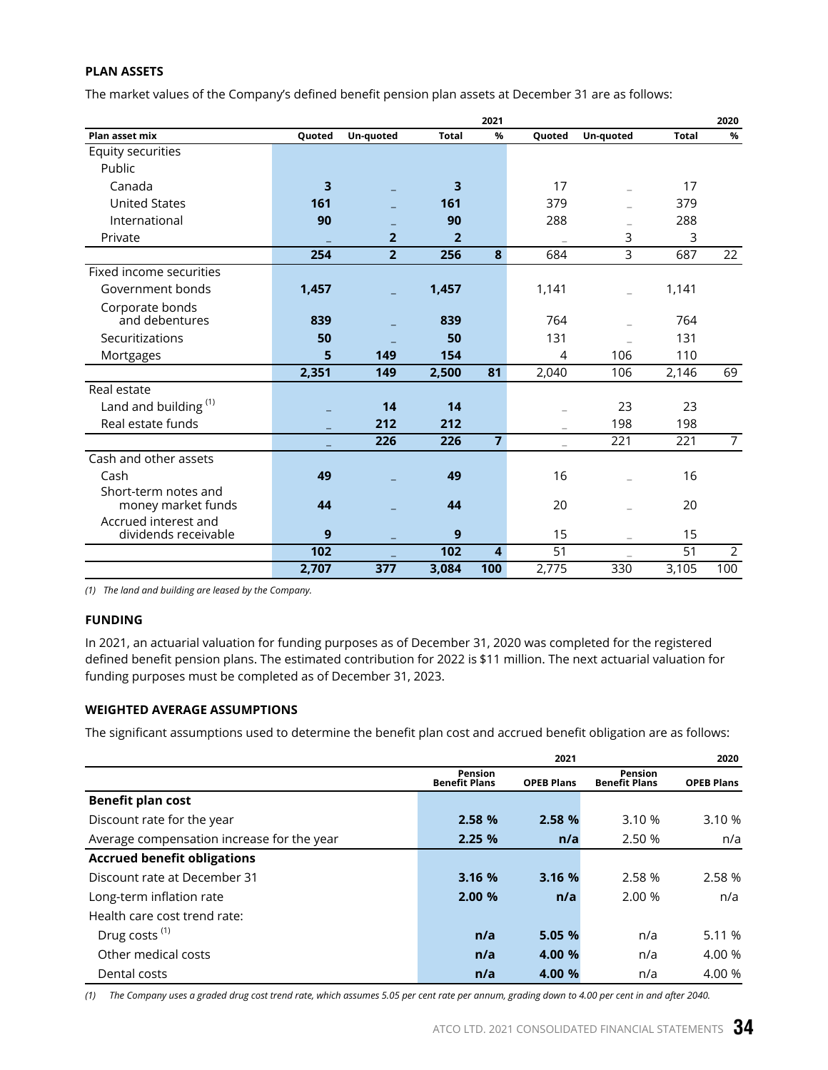### PLAN ASSETS

The market values of the Company's defined benefit pension plan assets at December 31 are as follows:

| | | | 2021 | | | | 2020 | |
|---|---|---|---|---|---|---|---|---|
| **Plan asset mix** | **Quoted** | **Un-quoted** | **Total** | **%** | **Quoted** | **Un-quoted** | **Total** | **%** |
| Equity securities | | | | | | | | |
| Public | | | | | | | | |
| Canada | **3** | **–** | **3** | | 17 | – | 17 | |
| United States | **161** | **–** | **161** | | 379 | – | 379 | |
| International | **90** | **–** | **90** | | 288 | – | 288 | |
| Private | **–** | **2** | **2** | | – | 3 | 3 | |
| | **254** | **2** | **256** | **8** | 684 | 3 | 687 | 22 |
| Fixed income securities | | | | | | | | |
| Government bonds | **1,457** | **–** | **1,457** | | 1,141 | – | 1,141 | |
| Corporate bonds and debentures | **839** | **–** | **839** | | 764 | – | 764 | |
| Securitizations | **50** | **–** | **50** | | 131 | – | 131 | |
| Mortgages | **5** | **149** | **154** | | 4 | 106 | 110 | |
| | **2,351** | **149** | **2,500** | **81** | 2,040 | 106 | 2,146 | 69 |
| Real estate | | | | | | | | |
| Land and building [(1)] | **–** | **14** | **14** | | – | 23 | 23 | |
| Real estate funds | **–** | **212** | **212** | | – | 198 | 198 | |
| | **–** | **226** | **226** | **7** | – | 221 | 221 | 7 |
| Cash and other assets | | | | | | | | |
| Cash | **49** | **–** | **49** | | 16 | – | 16 | |
| Short-term notes and money market funds | **44** | **–** | **44** | | 20 | – | 20 | |
| Accrued interest and dividends receivable | **9** | **–** | **9** | | 15 | – | 15 | |
| | **102** | **–** | **102** | **4** | 51 | – | 51 | 2 |
| | **2,707** | **377** | **3,084** | **100** | 2,775 | 330 | 3,105 | 100 |

*(1) The land and building are leased by the Company.*

### FUNDING

In 2021, an actuarial valuation for funding purposes as of December 31, 2020 was completed for the registered defined benefit pension plans. The estimated contribution for 2022 is $11 million. The next actuarial valuation for funding purposes must be completed as of December 31, 2023.

### WEIGHTED AVERAGE ASSUMPTIONS

The significant assumptions used to determine the benefit plan cost and accrued benefit obligation are as follows:

| | 2021 | | 2020 | |
|---|---|---|---|---|
| | **Pension Benefit Plans** | **OPEB Plans** | **Pension Benefit Plans** | **OPEB Plans** |
| **Benefit plan cost** | | | | |
| Discount rate for the year | **2.58 %** | **2.58 %** | 3.10 % | 3.10 % |
| Average compensation increase for the year | **2.25 %** | **n/a** | 2.50 % | n/a |
| **Accrued benefit obligations** | | | | |
| Discount rate at December 31 | **3.16 %** | **3.16 %** | 2.58 % | 2.58 % |
| Long-term inflation rate | **2.00 %** | **n/a** | 2.00 % | n/a |
| Health care cost trend rate: | | | | |
| Drug costs [(1)] | **n/a** | **5.05 %** | n/a | 5.11 % |
| Other medical costs | **n/a** | **4.00 %** | n/a | 4.00 % |
| Dental costs | **n/a** | **4.00 %** | n/a | 4.00 % |

*(1) The Company uses a graded drug cost trend rate, which assumes 5.05 per cent rate per annum, grading down to 4.00 per cent in and after 2040.*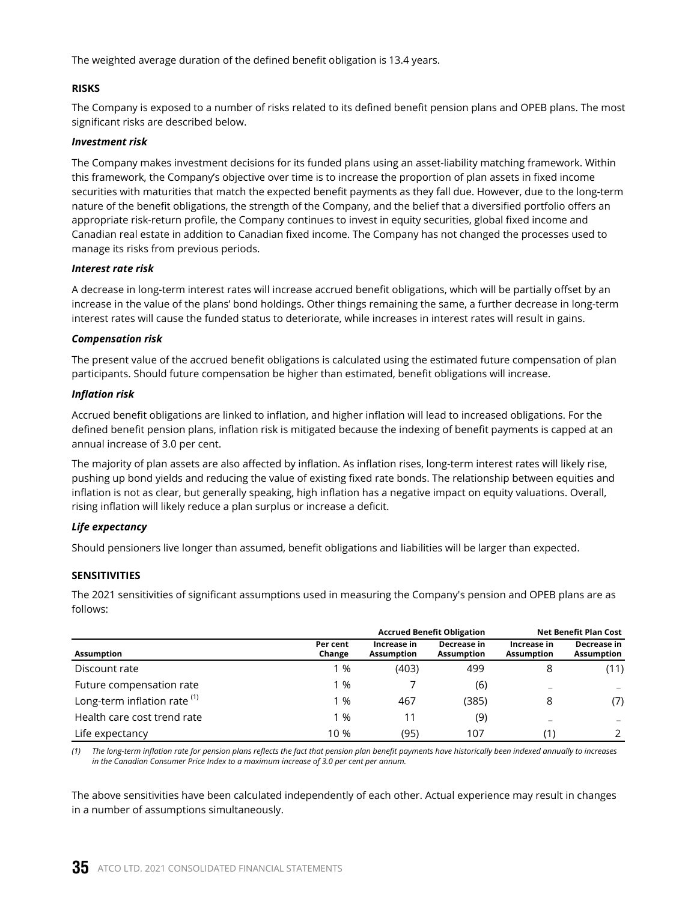The weighted average duration of the defined benefit obligation is 13.4 years.

**RISKS**

The Company is exposed to a number of risks related to its defined benefit pension plans and OPEB plans. The most significant risks are described below.

***Investment risk***

The Company makes investment decisions for its funded plans using an asset-liability matching framework. Within this framework, the Company's objective over time is to increase the proportion of plan assets in fixed income securities with maturities that match the expected benefit payments as they fall due. However, due to the long-term nature of the benefit obligations, the strength of the Company, and the belief that a diversified portfolio offers an appropriate risk-return profile, the Company continues to invest in equity securities, global fixed income and Canadian real estate in addition to Canadian fixed income. The Company has not changed the processes used to manage its risks from previous periods.

***Interest rate risk***

A decrease in long-term interest rates will increase accrued benefit obligations, which will be partially offset by an increase in the value of the plans' bond holdings. Other things remaining the same, a further decrease in long-term interest rates will cause the funded status to deteriorate, while increases in interest rates will result in gains.

***Compensation risk***

The present value of the accrued benefit obligations is calculated using the estimated future compensation of plan participants. Should future compensation be higher than estimated, benefit obligations will increase.

***Inflation risk***

Accrued benefit obligations are linked to inflation, and higher inflation will lead to increased obligations. For the defined benefit pension plans, inflation risk is mitigated because the indexing of benefit payments is capped at an annual increase of 3.0 per cent.

The majority of plan assets are also affected by inflation. As inflation rises, long-term interest rates will likely rise, pushing up bond yields and reducing the value of existing fixed rate bonds. The relationship between equities and inflation is not as clear, but generally speaking, high inflation has a negative impact on equity valuations. Overall, rising inflation will likely reduce a plan surplus or increase a deficit.

***Life expectancy***

Should pensioners live longer than assumed, benefit obligations and liabilities will be larger than expected.

**SENSITIVITIES**

The 2021 sensitivities of significant assumptions used in measuring the Company's pension and OPEB plans are as follows:

| | | Accrued Benefit Obligation | | Net Benefit Plan Cost | |
|---|---|---|---|---|---|
| **Assumption** | **Per cent Change** | **Increase in Assumption** | **Decrease in Assumption** | **Increase in Assumption** | **Decrease in Assumption** |
| Discount rate | 1 % | (403) | 499 | 8 | (11) |
| Future compensation rate | 1 % | 7 | (6) | – | – |
| Long-term inflation rate [1] | 1 % | 467 | (385) | 8 | (7) |
| Health care cost trend rate | 1 % | 11 | (9) | – | – |
| Life expectancy | 10 % | (95) | 107 | (1) | 2 |

*(1) The long-term inflation rate for pension plans reflects the fact that pension plan benefit payments have historically been indexed annually to increases in the Canadian Consumer Price Index to a maximum increase of 3.0 per cent per annum.*

The above sensitivities have been calculated independently of each other. Actual experience may result in changes in a number of assumptions simultaneously.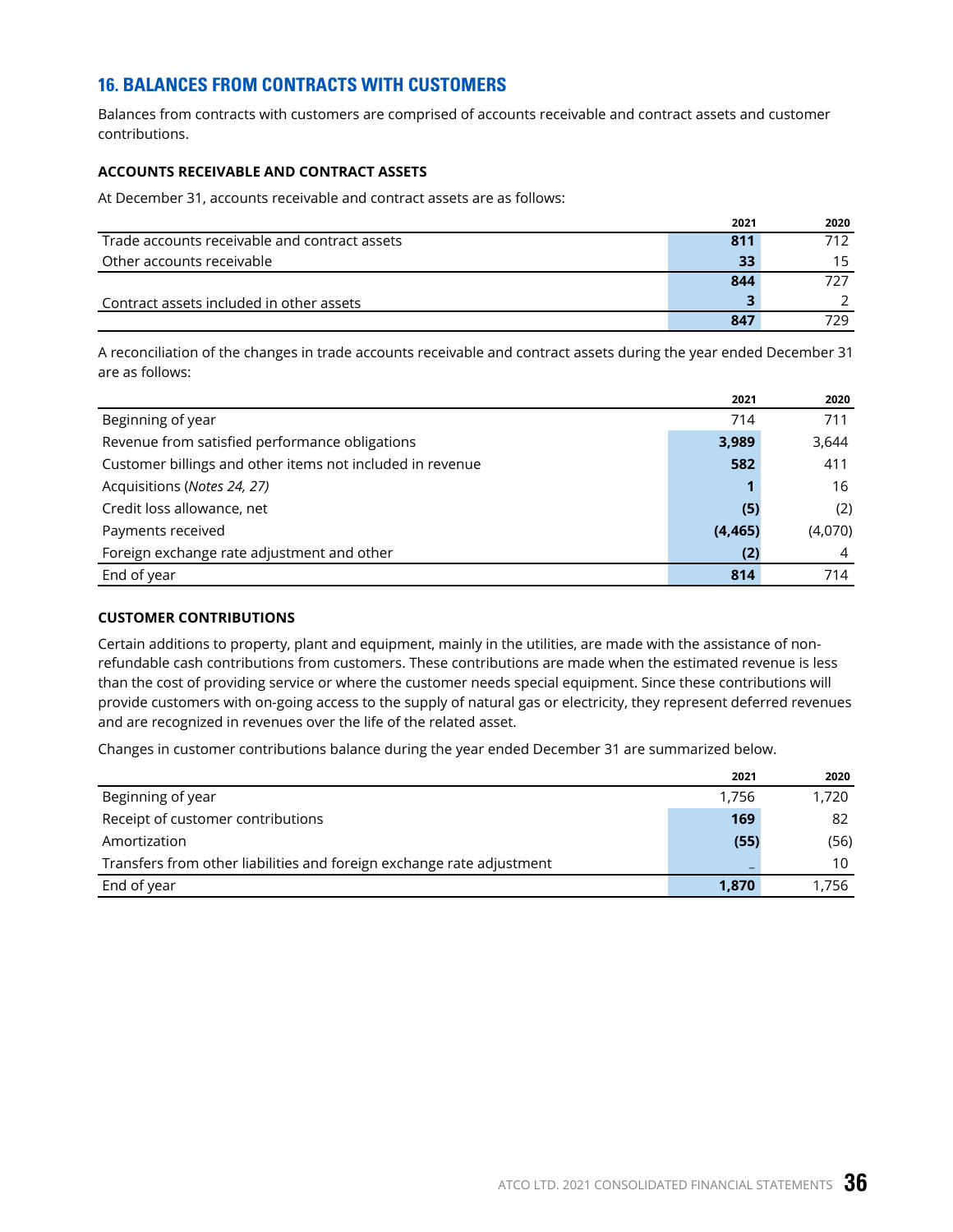## 16. BALANCES FROM CONTRACTS WITH CUSTOMERS

Balances from contracts with customers are comprised of accounts receivable and contract assets and customer contributions.

### ACCOUNTS RECEIVABLE AND CONTRACT ASSETS

At December 31, accounts receivable and contract assets are as follows:

| | 2021 | 2020 |
|---|---|---|
| Trade accounts receivable and contract assets | **811** | 712 |
| Other accounts receivable | **33** | 15 |
| | **844** | 727 |
| Contract assets included in other assets | **3** | 2 |
| | **847** | 729 |

A reconciliation of the changes in trade accounts receivable and contract assets during the year ended December 31 are as follows:

| | 2021 | 2020 |
|---|---|---|
| Beginning of year | 714 | 711 |
| Revenue from satisfied performance obligations | **3,989** | 3,644 |
| Customer billings and other items not included in revenue | **582** | 411 |
| Acquisitions (*Notes 24, 27*) | **1** | 16 |
| Credit loss allowance, net | **(5)** | (2) |
| Payments received | **(4,465)** | (4,070) |
| Foreign exchange rate adjustment and other | **(2)** | 4 |
| End of year | **814** | 714 |

### CUSTOMER CONTRIBUTIONS

Certain additions to property, plant and equipment, mainly in the utilities, are made with the assistance of non-refundable cash contributions from customers. These contributions are made when the estimated revenue is less than the cost of providing service or where the customer needs special equipment. Since these contributions will provide customers with on-going access to the supply of natural gas or electricity, they represent deferred revenues and are recognized in revenues over the life of the related asset.

Changes in customer contributions balance during the year ended December 31 are summarized below.

| | 2021 | 2020 |
|---|---|---|
| Beginning of year | 1,756 | 1,720 |
| Receipt of customer contributions | **169** | 82 |
| Amortization | **(55)** | (56) |
| Transfers from other liabilities and foreign exchange rate adjustment | **–** | 10 |
| End of year | **1,870** | 1,756 |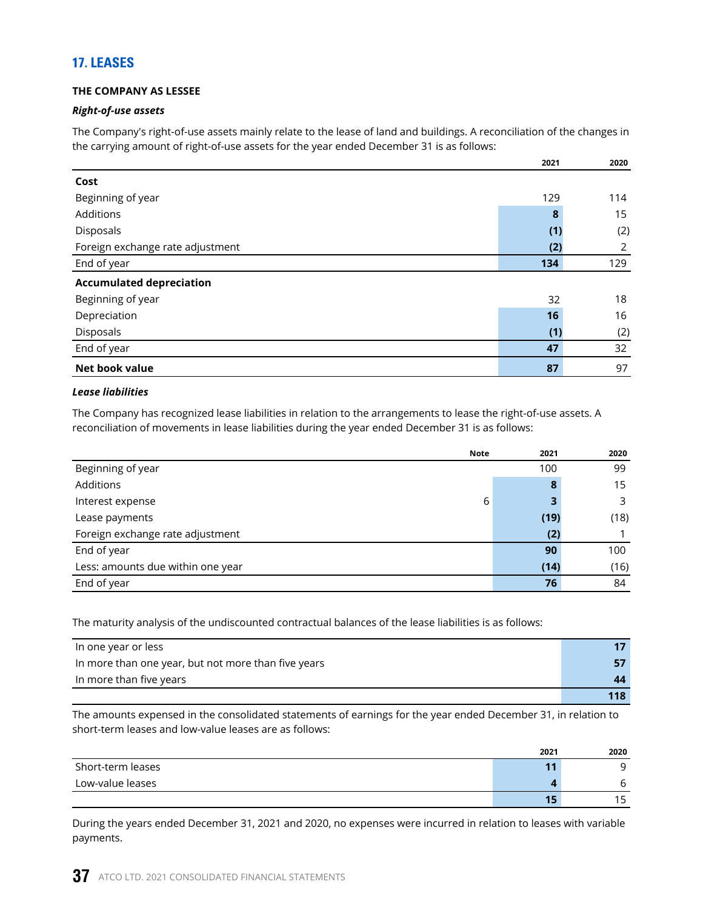## 17. LEASES

**THE COMPANY AS LESSEE**

***Right-of-use assets***

The Company's right-of-use assets mainly relate to the lease of land and buildings. A reconciliation of the changes in the carrying amount of right-of-use assets for the year ended December 31 is as follows:

| | 2021 | 2020 |
|---|---|---|
| **Cost** | | |
| Beginning of year | 129 | 114 |
| Additions | **8** | 15 |
| Disposals | **(1)** | (2) |
| Foreign exchange rate adjustment | **(2)** | 2 |
| End of year | **134** | 129 |
| **Accumulated depreciation** | | |
| Beginning of year | 32 | 18 |
| Depreciation | **16** | 16 |
| Disposals | **(1)** | (2) |
| End of year | **47** | 32 |
| **Net book value** | **87** | 97 |

***Lease liabilities***

The Company has recognized lease liabilities in relation to the arrangements to lease the right-of-use assets. A reconciliation of movements in lease liabilities during the year ended December 31 is as follows:

| | Note | 2021 | 2020 |
|---|---|---|---|
| Beginning of year | | 100 | 99 |
| Additions | | **8** | 15 |
| Interest expense | 6 | **3** | 3 |
| Lease payments | | **(19)** | (18) |
| Foreign exchange rate adjustment | | **(2)** | 1 |
| End of year | | **90** | 100 |
| Less: amounts due within one year | | **(14)** | (16) |
| End of year | | **76** | 84 |

The maturity analysis of the undiscounted contractual balances of the lease liabilities is as follows:

| | |
|---|---|
| In one year or less | **17** |
| In more than one year, but not more than five years | **57** |
| In more than five years | **44** |
| | **118** |

The amounts expensed in the consolidated statements of earnings for the year ended December 31, in relation to short-term leases and low-value leases are as follows:

| | 2021 | 2020 |
|---|---|---|
| Short-term leases | **11** | 9 |
| Low-value leases | **4** | 6 |
| | **15** | 15 |

During the years ended December 31, 2021 and 2020, no expenses were incurred in relation to leases with variable payments.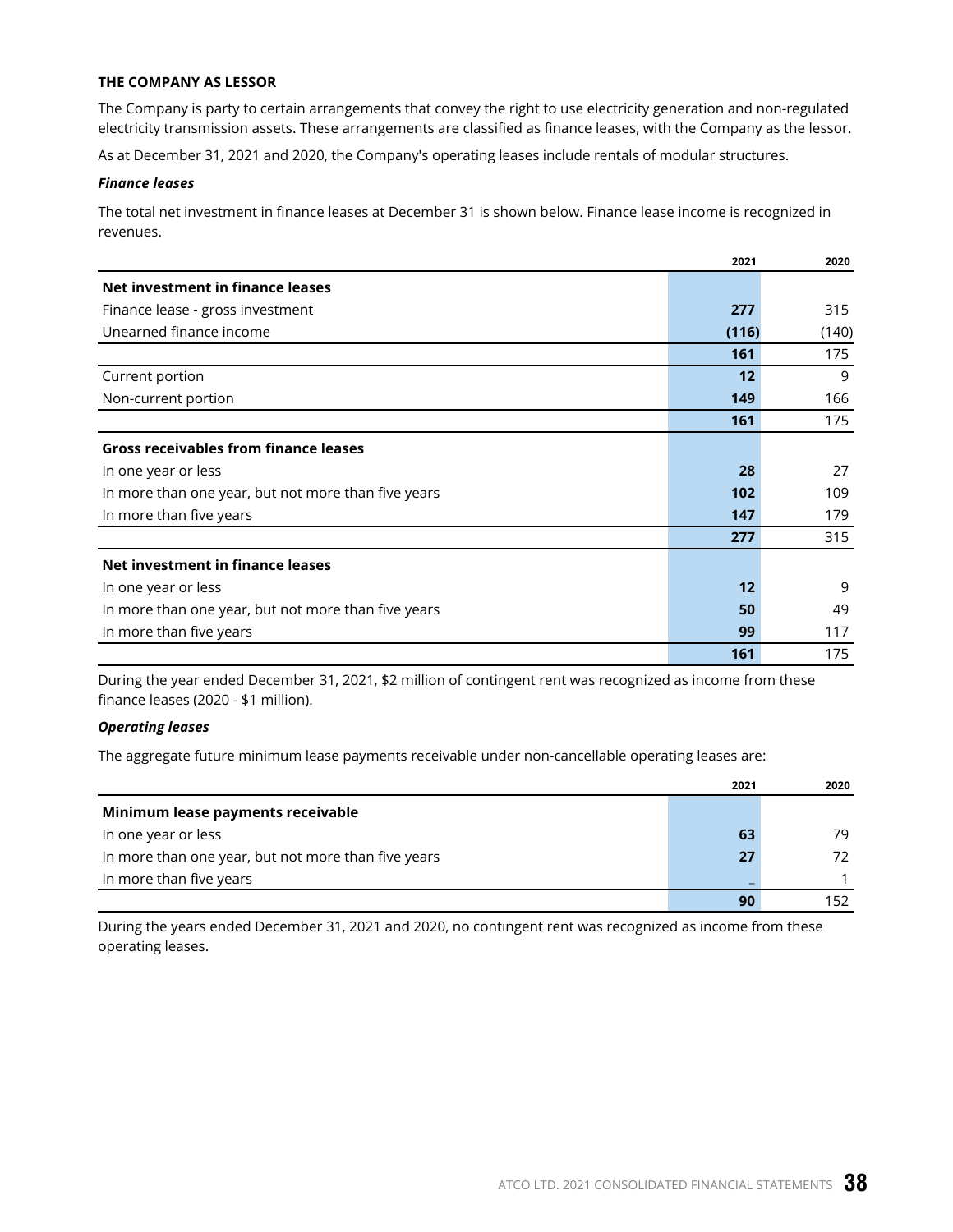**THE COMPANY AS LESSOR**

The Company is party to certain arrangements that convey the right to use electricity generation and non-regulated electricity transmission assets. These arrangements are classified as finance leases, with the Company as the lessor.

As at December 31, 2021 and 2020, the Company's operating leases include rentals of modular structures.

***Finance leases***

The total net investment in finance leases at December 31 is shown below. Finance lease income is recognized in revenues.

| | 2021 | 2020 |
|---|---|---|
| **Net investment in finance leases** | | |
| Finance lease - gross investment | **277** | 315 |
| Unearned finance income | **(116)** | (140) |
| | **161** | 175 |
| Current portion | **12** | 9 |
| Non-current portion | **149** | 166 |
| | **161** | 175 |
| **Gross receivables from finance leases** | | |
| In one year or less | **28** | 27 |
| In more than one year, but not more than five years | **102** | 109 |
| In more than five years | **147** | 179 |
| | **277** | 315 |
| **Net investment in finance leases** | | |
| In one year or less | **12** | 9 |
| In more than one year, but not more than five years | **50** | 49 |
| In more than five years | **99** | 117 |
| | **161** | 175 |

During the year ended December 31, 2021, $2 million of contingent rent was recognized as income from these finance leases (2020 - $1 million).

***Operating leases***

The aggregate future minimum lease payments receivable under non-cancellable operating leases are:

| | 2021 | 2020 |
|---|---|---|
| **Minimum lease payments receivable** | | |
| In one year or less | **63** | 79 |
| In more than one year, but not more than five years | **27** | 72 |
| In more than five years | **–** | 1 |
| | **90** | 152 |

During the years ended December 31, 2021 and 2020, no contingent rent was recognized as income from these operating leases.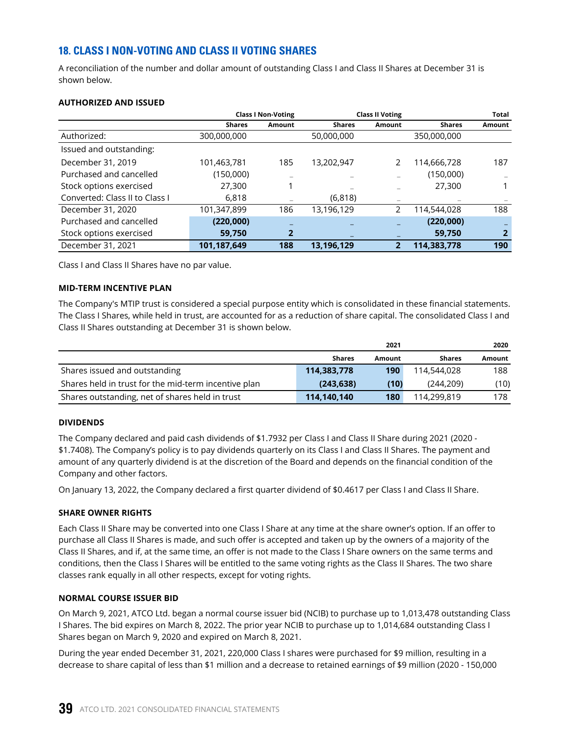## 18. CLASS I NON-VOTING AND CLASS II VOTING SHARES

A reconciliation of the number and dollar amount of outstanding Class I and Class II Shares at December 31 is shown below.

#### AUTHORIZED AND ISSUED

| | Class I Non-Voting | | Class II Voting | | Total | |
|---|---|---|---|---|---|---|
| | Shares | Amount | Shares | Amount | Shares | Amount |
| Authorized: | 300,000,000 | | 50,000,000 | | 350,000,000 | |
| Issued and outstanding: | | | | | | |
| December 31, 2019 | 101,463,781 | 185 | 13,202,947 | 2 | 114,666,728 | 187 |
| Purchased and cancelled | (150,000) | – | – | – | (150,000) | – |
| Stock options exercised | 27,300 | 1 | – | – | 27,300 | 1 |
| Converted: Class II to Class I | 6,818 | – | (6,818) | – | – | – |
| December 31, 2020 | 101,347,899 | 186 | 13,196,129 | 2 | 114,544,028 | 188 |
| Purchased and cancelled | **(220,000)** | **–** | **–** | **–** | **(220,000)** | **–** |
| Stock options exercised | **59,750** | **2** | **–** | **–** | **59,750** | **2** |
| December 31, 2021 | **101,187,649** | **188** | **13,196,129** | **2** | **114,383,778** | **190** |

Class I and Class II Shares have no par value.

#### MID-TERM INCENTIVE PLAN

The Company's MTIP trust is considered a special purpose entity which is consolidated in these financial statements. The Class I Shares, while held in trust, are accounted for as a reduction of share capital. The consolidated Class I and Class II Shares outstanding at December 31 is shown below.

| | 2021 | | 2020 | |
|---|---|---|---|---|
| | Shares | Amount | Shares | Amount |
| Shares issued and outstanding | **114,383,778** | **190** | 114,544,028 | 188 |
| Shares held in trust for the mid-term incentive plan | **(243,638)** | **(10)** | (244,209) | (10) |
| Shares outstanding, net of shares held in trust | **114,140,140** | **180** | 114,299,819 | 178 |

#### DIVIDENDS

The Company declared and paid cash dividends of $1.7932 per Class I and Class II Share during 2021 (2020 - $1.7408). The Company's policy is to pay dividends quarterly on its Class I and Class II Shares. The payment and amount of any quarterly dividend is at the discretion of the Board and depends on the financial condition of the Company and other factors.

On January 13, 2022, the Company declared a first quarter dividend of $0.4617 per Class I and Class II Share.

#### SHARE OWNER RIGHTS

Each Class II Share may be converted into one Class I Share at any time at the share owner's option. If an offer to purchase all Class II Shares is made, and such offer is accepted and taken up by the owners of a majority of the Class II Shares, and if, at the same time, an offer is not made to the Class I Share owners on the same terms and conditions, then the Class I Shares will be entitled to the same voting rights as the Class II Shares. The two share classes rank equally in all other respects, except for voting rights.

#### NORMAL COURSE ISSUER BID

On March 9, 2021, ATCO Ltd. began a normal course issuer bid (NCIB) to purchase up to 1,013,478 outstanding Class I Shares. The bid expires on March 8, 2022. The prior year NCIB to purchase up to 1,014,684 outstanding Class I Shares began on March 9, 2020 and expired on March 8, 2021.

During the year ended December 31, 2021, 220,000 Class I shares were purchased for $9 million, resulting in a decrease to share capital of less than $1 million and a decrease to retained earnings of $9 million (2020 - 150,000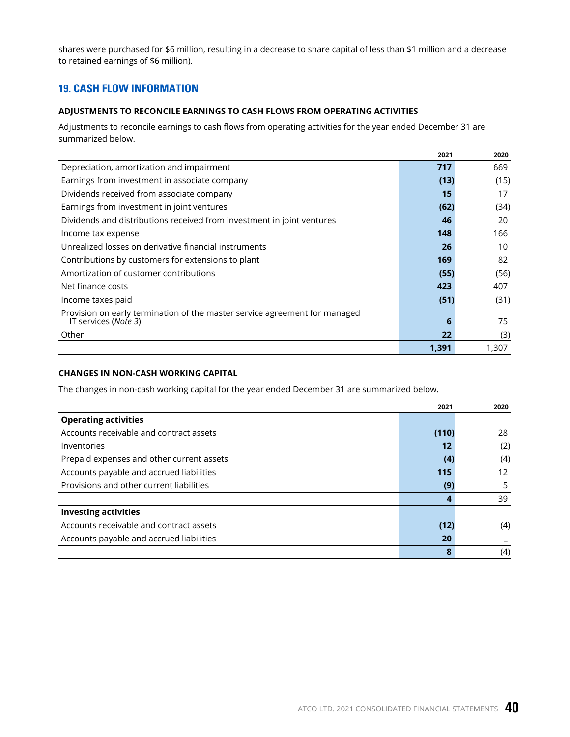shares were purchased for $6 million, resulting in a decrease to share capital of less than $1 million and a decrease to retained earnings of $6 million).

## 19. CASH FLOW INFORMATION

### ADJUSTMENTS TO RECONCILE EARNINGS TO CASH FLOWS FROM OPERATING ACTIVITIES

Adjustments to reconcile earnings to cash flows from operating activities for the year ended December 31 are summarized below.

| | 2021 | 2020 |
|---|---|---|
| Depreciation, amortization and impairment | **717** | 669 |
| Earnings from investment in associate company | **(13)** | (15) |
| Dividends received from associate company | **15** | 17 |
| Earnings from investment in joint ventures | **(62)** | (34) |
| Dividends and distributions received from investment in joint ventures | **46** | 20 |
| Income tax expense | **148** | 166 |
| Unrealized losses on derivative financial instruments | **26** | 10 |
| Contributions by customers for extensions to plant | **169** | 82 |
| Amortization of customer contributions | **(55)** | (56) |
| Net finance costs | **423** | 407 |
| Income taxes paid | **(51)** | (31) |
| Provision on early termination of the master service agreement for managed IT services (*Note 3*) | **6** | 75 |
| Other | **22** | (3) |
| | **1,391** | 1,307 |

### CHANGES IN NON-CASH WORKING CAPITAL

The changes in non-cash working capital for the year ended December 31 are summarized below.

| | 2021 | 2020 |
|---|---|---|
| **Operating activities** | | |
| Accounts receivable and contract assets | **(110)** | 28 |
| Inventories | **12** | (2) |
| Prepaid expenses and other current assets | **(4)** | (4) |
| Accounts payable and accrued liabilities | **115** | 12 |
| Provisions and other current liabilities | **(9)** | 5 |
| | **4** | 39 |
| **Investing activities** | | |
| Accounts receivable and contract assets | **(12)** | (4) |
| Accounts payable and accrued liabilities | **20** | – |
| | **8** | (4) |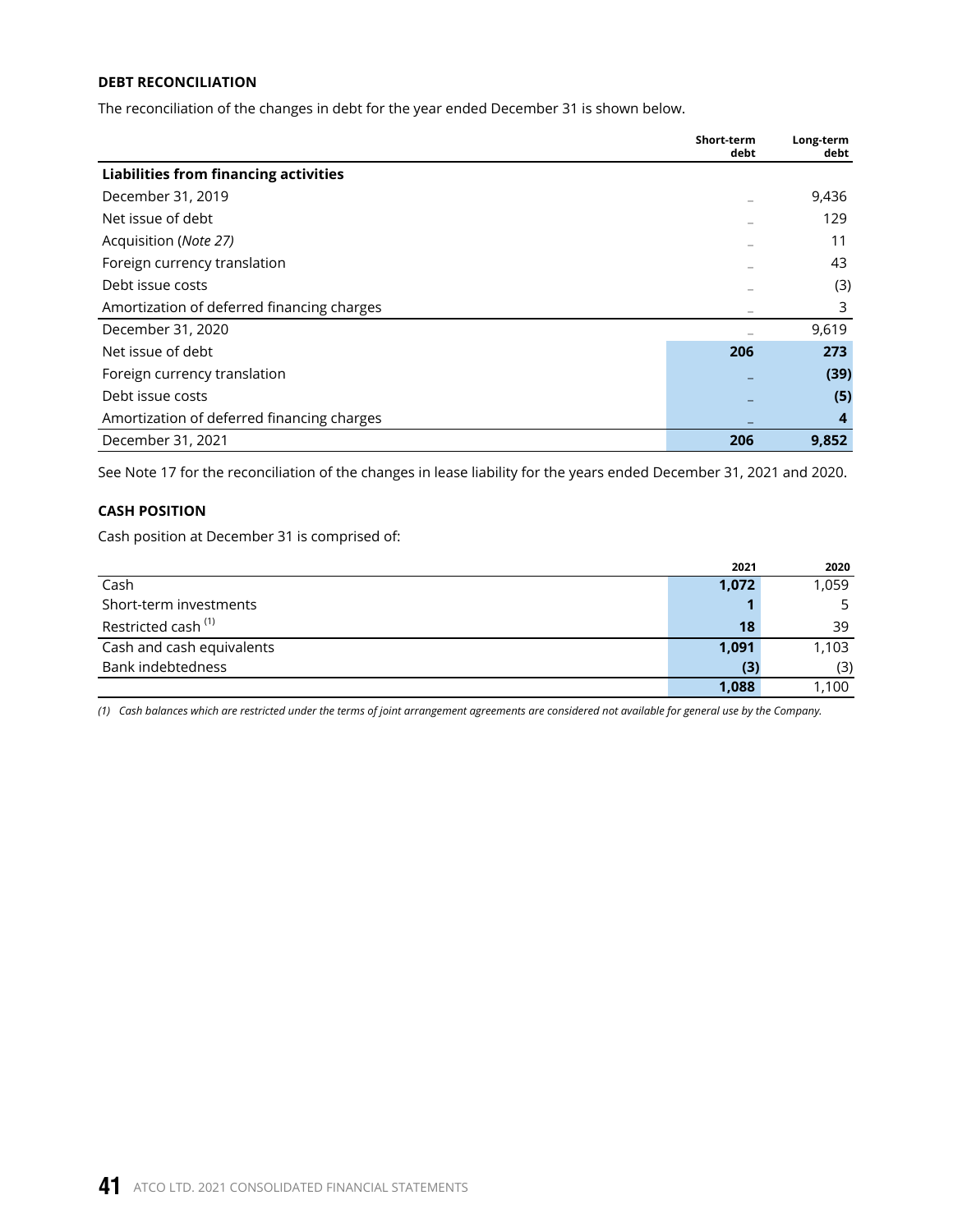### DEBT RECONCILIATION

The reconciliation of the changes in debt for the year ended December 31 is shown below.

| | Short-term debt | Long-term debt |
|---|---|---|
| **Liabilities from financing activities** | | |
| December 31, 2019 | – | 9,436 |
| Net issue of debt | – | 129 |
| Acquisition (*Note 27)* | – | 11 |
| Foreign currency translation | – | 43 |
| Debt issue costs | – | (3) |
| Amortization of deferred financing charges | – | 3 |
| December 31, 2020 | – | 9,619 |
| Net issue of debt | **206** | **273** |
| Foreign currency translation | – | **(39)** |
| Debt issue costs | – | **(5)** |
| Amortization of deferred financing charges | – | **4** |
| December 31, 2021 | **206** | **9,852** |

See Note 17 for the reconciliation of the changes in lease liability for the years ended December 31, 2021 and 2020.

### CASH POSITION

Cash position at December 31 is comprised of:

| | 2021 | 2020 |
|---|---|---|
| Cash | **1,072** | 1,059 |
| Short-term investments | **1** | 5 |
| Restricted cash [(1)] | **18** | 39 |
| Cash and cash equivalents | **1,091** | 1,103 |
| Bank indebtedness | **(3)** | (3) |
| | **1,088** | 1,100 |

*(1) Cash balances which are restricted under the terms of joint arrangement agreements are considered not available for general use by the Company.*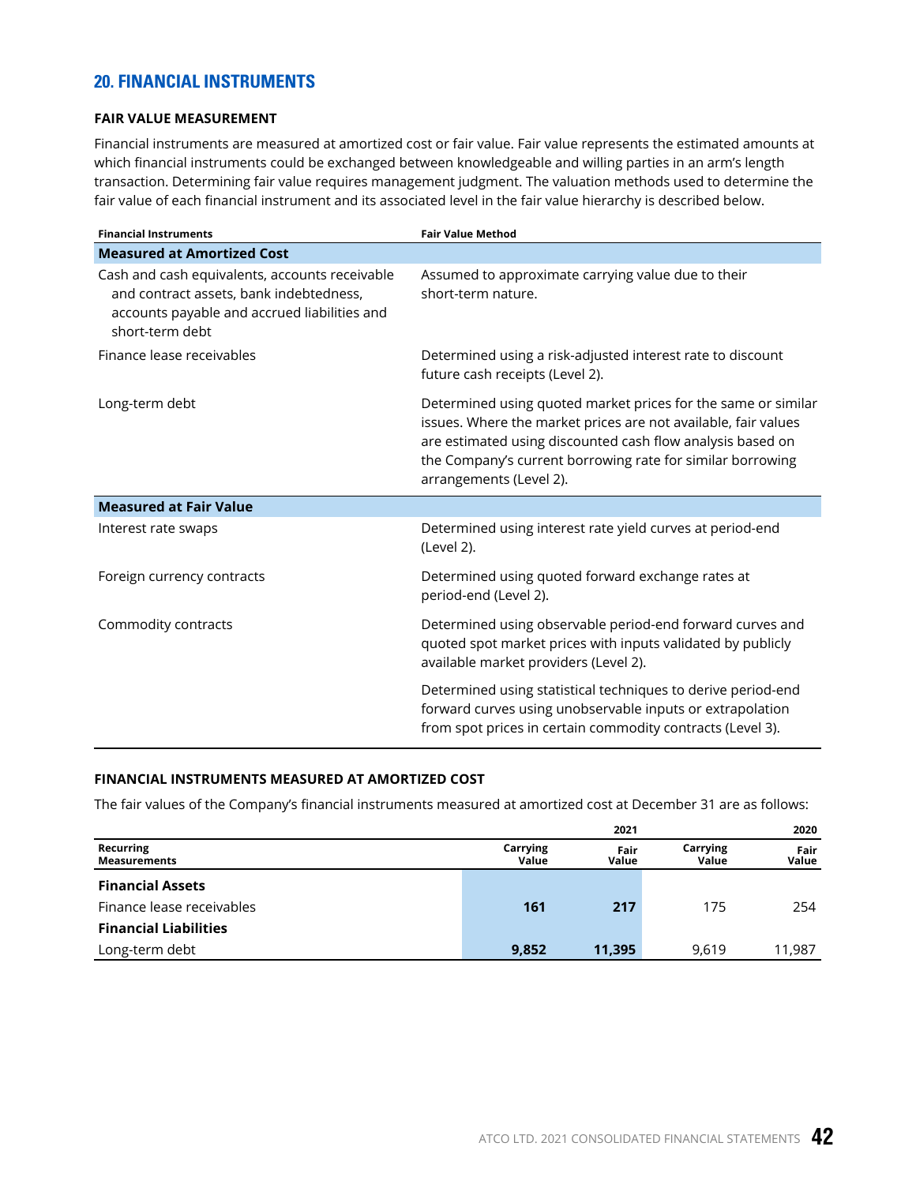## 20. FINANCIAL INSTRUMENTS

### FAIR VALUE MEASUREMENT

Financial instruments are measured at amortized cost or fair value. Fair value represents the estimated amounts at which financial instruments could be exchanged between knowledgeable and willing parties in an arm's length transaction. Determining fair value requires management judgment. The valuation methods used to determine the fair value of each financial instrument and its associated level in the fair value hierarchy is described below.

| Financial Instruments | Fair Value Method |
|---|---|
| **Measured at Amortized Cost** | |
| Cash and cash equivalents, accounts receivable and contract assets, bank indebtedness, accounts payable and accrued liabilities and short-term debt | Assumed to approximate carrying value due to their short-term nature. |
| Finance lease receivables | Determined using a risk-adjusted interest rate to discount future cash receipts (Level 2). |
| Long-term debt | Determined using quoted market prices for the same or similar issues. Where the market prices are not available, fair values are estimated using discounted cash flow analysis based on the Company's current borrowing rate for similar borrowing arrangements (Level 2). |
| **Measured at Fair Value** | |
| Interest rate swaps | Determined using interest rate yield curves at period-end (Level 2). |
| Foreign currency contracts | Determined using quoted forward exchange rates at period-end (Level 2). |
| Commodity contracts | Determined using observable period-end forward curves and quoted spot market prices with inputs validated by publicly available market providers (Level 2). |
| | Determined using statistical techniques to derive period-end forward curves using unobservable inputs or extrapolation from spot prices in certain commodity contracts (Level 3). |

### FINANCIAL INSTRUMENTS MEASURED AT AMORTIZED COST

The fair values of the Company's financial instruments measured at amortized cost at December 31 are as follows:

| | | 2021 | | 2020 |
|---|---|---|---|---|
| Recurring Measurements | Carrying Value | Fair Value | Carrying Value | Fair Value |
| **Financial Assets** | | | | |
| Finance lease receivables | **161** | **217** | 175 | 254 |
| **Financial Liabilities** | | | | |
| Long-term debt | **9,852** | **11,395** | 9,619 | 11,987 |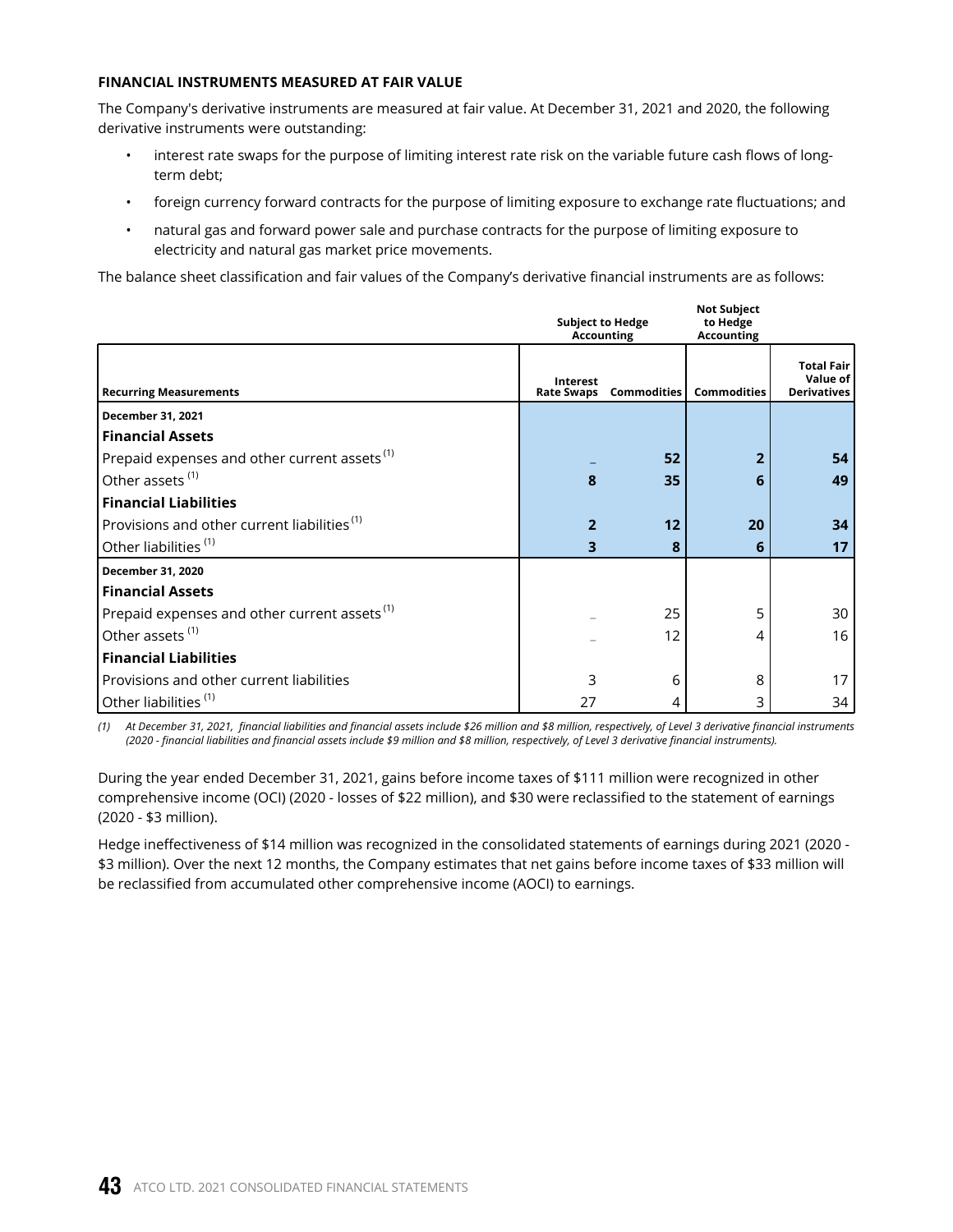**FINANCIAL INSTRUMENTS MEASURED AT FAIR VALUE**

The Company's derivative instruments are measured at fair value. At December 31, 2021 and 2020, the following derivative instruments were outstanding:

- interest rate swaps for the purpose of limiting interest rate risk on the variable future cash flows of long-term debt;
- foreign currency forward contracts for the purpose of limiting exposure to exchange rate fluctuations; and
- natural gas and forward power sale and purchase contracts for the purpose of limiting exposure to electricity and natural gas market price movements.

The balance sheet classification and fair values of the Company's derivative financial instruments are as follows:

| | Subject to Hedge Accounting | | Not Subject to Hedge Accounting | |
|---|---|---|---|---|
| **Recurring Measurements** | **Interest Rate Swaps** | **Commodities** | **Commodities** | **Total Fair Value of Derivatives** |
| **December 31, 2021** | | | | |
| **Financial Assets** | | | | |
| Prepaid expenses and other current assets [(1)] | – | **52** | **2** | **54** |
| Other assets [(1)] | **8** | **35** | **6** | **49** |
| **Financial Liabilities** | | | | |
| Provisions and other current liabilities [(1)] | **2** | **12** | **20** | **34** |
| Other liabilities [(1)] | **3** | **8** | **6** | **17** |
| **December 31, 2020** | | | | |
| **Financial Assets** | | | | |
| Prepaid expenses and other current assets [(1)] | – | 25 | 5 | 30 |
| Other assets [(1)] | – | 12 | 4 | 16 |
| **Financial Liabilities** | | | | |
| Provisions and other current liabilities | 3 | 6 | 8 | 17 |
| Other liabilities [(1)] | 27 | 4 | 3 | 34 |

*(1) At December 31, 2021, financial liabilities and financial assets include $26 million and $8 million, respectively, of Level 3 derivative financial instruments (2020 - financial liabilities and financial assets include $9 million and $8 million, respectively, of Level 3 derivative financial instruments).*

During the year ended December 31, 2021, gains before income taxes of $111 million were recognized in other comprehensive income (OCI) (2020 - losses of $22 million), and $30 were reclassified to the statement of earnings (2020 - $3 million).

Hedge ineffectiveness of $14 million was recognized in the consolidated statements of earnings during 2021 (2020 - $3 million). Over the next 12 months, the Company estimates that net gains before income taxes of $33 million will be reclassified from accumulated other comprehensive income (AOCI) to earnings.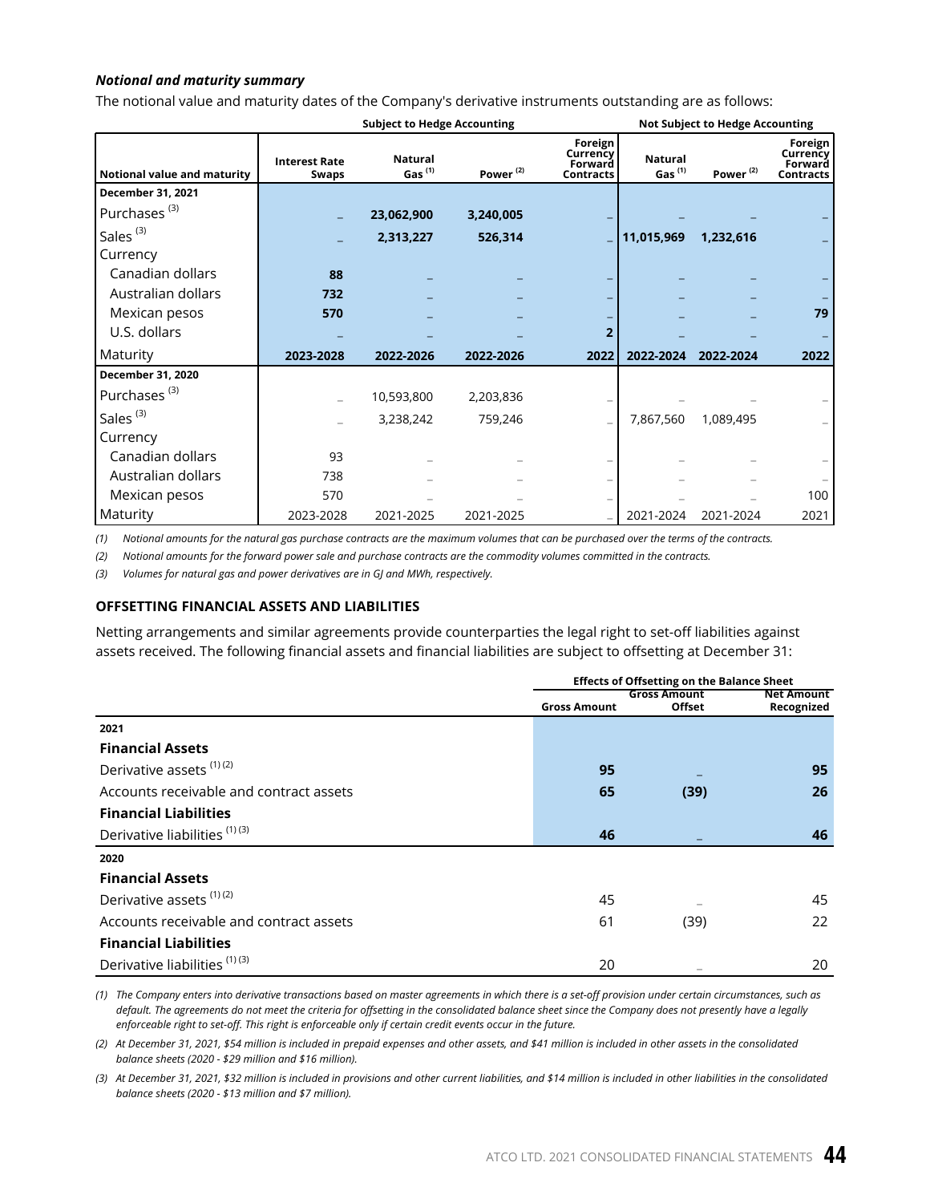*Notional and maturity summary*

The notional value and maturity dates of the Company's derivative instruments outstanding are as follows:

| | Subject to Hedge Accounting | | | | Not Subject to Hedge Accounting | | |
|---|---|---|---|---|---|---|---|
| **Notional value and maturity** | **Interest Rate Swaps** | **Natural Gas [1]** | **Power [2]** | **Foreign Currency Forward Contracts** | **Natural Gas [1]** | **Power [2]** | **Foreign Currency Forward Contracts** |
| **December 31, 2021** | | | | | | | |
| Purchases [3] | – | **23,062,900** | **3,240,005** | – | – | – | – |
| Sales [3] | – | **2,313,227** | **526,314** | – | **11,015,969** | **1,232,616** | – |
| Currency | | | | | | | |
| Canadian dollars | **88** | – | – | – | – | – | – |
| Australian dollars | **732** | – | – | – | – | – | – |
| Mexican pesos | **570** | – | – | – | – | – | **79** |
| U.S. dollars | – | – | – | **2** | – | – | – |
| Maturity | **2023-2028** | **2022-2026** | **2022-2026** | **2022** | **2022-2024** | **2022-2024** | **2022** |
| **December 31, 2020** | | | | | | | |
| Purchases [3] | – | 10,593,800 | 2,203,836 | – | – | – | – |
| Sales [3] | – | 3,238,242 | 759,246 | – | 7,867,560 | 1,089,495 | – |
| Currency | | | | | | | |
| Canadian dollars | 93 | – | – | – | – | – | – |
| Australian dollars | 738 | – | – | – | – | – | – |
| Mexican pesos | 570 | – | – | – | – | – | 100 |
| Maturity | 2023-2028 | 2021-2025 | 2021-2025 | – | 2021-2024 | 2021-2024 | 2021 |

*(1) Notional amounts for the natural gas purchase contracts are the maximum volumes that can be purchased over the terms of the contracts.*

*(2) Notional amounts for the forward power sale and purchase contracts are the commodity volumes committed in the contracts.*

*(3) Volumes for natural gas and power derivatives are in GJ and MWh, respectively.*

## OFFSETTING FINANCIAL ASSETS AND LIABILITIES

Netting arrangements and similar agreements provide counterparties the legal right to set-off liabilities against assets received. The following financial assets and financial liabilities are subject to offsetting at December 31:

| | Effects of Offsetting on the Balance Sheet | | |
|---|---|---|---|
| | **Gross Amount** | **Gross Amount Offset** | **Net Amount Recognized** |
| **2021** | | | |
| **Financial Assets** | | | |
| Derivative assets [1][2] | **95** | – | **95** |
| Accounts receivable and contract assets | **65** | **(39)** | **26** |
| **Financial Liabilities** | | | |
| Derivative liabilities [1][3] | **46** | – | **46** |
| **2020** | | | |
| **Financial Assets** | | | |
| Derivative assets [1][2] | 45 | – | 45 |
| Accounts receivable and contract assets | 61 | (39) | 22 |
| **Financial Liabilities** | | | |
| Derivative liabilities [1][3] | 20 | – | 20 |

*(1) The Company enters into derivative transactions based on master agreements in which there is a set-off provision under certain circumstances, such as default. The agreements do not meet the criteria for offsetting in the consolidated balance sheet since the Company does not presently have a legally enforceable right to set-off. This right is enforceable only if certain credit events occur in the future.*

*(2) At December 31, 2021, $54 million is included in prepaid expenses and other assets, and $41 million is included in other assets in the consolidated balance sheets (2020 - $29 million and $16 million).*

*(3) At December 31, 2021, $32 million is included in provisions and other current liabilities, and $14 million is included in other liabilities in the consolidated balance sheets (2020 - $13 million and $7 million).*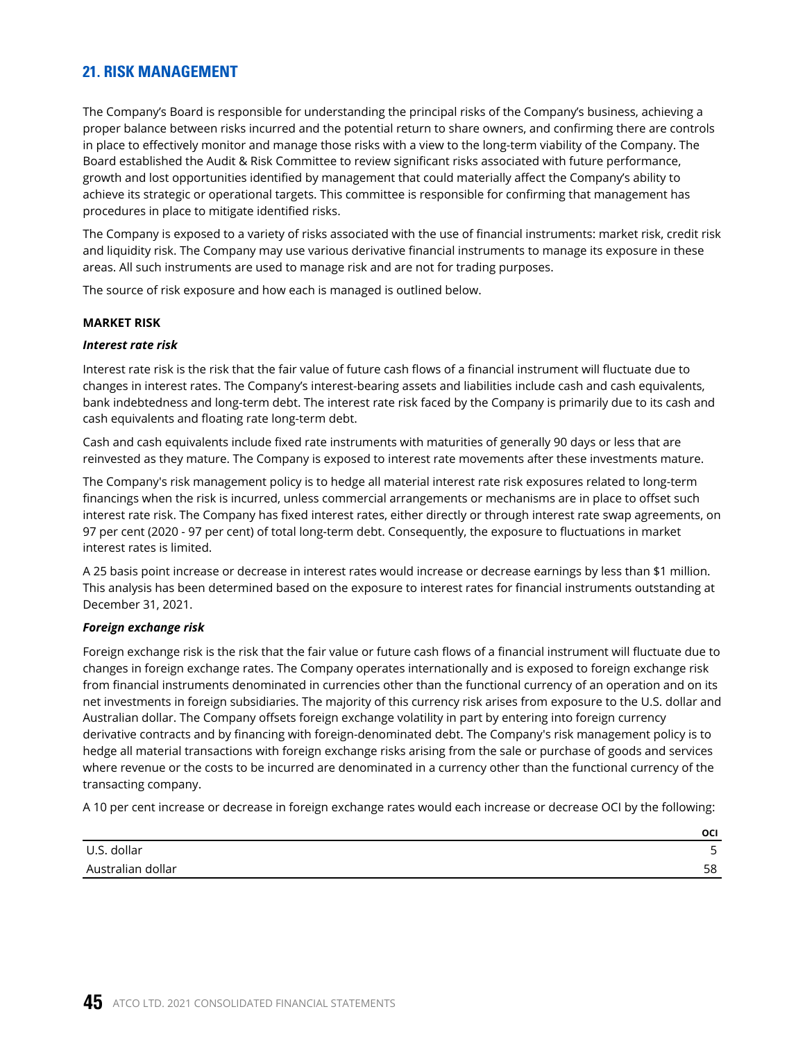## 21. RISK MANAGEMENT

The Company's Board is responsible for understanding the principal risks of the Company's business, achieving a proper balance between risks incurred and the potential return to share owners, and confirming there are controls in place to effectively monitor and manage those risks with a view to the long-term viability of the Company. The Board established the Audit & Risk Committee to review significant risks associated with future performance, growth and lost opportunities identified by management that could materially affect the Company's ability to achieve its strategic or operational targets. This committee is responsible for confirming that management has procedures in place to mitigate identified risks.

The Company is exposed to a variety of risks associated with the use of financial instruments: market risk, credit risk and liquidity risk. The Company may use various derivative financial instruments to manage its exposure in these areas. All such instruments are used to manage risk and are not for trading purposes.

The source of risk exposure and how each is managed is outlined below.

**MARKET RISK**

***Interest rate risk***

Interest rate risk is the risk that the fair value of future cash flows of a financial instrument will fluctuate due to changes in interest rates. The Company's interest-bearing assets and liabilities include cash and cash equivalents, bank indebtedness and long-term debt. The interest rate risk faced by the Company is primarily due to its cash and cash equivalents and floating rate long-term debt.

Cash and cash equivalents include fixed rate instruments with maturities of generally 90 days or less that are reinvested as they mature. The Company is exposed to interest rate movements after these investments mature.

The Company's risk management policy is to hedge all material interest rate risk exposures related to long-term financings when the risk is incurred, unless commercial arrangements or mechanisms are in place to offset such interest rate risk. The Company has fixed interest rates, either directly or through interest rate swap agreements, on 97 per cent (2020 - 97 per cent) of total long-term debt. Consequently, the exposure to fluctuations in market interest rates is limited.

A 25 basis point increase or decrease in interest rates would increase or decrease earnings by less than $1 million. This analysis has been determined based on the exposure to interest rates for financial instruments outstanding at December 31, 2021.

***Foreign exchange risk***

Foreign exchange risk is the risk that the fair value or future cash flows of a financial instrument will fluctuate due to changes in foreign exchange rates. The Company operates internationally and is exposed to foreign exchange risk from financial instruments denominated in currencies other than the functional currency of an operation and on its net investments in foreign subsidiaries. The majority of this currency risk arises from exposure to the U.S. dollar and Australian dollar. The Company offsets foreign exchange volatility in part by entering into foreign currency derivative contracts and by financing with foreign-denominated debt. The Company's risk management policy is to hedge all material transactions with foreign exchange risks arising from the sale or purchase of goods and services where revenue or the costs to be incurred are denominated in a currency other than the functional currency of the transacting company.

A 10 per cent increase or decrease in foreign exchange rates would each increase or decrease OCI by the following:

| | OCI |
|---|---|
| U.S. dollar | 5 |
| Australian dollar | 58 |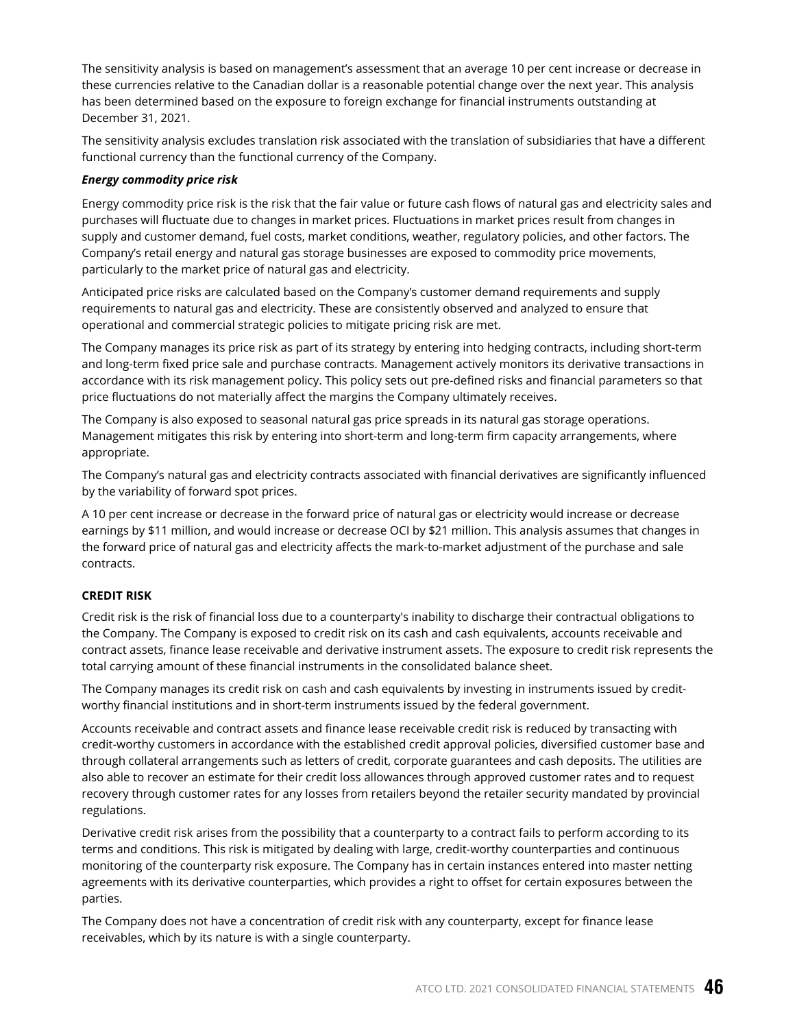The sensitivity analysis is based on management's assessment that an average 10 per cent increase or decrease in these currencies relative to the Canadian dollar is a reasonable potential change over the next year. This analysis has been determined based on the exposure to foreign exchange for financial instruments outstanding at December 31, 2021.

The sensitivity analysis excludes translation risk associated with the translation of subsidiaries that have a different functional currency than the functional currency of the Company.

***Energy commodity price risk***

Energy commodity price risk is the risk that the fair value or future cash flows of natural gas and electricity sales and purchases will fluctuate due to changes in market prices. Fluctuations in market prices result from changes in supply and customer demand, fuel costs, market conditions, weather, regulatory policies, and other factors. The Company's retail energy and natural gas storage businesses are exposed to commodity price movements, particularly to the market price of natural gas and electricity.

Anticipated price risks are calculated based on the Company's customer demand requirements and supply requirements to natural gas and electricity. These are consistently observed and analyzed to ensure that operational and commercial strategic policies to mitigate pricing risk are met.

The Company manages its price risk as part of its strategy by entering into hedging contracts, including short-term and long-term fixed price sale and purchase contracts. Management actively monitors its derivative transactions in accordance with its risk management policy. This policy sets out pre-defined risks and financial parameters so that price fluctuations do not materially affect the margins the Company ultimately receives.

The Company is also exposed to seasonal natural gas price spreads in its natural gas storage operations. Management mitigates this risk by entering into short-term and long-term firm capacity arrangements, where appropriate.

The Company's natural gas and electricity contracts associated with financial derivatives are significantly influenced by the variability of forward spot prices.

A 10 per cent increase or decrease in the forward price of natural gas or electricity would increase or decrease earnings by $11 million, and would increase or decrease OCI by $21 million. This analysis assumes that changes in the forward price of natural gas and electricity affects the mark-to-market adjustment of the purchase and sale contracts.

**CREDIT RISK**

Credit risk is the risk of financial loss due to a counterparty's inability to discharge their contractual obligations to the Company. The Company is exposed to credit risk on its cash and cash equivalents, accounts receivable and contract assets, finance lease receivable and derivative instrument assets. The exposure to credit risk represents the total carrying amount of these financial instruments in the consolidated balance sheet.

The Company manages its credit risk on cash and cash equivalents by investing in instruments issued by credit-worthy financial institutions and in short-term instruments issued by the federal government.

Accounts receivable and contract assets and finance lease receivable credit risk is reduced by transacting with credit-worthy customers in accordance with the established credit approval policies, diversified customer base and through collateral arrangements such as letters of credit, corporate guarantees and cash deposits. The utilities are also able to recover an estimate for their credit loss allowances through approved customer rates and to request recovery through customer rates for any losses from retailers beyond the retailer security mandated by provincial regulations.

Derivative credit risk arises from the possibility that a counterparty to a contract fails to perform according to its terms and conditions. This risk is mitigated by dealing with large, credit-worthy counterparties and continuous monitoring of the counterparty risk exposure. The Company has in certain instances entered into master netting agreements with its derivative counterparties, which provides a right to offset for certain exposures between the parties.

The Company does not have a concentration of credit risk with any counterparty, except for finance lease receivables, which by its nature is with a single counterparty.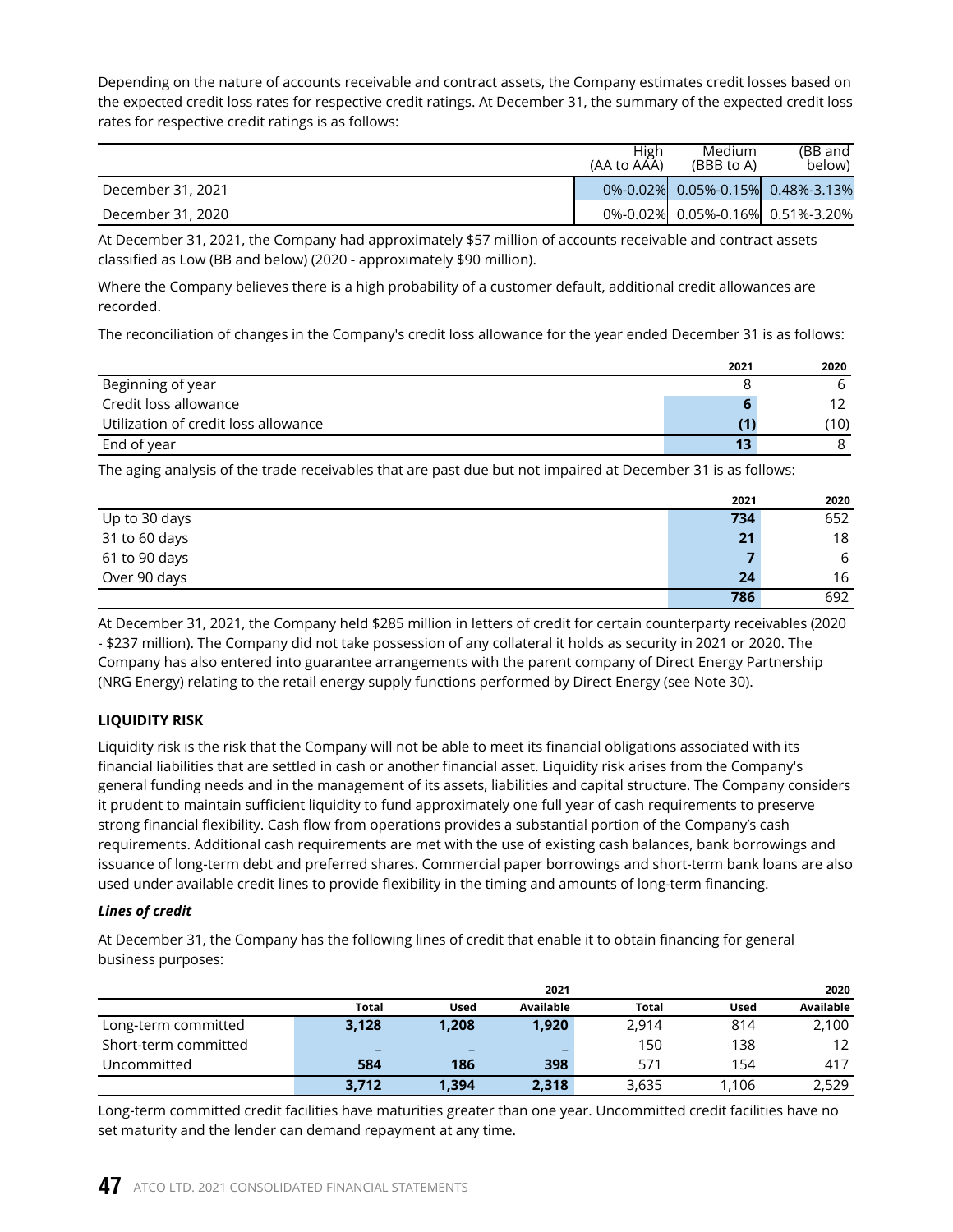Depending on the nature of accounts receivable and contract assets, the Company estimates credit losses based on the expected credit loss rates for respective credit ratings. At December 31, the summary of the expected credit loss rates for respective credit ratings is as follows:

| | High (AA to AAA) | Medium (BBB to A) | (BB and below) |
|---|---|---|---|
| December 31, 2021 | 0%-0.02% | 0.05%-0.15% | 0.48%-3.13% |
| December 31, 2020 | 0%-0.02% | 0.05%-0.16% | 0.51%-3.20% |

At December 31, 2021, the Company had approximately $57 million of accounts receivable and contract assets classified as Low (BB and below) (2020 - approximately $90 million).

Where the Company believes there is a high probability of a customer default, additional credit allowances are recorded.

The reconciliation of changes in the Company's credit loss allowance for the year ended December 31 is as follows:

| | 2021 | 2020 |
|---|---|---|
| Beginning of year | 8 | 6 |
| Credit loss allowance | **6** | 12 |
| Utilization of credit loss allowance | **(1)** | (10) |
| End of year | **13** | 8 |

The aging analysis of the trade receivables that are past due but not impaired at December 31 is as follows:

| | 2021 | 2020 |
|---|---|---|
| Up to 30 days | **734** | 652 |
| 31 to 60 days | **21** | 18 |
| 61 to 90 days | **7** | 6 |
| Over 90 days | **24** | 16 |
| | **786** | 692 |

At December 31, 2021, the Company held $285 million in letters of credit for certain counterparty receivables (2020 - $237 million). The Company did not take possession of any collateral it holds as security in 2021 or 2020. The Company has also entered into guarantee arrangements with the parent company of Direct Energy Partnership (NRG Energy) relating to the retail energy supply functions performed by Direct Energy (see Note 30).

**LIQUIDITY RISK**

Liquidity risk is the risk that the Company will not be able to meet its financial obligations associated with its financial liabilities that are settled in cash or another financial asset. Liquidity risk arises from the Company's general funding needs and in the management of its assets, liabilities and capital structure. The Company considers it prudent to maintain sufficient liquidity to fund approximately one full year of cash requirements to preserve strong financial flexibility. Cash flow from operations provides a substantial portion of the Company's cash requirements. Additional cash requirements are met with the use of existing cash balances, bank borrowings and issuance of long-term debt and preferred shares. Commercial paper borrowings and short-term bank loans are also used under available credit lines to provide flexibility in the timing and amounts of long-term financing.

***Lines of credit***

At December 31, the Company has the following lines of credit that enable it to obtain financing for general business purposes:

| | | | 2021 | | | 2020 |
|---|---|---|---|---|---|---|
| | Total | Used | Available | Total | Used | Available |
| Long-term committed | **3,128** | **1,208** | **1,920** | 2,914 | 814 | 2,100 |
| Short-term committed | – | – | – | 150 | 138 | 12 |
| Uncommitted | **584** | **186** | **398** | 571 | 154 | 417 |
| | **3,712** | **1,394** | **2,318** | 3,635 | 1,106 | 2,529 |

Long-term committed credit facilities have maturities greater than one year. Uncommitted credit facilities have no set maturity and the lender can demand repayment at any time.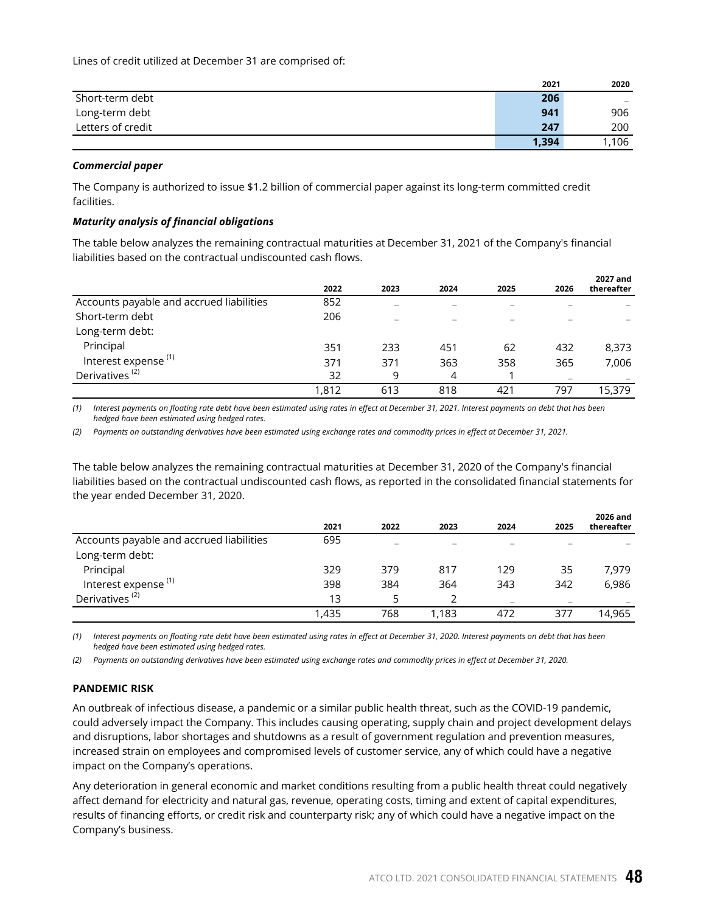Lines of credit utilized at December 31 are comprised of:

| | 2021 | 2020 |
|---|---|---|
| Short-term debt | **206** | – |
| Long-term debt | **941** | 906 |
| Letters of credit | **247** | 200 |
| | **1,394** | 1,106 |

***Commercial paper***

The Company is authorized to issue $1.2 billion of commercial paper against its long-term committed credit facilities.

***Maturity analysis of financial obligations***

The table below analyzes the remaining contractual maturities at December 31, 2021 of the Company's financial liabilities based on the contractual undiscounted cash flows.

| | 2022 | 2023 | 2024 | 2025 | 2026 | 2027 and thereafter |
|---|---|---|---|---|---|---|
| Accounts payable and accrued liabilities | 852 | – | – | – | – | – |
| Short-term debt | 206 | – | – | – | – | – |
| Long-term debt: | | | | | | |
| Principal | 351 | 233 | 451 | 62 | 432 | 8,373 |
| Interest expense [(1)] | 371 | 371 | 363 | 358 | 365 | 7,006 |
| Derivatives [(2)] | 32 | 9 | 4 | 1 | – | – |
| | 1,812 | 613 | 818 | 421 | 797 | 15,379 |

*(1) Interest payments on floating rate debt have been estimated using rates in effect at December 31, 2021. Interest payments on debt that has been hedged have been estimated using hedged rates.*

*(2) Payments on outstanding derivatives have been estimated using exchange rates and commodity prices in effect at December 31, 2021.*

The table below analyzes the remaining contractual maturities at December 31, 2020 of the Company's financial liabilities based on the contractual undiscounted cash flows, as reported in the consolidated financial statements for the year ended December 31, 2020.

| | 2021 | 2022 | 2023 | 2024 | 2025 | 2026 and thereafter |
|---|---|---|---|---|---|---|
| Accounts payable and accrued liabilities | 695 | – | – | – | – | – |
| Long-term debt: | | | | | | |
| Principal | 329 | 379 | 817 | 129 | 35 | 7,979 |
| Interest expense [(1)] | 398 | 384 | 364 | 343 | 342 | 6,986 |
| Derivatives [(2)] | 13 | 5 | 2 | – | – | – |
| | 1,435 | 768 | 1,183 | 472 | 377 | 14,965 |

*(1) Interest payments on floating rate debt have been estimated using rates in effect at December 31, 2020. Interest payments on debt that has been hedged have been estimated using hedged rates.*

*(2) Payments on outstanding derivatives have been estimated using exchange rates and commodity prices in effect at December 31, 2020.*

**PANDEMIC RISK**

An outbreak of infectious disease, a pandemic or a similar public health threat, such as the COVID-19 pandemic, could adversely impact the Company. This includes causing operating, supply chain and project development delays and disruptions, labor shortages and shutdowns as a result of government regulation and prevention measures, increased strain on employees and compromised levels of customer service, any of which could have a negative impact on the Company's operations.

Any deterioration in general economic and market conditions resulting from a public health threat could negatively affect demand for electricity and natural gas, revenue, operating costs, timing and extent of capital expenditures, results of financing efforts, or credit risk and counterparty risk; any of which could have a negative impact on the Company's business.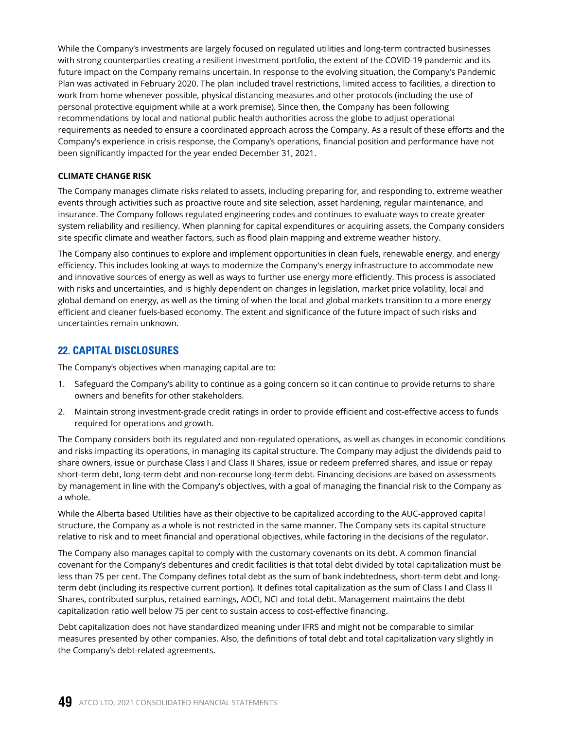While the Company's investments are largely focused on regulated utilities and long-term contracted businesses with strong counterparties creating a resilient investment portfolio, the extent of the COVID-19 pandemic and its future impact on the Company remains uncertain. In response to the evolving situation, the Company's Pandemic Plan was activated in February 2020. The plan included travel restrictions, limited access to facilities, a direction to work from home whenever possible, physical distancing measures and other protocols (including the use of personal protective equipment while at a work premise). Since then, the Company has been following recommendations by local and national public health authorities across the globe to adjust operational requirements as needed to ensure a coordinated approach across the Company. As a result of these efforts and the Company's experience in crisis response, the Company's operations, financial position and performance have not been significantly impacted for the year ended December 31, 2021.

**CLIMATE CHANGE RISK**

The Company manages climate risks related to assets, including preparing for, and responding to, extreme weather events through activities such as proactive route and site selection, asset hardening, regular maintenance, and insurance. The Company follows regulated engineering codes and continues to evaluate ways to create greater system reliability and resiliency. When planning for capital expenditures or acquiring assets, the Company considers site specific climate and weather factors, such as flood plain mapping and extreme weather history.

The Company also continues to explore and implement opportunities in clean fuels, renewable energy, and energy efficiency. This includes looking at ways to modernize the Company's energy infrastructure to accommodate new and innovative sources of energy as well as ways to further use energy more efficiently. This process is associated with risks and uncertainties, and is highly dependent on changes in legislation, market price volatility, local and global demand on energy, as well as the timing of when the local and global markets transition to a more energy efficient and cleaner fuels-based economy. The extent and significance of the future impact of such risks and uncertainties remain unknown.

## 22. CAPITAL DISCLOSURES

The Company's objectives when managing capital are to:

1. Safeguard the Company's ability to continue as a going concern so it can continue to provide returns to share owners and benefits for other stakeholders.
2. Maintain strong investment-grade credit ratings in order to provide efficient and cost-effective access to funds required for operations and growth.

The Company considers both its regulated and non-regulated operations, as well as changes in economic conditions and risks impacting its operations, in managing its capital structure. The Company may adjust the dividends paid to share owners, issue or purchase Class I and Class II Shares, issue or redeem preferred shares, and issue or repay short-term debt, long-term debt and non-recourse long-term debt. Financing decisions are based on assessments by management in line with the Company's objectives, with a goal of managing the financial risk to the Company as a whole.

While the Alberta based Utilities have as their objective to be capitalized according to the AUC-approved capital structure, the Company as a whole is not restricted in the same manner. The Company sets its capital structure relative to risk and to meet financial and operational objectives, while factoring in the decisions of the regulator.

The Company also manages capital to comply with the customary covenants on its debt. A common financial covenant for the Company's debentures and credit facilities is that total debt divided by total capitalization must be less than 75 per cent. The Company defines total debt as the sum of bank indebtedness, short-term debt and long-term debt (including its respective current portion). It defines total capitalization as the sum of Class I and Class II Shares, contributed surplus, retained earnings, AOCI, NCI and total debt. Management maintains the debt capitalization ratio well below 75 per cent to sustain access to cost-effective financing.

Debt capitalization does not have standardized meaning under IFRS and might not be comparable to similar measures presented by other companies. Also, the definitions of total debt and total capitalization vary slightly in the Company's debt-related agreements.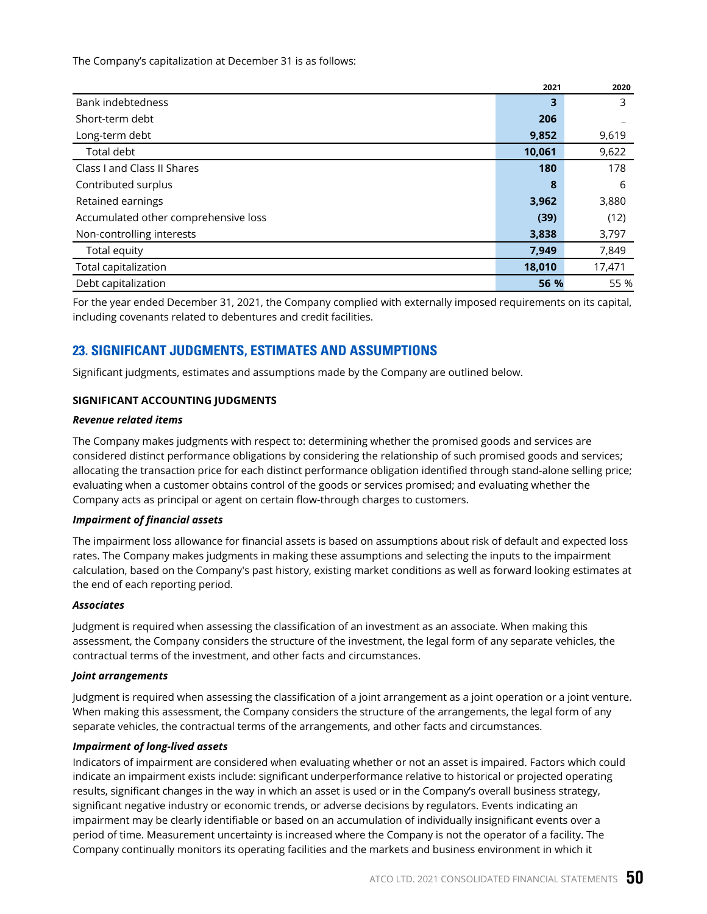The Company's capitalization at December 31 is as follows:

| | 2021 | 2020 |
|---|---|---|
| Bank indebtedness | **3** | 3 |
| Short-term debt | **206** | – |
| Long-term debt | **9,852** | 9,619 |
| Total debt | **10,061** | 9,622 |
| Class I and Class II Shares | **180** | 178 |
| Contributed surplus | **8** | 6 |
| Retained earnings | **3,962** | 3,880 |
| Accumulated other comprehensive loss | **(39)** | (12) |
| Non-controlling interests | **3,838** | 3,797 |
| Total equity | **7,949** | 7,849 |
| Total capitalization | **18,010** | 17,471 |
| Debt capitalization | **56 %** | 55 % |

For the year ended December 31, 2021, the Company complied with externally imposed requirements on its capital, including covenants related to debentures and credit facilities.

## 23. SIGNIFICANT JUDGMENTS, ESTIMATES AND ASSUMPTIONS

Significant judgments, estimates and assumptions made by the Company are outlined below.

### SIGNIFICANT ACCOUNTING JUDGMENTS

***Revenue related items***

The Company makes judgments with respect to: determining whether the promised goods and services are considered distinct performance obligations by considering the relationship of such promised goods and services; allocating the transaction price for each distinct performance obligation identified through stand-alone selling price; evaluating when a customer obtains control of the goods or services promised; and evaluating whether the Company acts as principal or agent on certain flow-through charges to customers.

***Impairment of financial assets***

The impairment loss allowance for financial assets is based on assumptions about risk of default and expected loss rates. The Company makes judgments in making these assumptions and selecting the inputs to the impairment calculation, based on the Company's past history, existing market conditions as well as forward looking estimates at the end of each reporting period.

***Associates***

Judgment is required when assessing the classification of an investment as an associate. When making this assessment, the Company considers the structure of the investment, the legal form of any separate vehicles, the contractual terms of the investment, and other facts and circumstances.

***Joint arrangements***

Judgment is required when assessing the classification of a joint arrangement as a joint operation or a joint venture. When making this assessment, the Company considers the structure of the arrangements, the legal form of any separate vehicles, the contractual terms of the arrangements, and other facts and circumstances.

***Impairment of long-lived assets***

Indicators of impairment are considered when evaluating whether or not an asset is impaired. Factors which could indicate an impairment exists include: significant underperformance relative to historical or projected operating results, significant changes in the way in which an asset is used or in the Company's overall business strategy, significant negative industry or economic trends, or adverse decisions by regulators. Events indicating an impairment may be clearly identifiable or based on an accumulation of individually insignificant events over a period of time. Measurement uncertainty is increased where the Company is not the operator of a facility. The Company continually monitors its operating facilities and the markets and business environment in which it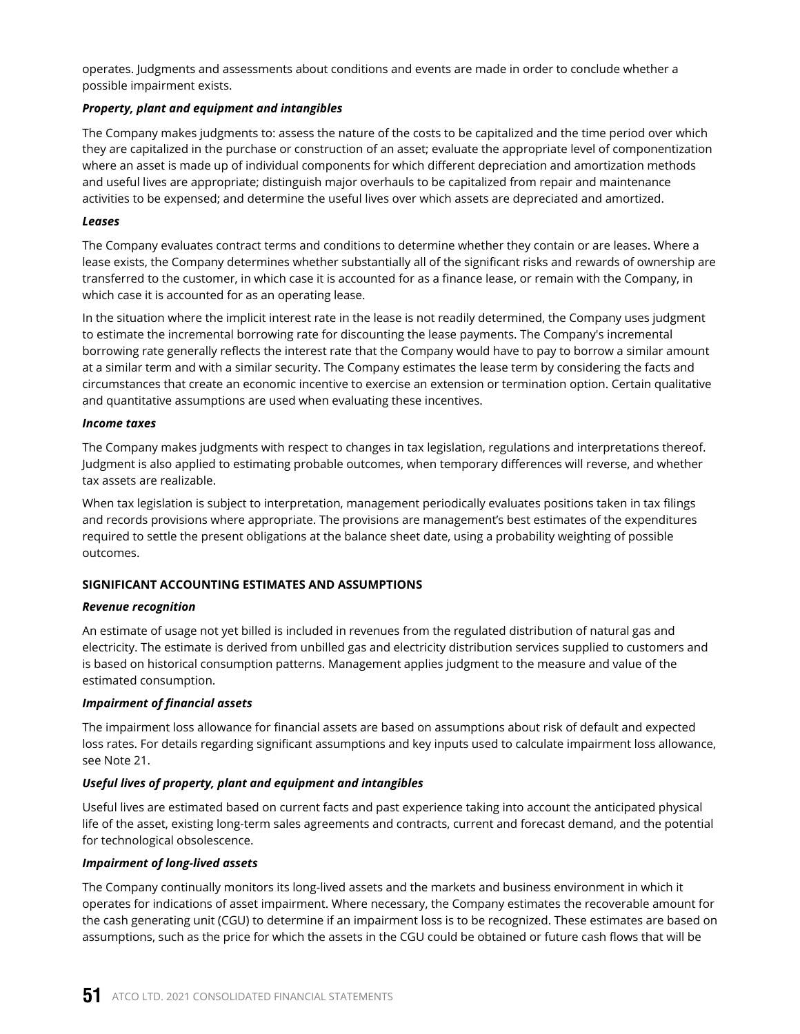operates. Judgments and assessments about conditions and events are made in order to conclude whether a possible impairment exists.

***Property, plant and equipment and intangibles***

The Company makes judgments to: assess the nature of the costs to be capitalized and the time period over which they are capitalized in the purchase or construction of an asset; evaluate the appropriate level of componentization where an asset is made up of individual components for which different depreciation and amortization methods and useful lives are appropriate; distinguish major overhauls to be capitalized from repair and maintenance activities to be expensed; and determine the useful lives over which assets are depreciated and amortized.

***Leases***

The Company evaluates contract terms and conditions to determine whether they contain or are leases. Where a lease exists, the Company determines whether substantially all of the significant risks and rewards of ownership are transferred to the customer, in which case it is accounted for as a finance lease, or remain with the Company, in which case it is accounted for as an operating lease.

In the situation where the implicit interest rate in the lease is not readily determined, the Company uses judgment to estimate the incremental borrowing rate for discounting the lease payments. The Company's incremental borrowing rate generally reflects the interest rate that the Company would have to pay to borrow a similar amount at a similar term and with a similar security. The Company estimates the lease term by considering the facts and circumstances that create an economic incentive to exercise an extension or termination option. Certain qualitative and quantitative assumptions are used when evaluating these incentives.

***Income taxes***

The Company makes judgments with respect to changes in tax legislation, regulations and interpretations thereof. Judgment is also applied to estimating probable outcomes, when temporary differences will reverse, and whether tax assets are realizable.

When tax legislation is subject to interpretation, management periodically evaluates positions taken in tax filings and records provisions where appropriate. The provisions are management's best estimates of the expenditures required to settle the present obligations at the balance sheet date, using a probability weighting of possible outcomes.

**SIGNIFICANT ACCOUNTING ESTIMATES AND ASSUMPTIONS**

***Revenue recognition***

An estimate of usage not yet billed is included in revenues from the regulated distribution of natural gas and electricity. The estimate is derived from unbilled gas and electricity distribution services supplied to customers and is based on historical consumption patterns. Management applies judgment to the measure and value of the estimated consumption.

***Impairment of financial assets***

The impairment loss allowance for financial assets are based on assumptions about risk of default and expected loss rates. For details regarding significant assumptions and key inputs used to calculate impairment loss allowance, see Note 21.

***Useful lives of property, plant and equipment and intangibles***

Useful lives are estimated based on current facts and past experience taking into account the anticipated physical life of the asset, existing long-term sales agreements and contracts, current and forecast demand, and the potential for technological obsolescence.

***Impairment of long-lived assets***

The Company continually monitors its long-lived assets and the markets and business environment in which it operates for indications of asset impairment. Where necessary, the Company estimates the recoverable amount for the cash generating unit (CGU) to determine if an impairment loss is to be recognized. These estimates are based on assumptions, such as the price for which the assets in the CGU could be obtained or future cash flows that will be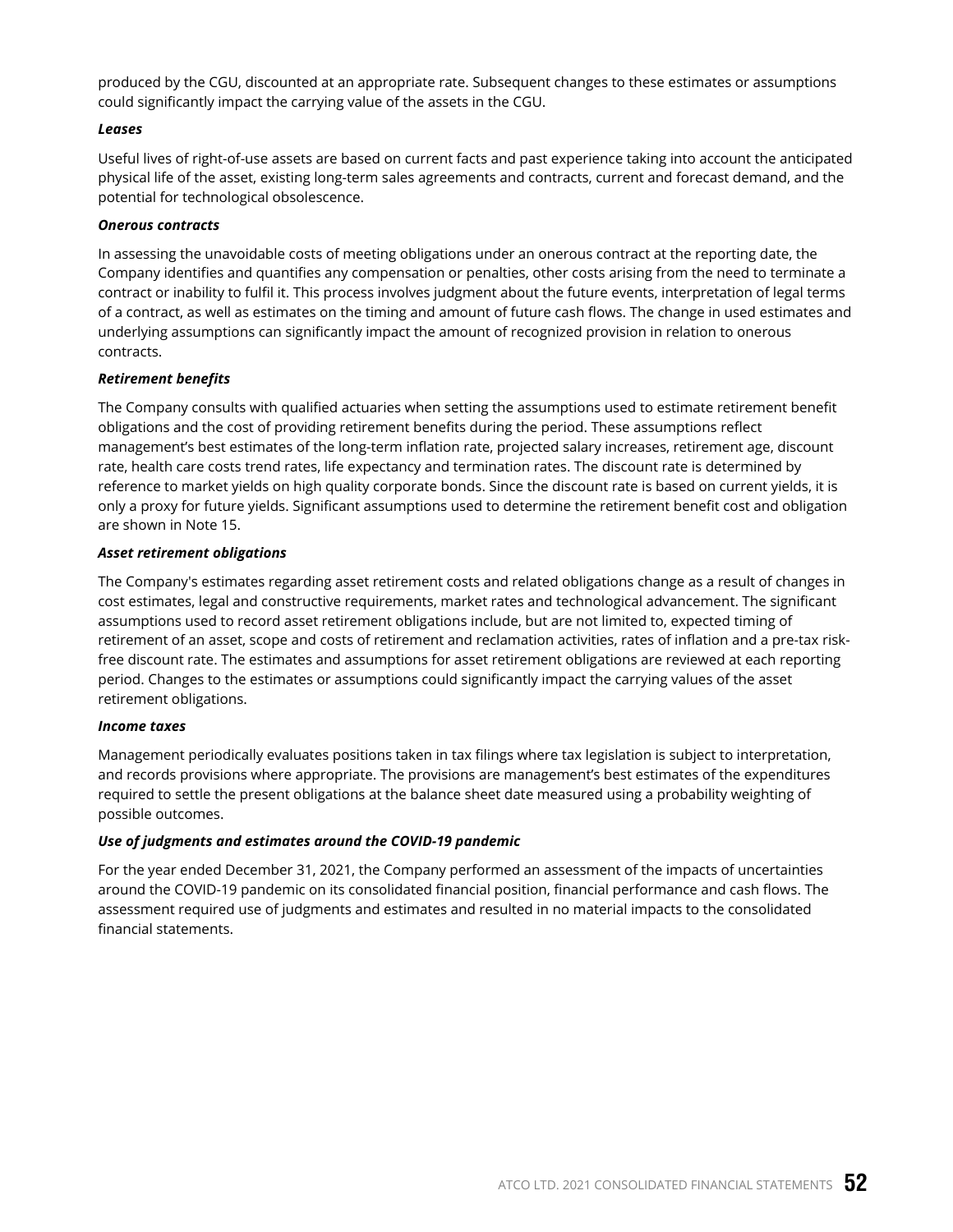produced by the CGU, discounted at an appropriate rate. Subsequent changes to these estimates or assumptions could significantly impact the carrying value of the assets in the CGU.

***Leases***

Useful lives of right-of-use assets are based on current facts and past experience taking into account the anticipated physical life of the asset, existing long-term sales agreements and contracts, current and forecast demand, and the potential for technological obsolescence.

***Onerous contracts***

In assessing the unavoidable costs of meeting obligations under an onerous contract at the reporting date, the Company identifies and quantifies any compensation or penalties, other costs arising from the need to terminate a contract or inability to fulfil it. This process involves judgment about the future events, interpretation of legal terms of a contract, as well as estimates on the timing and amount of future cash flows. The change in used estimates and underlying assumptions can significantly impact the amount of recognized provision in relation to onerous contracts.

***Retirement benefits***

The Company consults with qualified actuaries when setting the assumptions used to estimate retirement benefit obligations and the cost of providing retirement benefits during the period. These assumptions reflect management's best estimates of the long-term inflation rate, projected salary increases, retirement age, discount rate, health care costs trend rates, life expectancy and termination rates. The discount rate is determined by reference to market yields on high quality corporate bonds. Since the discount rate is based on current yields, it is only a proxy for future yields. Significant assumptions used to determine the retirement benefit cost and obligation are shown in Note 15.

***Asset retirement obligations***

The Company's estimates regarding asset retirement costs and related obligations change as a result of changes in cost estimates, legal and constructive requirements, market rates and technological advancement. The significant assumptions used to record asset retirement obligations include, but are not limited to, expected timing of retirement of an asset, scope and costs of retirement and reclamation activities, rates of inflation and a pre-tax risk-free discount rate. The estimates and assumptions for asset retirement obligations are reviewed at each reporting period. Changes to the estimates or assumptions could significantly impact the carrying values of the asset retirement obligations.

***Income taxes***

Management periodically evaluates positions taken in tax filings where tax legislation is subject to interpretation, and records provisions where appropriate. The provisions are management's best estimates of the expenditures required to settle the present obligations at the balance sheet date measured using a probability weighting of possible outcomes.

***Use of judgments and estimates around the COVID-19 pandemic***

For the year ended December 31, 2021, the Company performed an assessment of the impacts of uncertainties around the COVID-19 pandemic on its consolidated financial position, financial performance and cash flows. The assessment required use of judgments and estimates and resulted in no material impacts to the consolidated financial statements.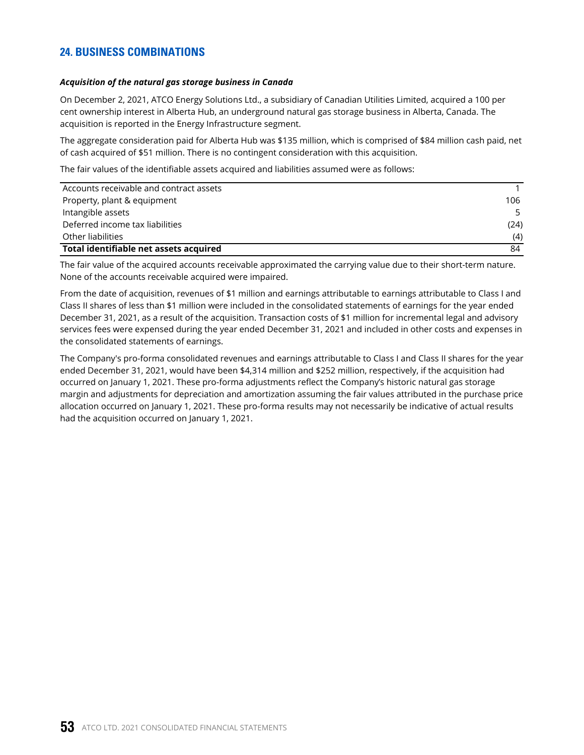## 24. BUSINESS COMBINATIONS

***Acquisition of the natural gas storage business in Canada***

On December 2, 2021, ATCO Energy Solutions Ltd., a subsidiary of Canadian Utilities Limited, acquired a 100 per cent ownership interest in Alberta Hub, an underground natural gas storage business in Alberta, Canada. The acquisition is reported in the Energy Infrastructure segment.

The aggregate consideration paid for Alberta Hub was $135 million, which is comprised of $84 million cash paid, net of cash acquired of $51 million. There is no contingent consideration with this acquisition.

The fair values of the identifiable assets acquired and liabilities assumed were as follows:

| | |
|---|---|
| Accounts receivable and contract assets | 1 |
| Property, plant & equipment | 106 |
| Intangible assets | 5 |
| Deferred income tax liabilities | (24) |
| Other liabilities | (4) |
| **Total identifiable net assets acquired** | 84 |

The fair value of the acquired accounts receivable approximated the carrying value due to their short-term nature. None of the accounts receivable acquired were impaired.

From the date of acquisition, revenues of $1 million and earnings attributable to earnings attributable to Class I and Class II shares of less than $1 million were included in the consolidated statements of earnings for the year ended December 31, 2021, as a result of the acquisition. Transaction costs of $1 million for incremental legal and advisory services fees were expensed during the year ended December 31, 2021 and included in other costs and expenses in the consolidated statements of earnings.

The Company's pro-forma consolidated revenues and earnings attributable to Class I and Class II shares for the year ended December 31, 2021, would have been $4,314 million and $252 million, respectively, if the acquisition had occurred on January 1, 2021. These pro-forma adjustments reflect the Company's historic natural gas storage margin and adjustments for depreciation and amortization assuming the fair values attributed in the purchase price allocation occurred on January 1, 2021. These pro-forma results may not necessarily be indicative of actual results had the acquisition occurred on January 1, 2021.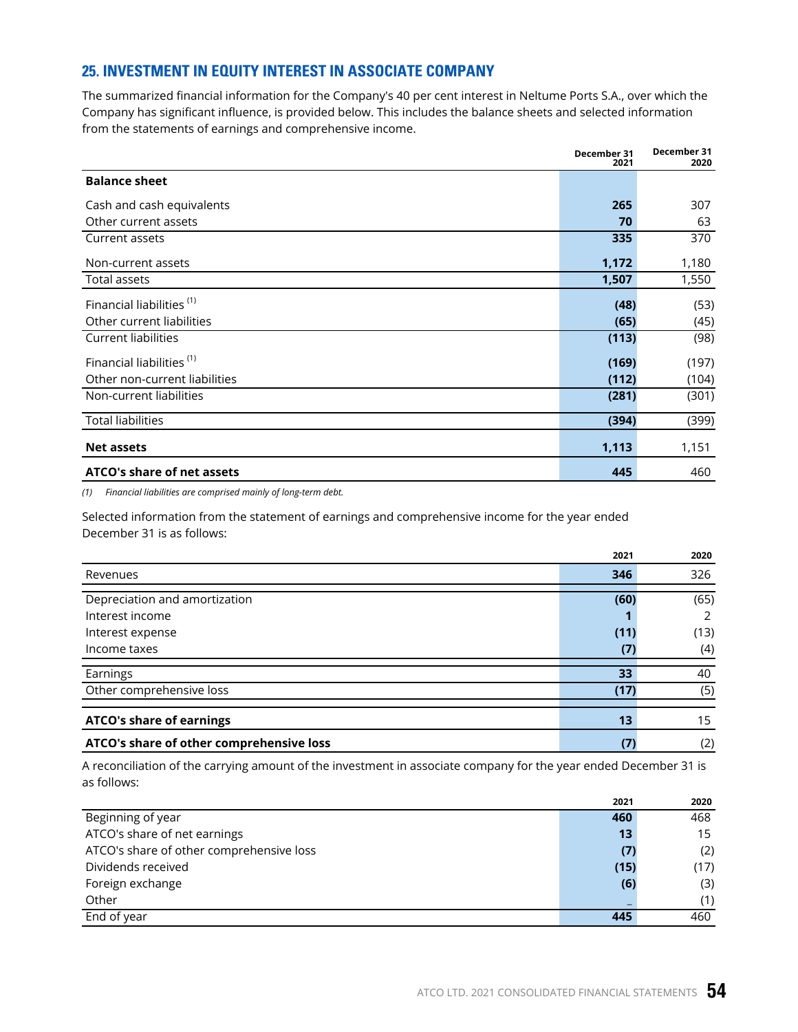## 25. INVESTMENT IN EQUITY INTEREST IN ASSOCIATE COMPANY

The summarized financial information for the Company's 40 per cent interest in Neltume Ports S.A., over which the Company has significant influence, is provided below. This includes the balance sheets and selected information from the statements of earnings and comprehensive income.

| | December 31 2021 | December 31 2020 |
|---|---|---|
| **Balance sheet** | | |
| Cash and cash equivalents | **265** | 307 |
| Other current assets | **70** | 63 |
| Current assets | **335** | 370 |
| Non-current assets | **1,172** | 1,180 |
| Total assets | **1,507** | 1,550 |
| Financial liabilities [(1)] | **(48)** | (53) |
| Other current liabilities | **(65)** | (45) |
| Current liabilities | **(113)** | (98) |
| Financial liabilities [(1)] | **(169)** | (197) |
| Other non-current liabilities | **(112)** | (104) |
| Non-current liabilities | **(281)** | (301) |
| Total liabilities | **(394)** | (399) |
| **Net assets** | **1,113** | 1,151 |
| **ATCO's share of net assets** | **445** | 460 |

*(1) Financial liabilities are comprised mainly of long-term debt.*

Selected information from the statement of earnings and comprehensive income for the year ended December 31 is as follows:

| | 2021 | 2020 |
|---|---|---|
| Revenues | **346** | 326 |
| Depreciation and amortization | **(60)** | (65) |
| Interest income | **1** | 2 |
| Interest expense | **(11)** | (13) |
| Income taxes | **(7)** | (4) |
| Earnings | **33** | 40 |
| Other comprehensive loss | **(17)** | (5) |
| **ATCO's share of earnings** | **13** | 15 |
| **ATCO's share of other comprehensive loss** | **(7)** | (2) |

A reconciliation of the carrying amount of the investment in associate company for the year ended December 31 is as follows:

| | 2021 | 2020 |
|---|---|---|
| Beginning of year | **460** | 468 |
| ATCO's share of net earnings | **13** | 15 |
| ATCO's share of other comprehensive loss | **(7)** | (2) |
| Dividends received | **(15)** | (17) |
| Foreign exchange | **(6)** | (3) |
| Other | **–** | (1) |
| End of year | **445** | 460 |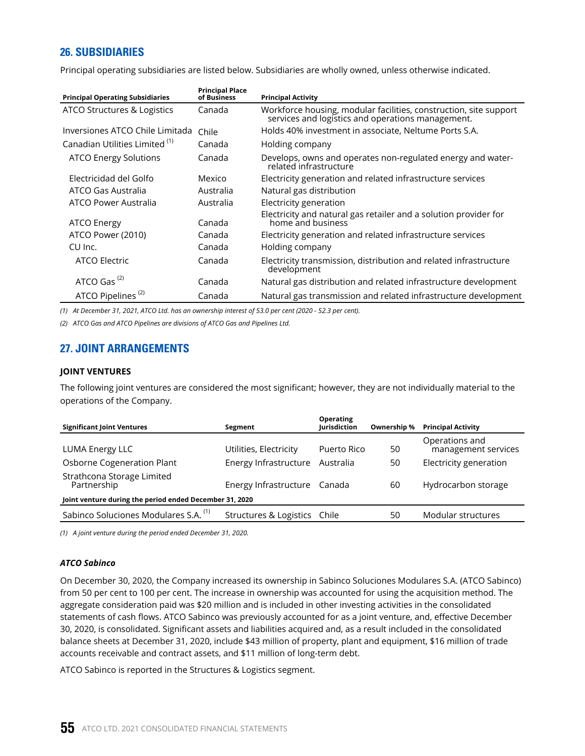## 26. SUBSIDIARIES

Principal operating subsidiaries are listed below. Subsidiaries are wholly owned, unless otherwise indicated.

| Principal Operating Subsidiaries | Principal Place of Business | Principal Activity |
|---|---|---|
| ATCO Structures & Logistics | Canada | Workforce housing, modular facilities, construction, site support services and logistics and operations management. |
| Inversiones ATCO Chile Limitada | Chile | Holds 40% investment in associate, Neltume Ports S.A. |
| Canadian Utilities Limited [1] | Canada | Holding company |
| ATCO Energy Solutions | Canada | Develops, owns and operates non-regulated energy and water-related infrastructure |
| Electricidad del Golfo | Mexico | Electricity generation and related infrastructure services |
| ATCO Gas Australia | Australia | Natural gas distribution |
| ATCO Power Australia | Australia | Electricity generation |
| ATCO Energy | Canada | Electricity and natural gas retailer and a solution provider for home and business |
| ATCO Power (2010) | Canada | Electricity generation and related infrastructure services |
| CU Inc. | Canada | Holding company |
| ATCO Electric | Canada | Electricity transmission, distribution and related infrastructure development |
| ATCO Gas [2] | Canada | Natural gas distribution and related infrastructure development |
| ATCO Pipelines [2] | Canada | Natural gas transmission and related infrastructure development |

*(1) At December 31, 2021, ATCO Ltd. has an ownership interest of 53.0 per cent (2020 - 52.3 per cent).*

*(2) ATCO Gas and ATCO Pipelines are divisions of ATCO Gas and Pipelines Ltd.*

## 27. JOINT ARRANGEMENTS

### JOINT VENTURES

The following joint ventures are considered the most significant; however, they are not individually material to the operations of the Company.

| Significant Joint Ventures | Segment | Operating Jurisdiction | Ownership % | Principal Activity |
|---|---|---|---|---|
| LUMA Energy LLC | Utilities, Electricity | Puerto Rico | 50 | Operations and management services |
| Osborne Cogeneration Plant | Energy Infrastructure | Australia | 50 | Electricity generation |
| Strathcona Storage Limited Partnership | Energy Infrastructure | Canada | 60 | Hydrocarbon storage |
| **Joint venture during the period ended December 31, 2020** | | | | |
| Sabinco Soluciones Modulares S.A. [1] | Structures & Logistics | Chile | 50 | Modular structures |

*(1) A joint venture during the period ended December 31, 2020.*

#### *ATCO Sabinco*

On December 30, 2020, the Company increased its ownership in Sabinco Soluciones Modulares S.A. (ATCO Sabinco) from 50 per cent to 100 per cent. The increase in ownership was accounted for using the acquisition method. The aggregate consideration paid was $20 million and is included in other investing activities in the consolidated statements of cash flows. ATCO Sabinco was previously accounted for as a joint venture, and, effective December 30, 2020, is consolidated. Significant assets and liabilities acquired and, as a result included in the consolidated balance sheets at December 31, 2020, include $43 million of property, plant and equipment, $16 million of trade accounts receivable and contract assets, and $11 million of long-term debt.

ATCO Sabinco is reported in the Structures & Logistics segment.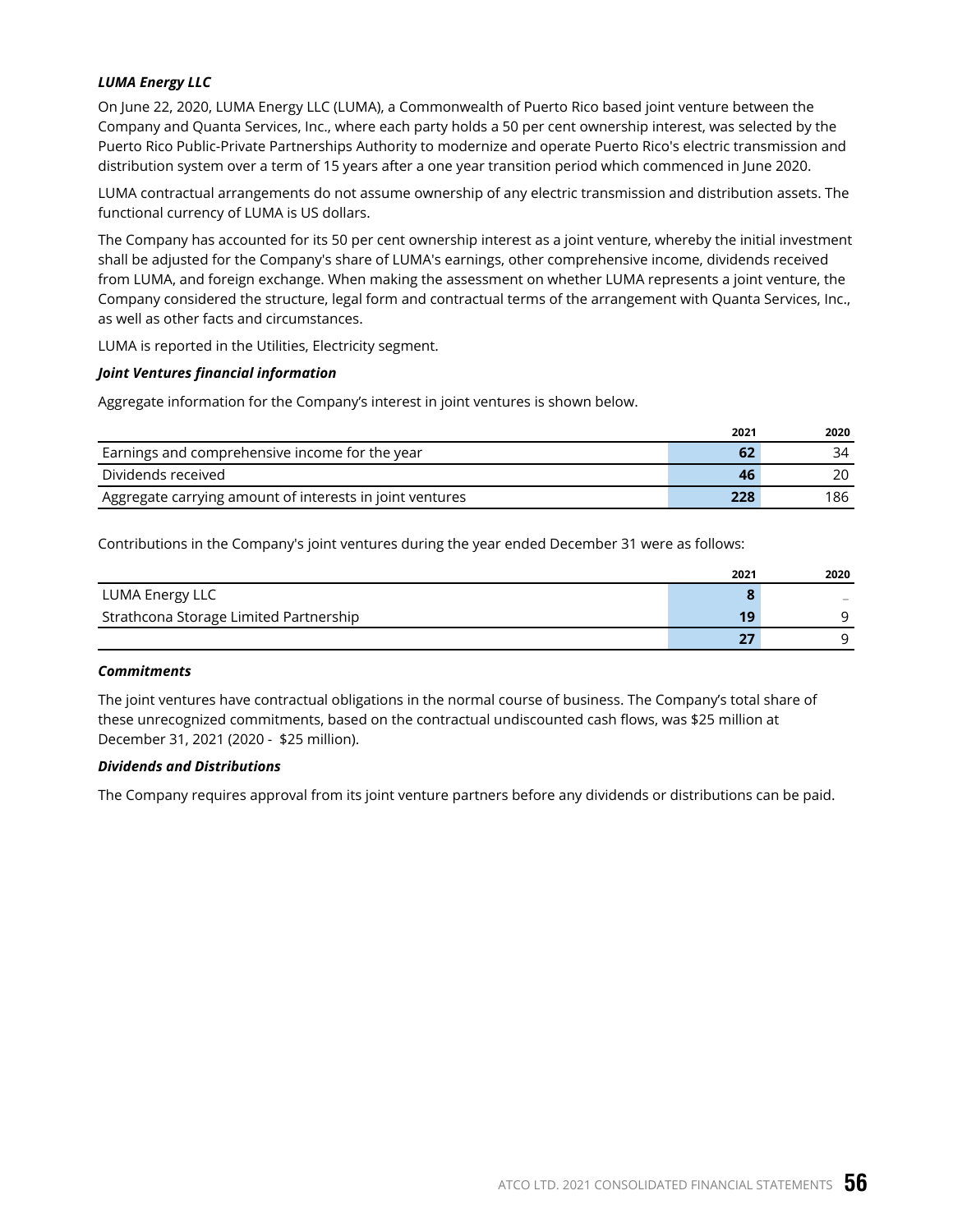***LUMA Energy LLC***

On June 22, 2020, LUMA Energy LLC (LUMA), a Commonwealth of Puerto Rico based joint venture between the Company and Quanta Services, Inc., where each party holds a 50 per cent ownership interest, was selected by the Puerto Rico Public-Private Partnerships Authority to modernize and operate Puerto Rico's electric transmission and distribution system over a term of 15 years after a one year transition period which commenced in June 2020.

LUMA contractual arrangements do not assume ownership of any electric transmission and distribution assets. The functional currency of LUMA is US dollars.

The Company has accounted for its 50 per cent ownership interest as a joint venture, whereby the initial investment shall be adjusted for the Company's share of LUMA's earnings, other comprehensive income, dividends received from LUMA, and foreign exchange. When making the assessment on whether LUMA represents a joint venture, the Company considered the structure, legal form and contractual terms of the arrangement with Quanta Services, Inc., as well as other facts and circumstances.

LUMA is reported in the Utilities, Electricity segment.

***Joint Ventures financial information***

Aggregate information for the Company's interest in joint ventures is shown below.

| | 2021 | 2020 |
|---|---|---|
| Earnings and comprehensive income for the year | **62** | 34 |
| Dividends received | **46** | 20 |
| Aggregate carrying amount of interests in joint ventures | **228** | 186 |

Contributions in the Company's joint ventures during the year ended December 31 were as follows:

| | 2021 | 2020 |
|---|---|---|
| LUMA Energy LLC | **8** | – |
| Strathcona Storage Limited Partnership | **19** | 9 |
| | **27** | 9 |

***Commitments***

The joint ventures have contractual obligations in the normal course of business. The Company's total share of these unrecognized commitments, based on the contractual undiscounted cash flows, was $25 million at December 31, 2021 (2020 - $25 million).

***Dividends and Distributions***

The Company requires approval from its joint venture partners before any dividends or distributions can be paid.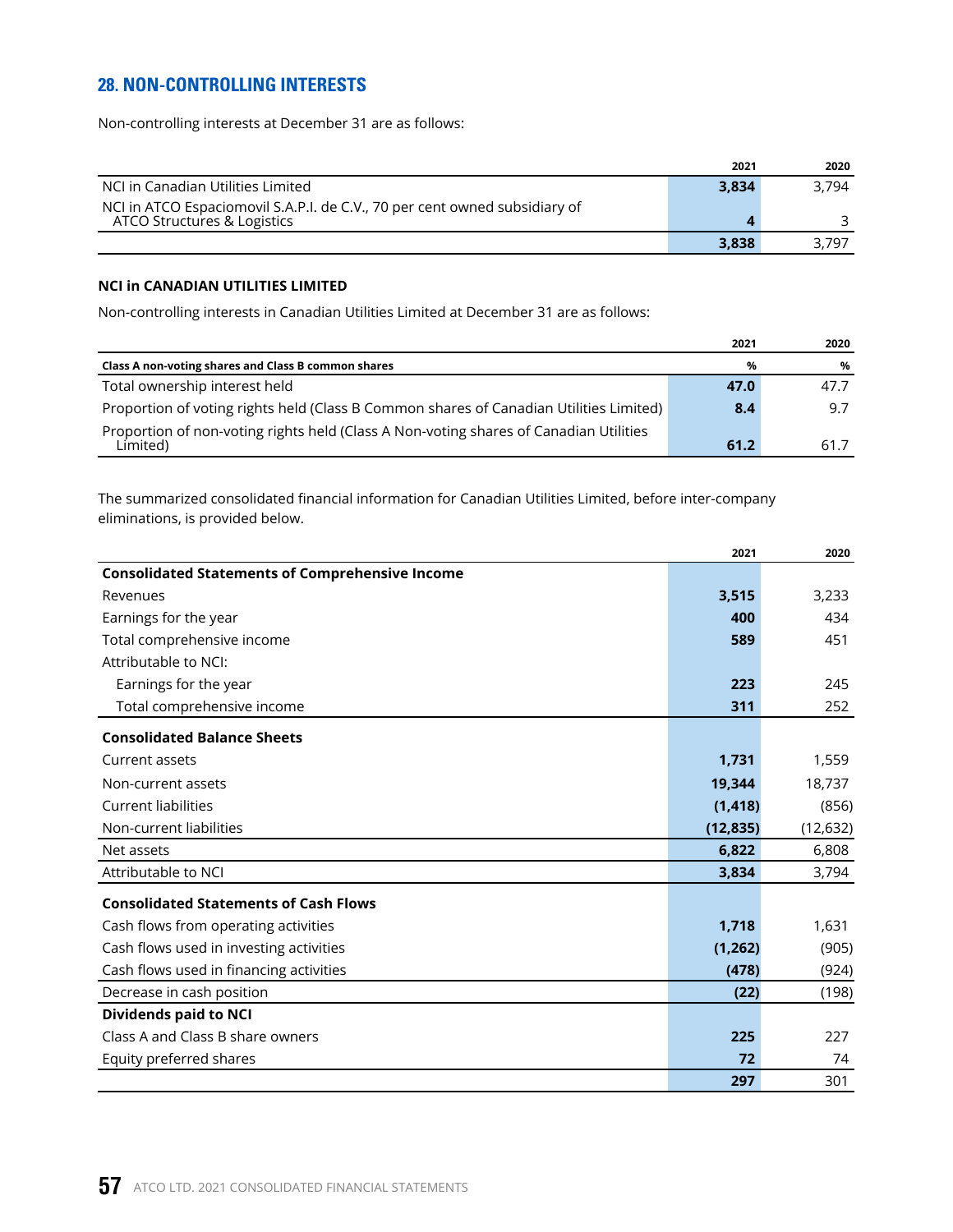## 28. NON-CONTROLLING INTERESTS

Non-controlling interests at December 31 are as follows:

| | 2021 | 2020 |
|---|---|---|
| NCI in Canadian Utilities Limited | **3,834** | 3,794 |
| NCI in ATCO Espaciomovil S.A.P.I. de C.V., 70 per cent owned subsidiary of ATCO Structures & Logistics | **4** | 3 |
| | **3,838** | 3,797 |

**NCI in CANADIAN UTILITIES LIMITED**

Non-controlling interests in Canadian Utilities Limited at December 31 are as follows:

| | 2021 | 2020 |
|---|---|---|
| **Class A non-voting shares and Class B common shares** | **%** | **%** |
| Total ownership interest held | **47.0** | 47.7 |
| Proportion of voting rights held (Class B Common shares of Canadian Utilities Limited) | **8.4** | 9.7 |
| Proportion of non-voting rights held (Class A Non-voting shares of Canadian Utilities Limited) | **61.2** | 61.7 |

The summarized consolidated financial information for Canadian Utilities Limited, before inter-company eliminations, is provided below.

| | 2021 | 2020 |
|---|---|---|
| **Consolidated Statements of Comprehensive Income** | | |
| Revenues | **3,515** | 3,233 |
| Earnings for the year | **400** | 434 |
| Total comprehensive income | **589** | 451 |
| Attributable to NCI: | | |
| Earnings for the year | **223** | 245 |
| Total comprehensive income | **311** | 252 |
| **Consolidated Balance Sheets** | | |
| Current assets | **1,731** | 1,559 |
| Non-current assets | **19,344** | 18,737 |
| Current liabilities | **(1,418)** | (856) |
| Non-current liabilities | **(12,835)** | (12,632) |
| Net assets | **6,822** | 6,808 |
| Attributable to NCI | **3,834** | 3,794 |
| **Consolidated Statements of Cash Flows** | | |
| Cash flows from operating activities | **1,718** | 1,631 |
| Cash flows used in investing activities | **(1,262)** | (905) |
| Cash flows used in financing activities | **(478)** | (924) |
| Decrease in cash position | **(22)** | (198) |
| **Dividends paid to NCI** | | |
| Class A and Class B share owners | **225** | 227 |
| Equity preferred shares | **72** | 74 |
| | **297** | 301 |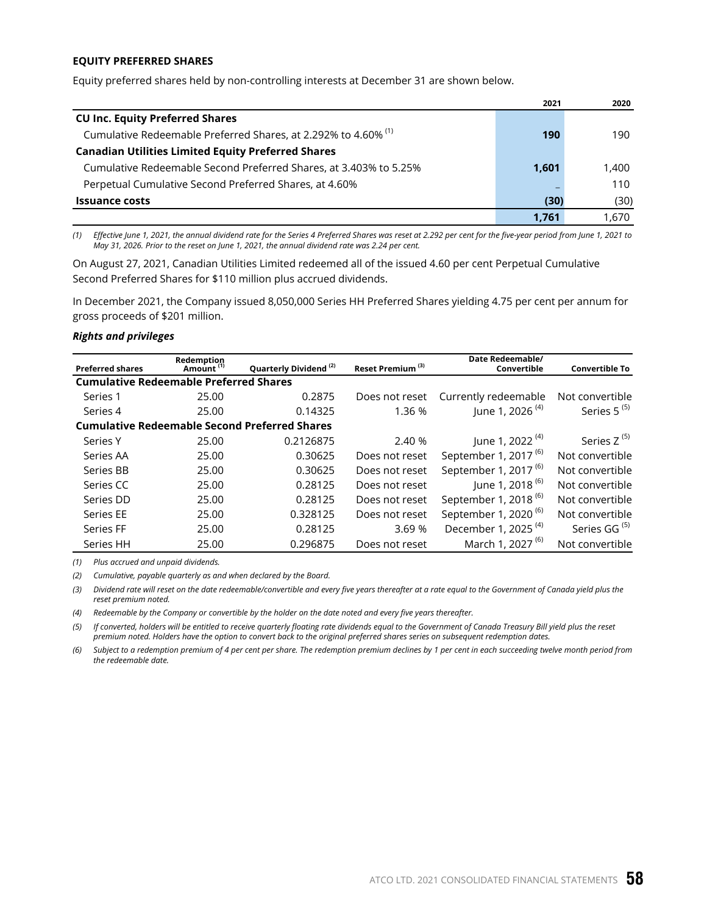**EQUITY PREFERRED SHARES**

Equity preferred shares held by non-controlling interests at December 31 are shown below.

| | 2021 | 2020 |
|---|---|---|
| **CU Inc. Equity Preferred Shares** | | |
| Cumulative Redeemable Preferred Shares, at 2.292% to 4.60% [(1)] | **190** | 190 |
| **Canadian Utilities Limited Equity Preferred Shares** | | |
| Cumulative Redeemable Second Preferred Shares, at 3.403% to 5.25% | **1,601** | 1,400 |
| Perpetual Cumulative Second Preferred Shares, at 4.60% | **–** | 110 |
| **Issuance costs** | **(30)** | (30) |
| | **1,761** | 1,670 |

*(1) Effective June 1, 2021, the annual dividend rate for the Series 4 Preferred Shares was reset at 2.292 per cent for the five-year period from June 1, 2021 to May 31, 2026. Prior to the reset on June 1, 2021, the annual dividend rate was 2.24 per cent.*

On August 27, 2021, Canadian Utilities Limited redeemed all of the issued 4.60 per cent Perpetual Cumulative Second Preferred Shares for $110 million plus accrued dividends.

In December 2021, the Company issued 8,050,000 Series HH Preferred Shares yielding 4.75 per cent per annum for gross proceeds of $201 million.

***Rights and privileges***

| Preferred shares | Redemption Amount [(1)] | Quarterly Dividend [(2)] | Reset Premium [(3)] | Date Redeemable/ Convertible | Convertible To |
|---|---|---|---|---|---|
| **Cumulative Redeemable Preferred Shares** | | | | | |
| Series 1 | 25.00 | 0.2875 | Does not reset | Currently redeemable | Not convertible |
| Series 4 | 25.00 | 0.14325 | 1.36 % | June 1, 2026 [(4)] | Series 5 [(5)] |
| **Cumulative Redeemable Second Preferred Shares** | | | | | |
| Series Y | 25.00 | 0.2126875 | 2.40 % | June 1, 2022 [(4)] | Series Z [(5)] |
| Series AA | 25.00 | 0.30625 | Does not reset | September 1, 2017 [(6)] | Not convertible |
| Series BB | 25.00 | 0.30625 | Does not reset | September 1, 2017 [(6)] | Not convertible |
| Series CC | 25.00 | 0.28125 | Does not reset | June 1, 2018 [(6)] | Not convertible |
| Series DD | 25.00 | 0.28125 | Does not reset | September 1, 2018 [(6)] | Not convertible |
| Series EE | 25.00 | 0.328125 | Does not reset | September 1, 2020 [(6)] | Not convertible |
| Series FF | 25.00 | 0.28125 | 3.69 % | December 1, 2025 [(4)] | Series GG [(5)] |
| Series HH | 25.00 | 0.296875 | Does not reset | March 1, 2027 [(6)] | Not convertible |

*(1) Plus accrued and unpaid dividends.*

*(2) Cumulative, payable quarterly as and when declared by the Board.*

*(3) Dividend rate will reset on the date redeemable/convertible and every five years thereafter at a rate equal to the Government of Canada yield plus the reset premium noted.*

*(4) Redeemable by the Company or convertible by the holder on the date noted and every five years thereafter.*

*(5) If converted, holders will be entitled to receive quarterly floating rate dividends equal to the Government of Canada Treasury Bill yield plus the reset premium noted. Holders have the option to convert back to the original preferred shares series on subsequent redemption dates.*

*(6) Subject to a redemption premium of 4 per cent per share. The redemption premium declines by 1 per cent in each succeeding twelve month period from the redeemable date.*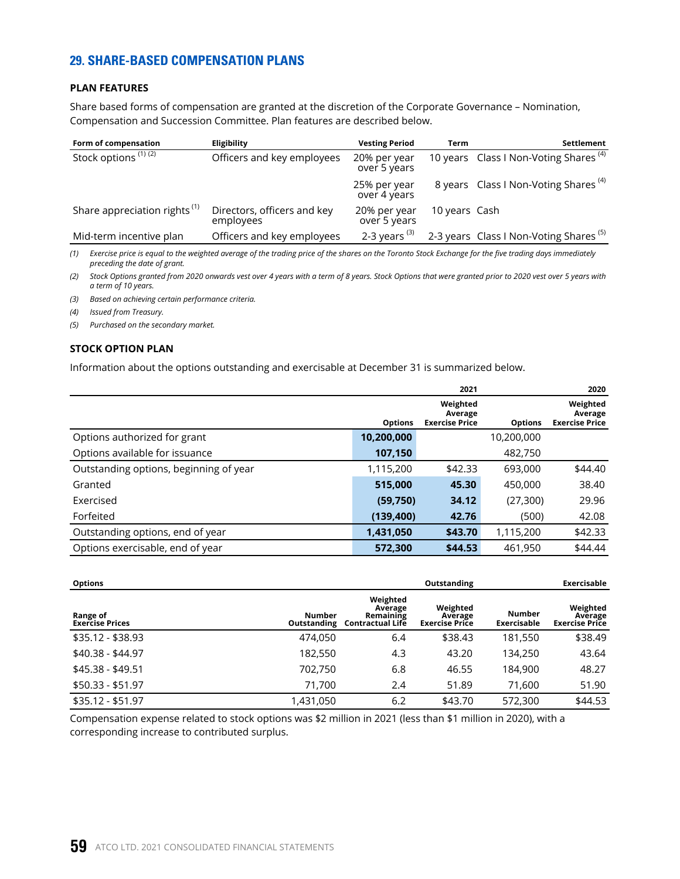## 29. SHARE-BASED COMPENSATION PLANS

### PLAN FEATURES

Share based forms of compensation are granted at the discretion of the Corporate Governance – Nomination, Compensation and Succession Committee. Plan features are described below.

| Form of compensation | Eligibility | Vesting Period | Term | Settlement |
|---|---|---|---|---|
| Stock options [(1) (2)] | Officers and key employees | 20% per year over 5 years | 10 years | Class I Non-Voting Shares [(4)] |
| | | 25% per year over 4 years | 8 years | Class I Non-Voting Shares [(4)] |
| Share appreciation rights [(1)] | Directors, officers and key employees | 20% per year over 5 years | 10 years | Cash |
| Mid-term incentive plan | Officers and key employees | 2-3 years [(3)] | 2-3 years | Class I Non-Voting Shares [(5)] |

*(1) Exercise price is equal to the weighted average of the trading price of the shares on the Toronto Stock Exchange for the five trading days immediately preceding the date of grant.*

*(2) Stock Options granted from 2020 onwards vest over 4 years with a term of 8 years. Stock Options that were granted prior to 2020 vest over 5 years with a term of 10 years.*

*(3) Based on achieving certain performance criteria.*

*(4) Issued from Treasury.*

*(5) Purchased on the secondary market.*

### STOCK OPTION PLAN

Information about the options outstanding and exercisable at December 31 is summarized below.

| | 2021 | | 2020 | |
|---|---|---|---|---|
| | Options | Weighted Average Exercise Price | Options | Weighted Average Exercise Price |
| Options authorized for grant | **10,200,000** | | 10,200,000 | |
| Options available for issuance | **107,150** | | 482,750 | |
| Outstanding options, beginning of year | 1,115,200 | $42.33 | 693,000 | $44.40 |
| Granted | **515,000** | **45.30** | 450,000 | 38.40 |
| Exercised | **(59,750)** | **34.12** | (27,300) | 29.96 |
| Forfeited | **(139,400)** | **42.76** | (500) | 42.08 |
| Outstanding options, end of year | **1,431,050** | **$43.70** | 1,115,200 | $42.33 |
| Options exercisable, end of year | **572,300** | **$44.53** | 461,950 | $44.44 |

| Options | Outstanding | | | Exercisable | |
|---|---|---|---|---|---|
| Range of Exercise Prices | Number Outstanding | Weighted Average Remaining Contractual Life | Weighted Average Exercise Price | Number Exercisable | Weighted Average Exercise Price |
| $35.12 - $38.93 | 474,050 | 6.4 | $38.43 | 181,550 | $38.49 |
| $40.38 - $44.97 | 182,550 | 4.3 | 43.20 | 134,250 | 43.64 |
| $45.38 - $49.51 | 702,750 | 6.8 | 46.55 | 184,900 | 48.27 |
| $50.33 - $51.97 | 71,700 | 2.4 | 51.89 | 71,600 | 51.90 |
| $35.12 - $51.97 | 1,431,050 | 6.2 | $43.70 | 572,300 | $44.53 |

Compensation expense related to stock options was $2 million in 2021 (less than $1 million in 2020), with a corresponding increase to contributed surplus.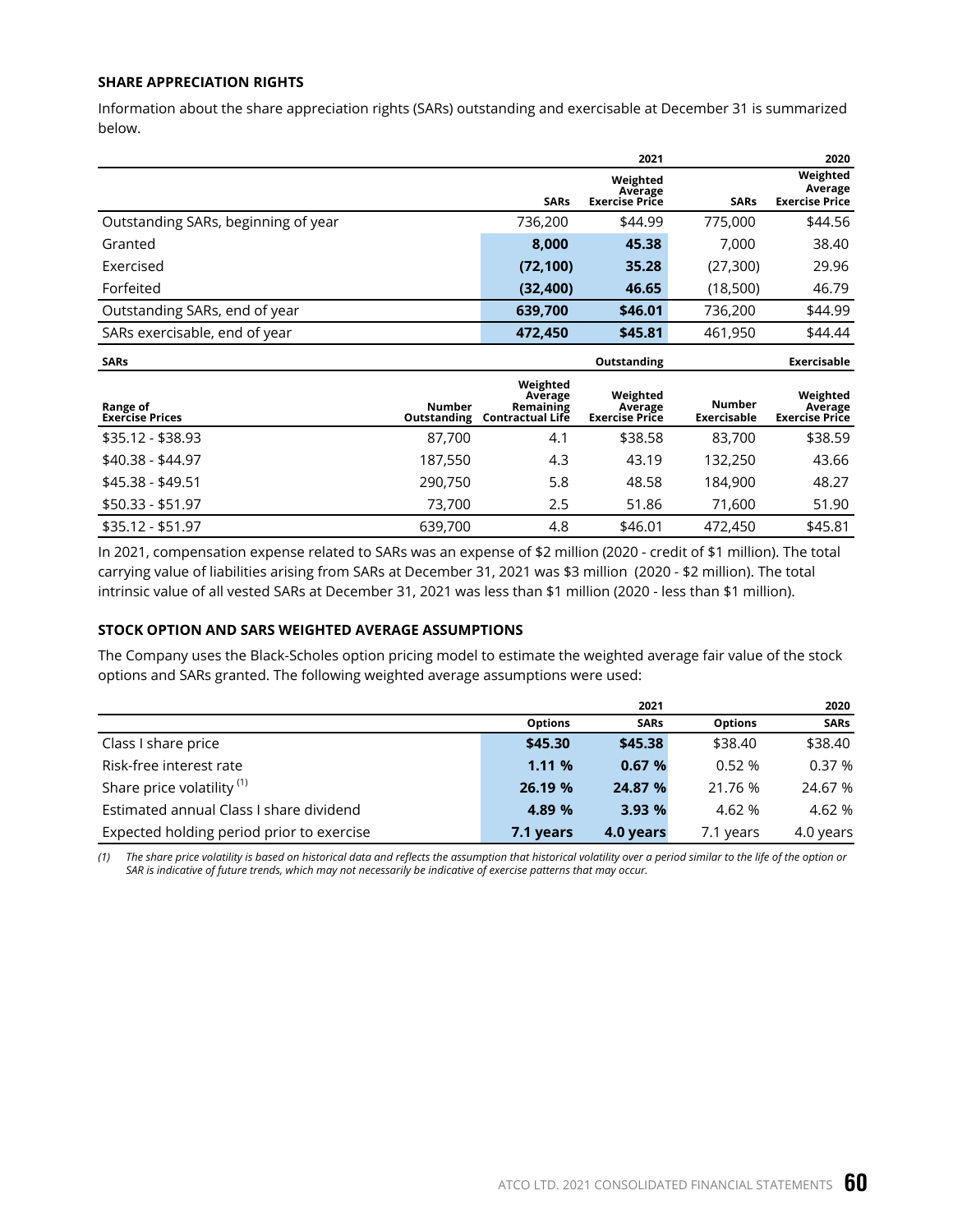### SHARE APPRECIATION RIGHTS

Information about the share appreciation rights (SARs) outstanding and exercisable at December 31 is summarized below.

| | 2021 | | 2020 | |
|---|---|---|---|---|
| | SARs | Weighted Average Exercise Price | SARs | Weighted Average Exercise Price |
| Outstanding SARs, beginning of year | 736,200 | $44.99 | 775,000 | $44.56 |
| Granted | **8,000** | **45.38** | 7,000 | 38.40 |
| Exercised | **(72,100)** | **35.28** | (27,300) | 29.96 |
| Forfeited | **(32,400)** | **46.65** | (18,500) | 46.79 |
| Outstanding SARs, end of year | **639,700** | **$46.01** | 736,200 | $44.99 |
| SARs exercisable, end of year | **472,450** | **$45.81** | 461,950 | $44.44 |

| SARs | Outstanding | | | Exercisable | |
|---|---|---|---|---|---|
| Range of Exercise Prices | Number Outstanding | Weighted Average Remaining Contractual Life | Weighted Average Exercise Price | Number Exercisable | Weighted Average Exercise Price |
| $35.12 - $38.93 | 87,700 | 4.1 | $38.58 | 83,700 | $38.59 |
| $40.38 - $44.97 | 187,550 | 4.3 | 43.19 | 132,250 | 43.66 |
| $45.38 - $49.51 | 290,750 | 5.8 | 48.58 | 184,900 | 48.27 |
| $50.33 - $51.97 | 73,700 | 2.5 | 51.86 | 71,600 | 51.90 |
| $35.12 - $51.97 | 639,700 | 4.8 | $46.01 | 472,450 | $45.81 |

In 2021, compensation expense related to SARs was an expense of $2 million (2020 - credit of $1 million). The total carrying value of liabilities arising from SARs at December 31, 2021 was $3 million (2020 - $2 million). The total intrinsic value of all vested SARs at December 31, 2021 was less than $1 million (2020 - less than $1 million).

### STOCK OPTION AND SARS WEIGHTED AVERAGE ASSUMPTIONS

The Company uses the Black-Scholes option pricing model to estimate the weighted average fair value of the stock options and SARs granted. The following weighted average assumptions were used:

| | 2021 | | 2020 | |
|---|---|---|---|---|
| | Options | SARs | Options | SARs |
| Class I share price | **$45.30** | **$45.38** | $38.40 | $38.40 |
| Risk-free interest rate | **1.11 %** | **0.67 %** | 0.52 % | 0.37 % |
| Share price volatility [(1)] | **26.19 %** | **24.87 %** | 21.76 % | 24.67 % |
| Estimated annual Class I share dividend | **4.89 %** | **3.93 %** | 4.62 % | 4.62 % |
| Expected holding period prior to exercise | **7.1 years** | **4.0 years** | 7.1 years | 4.0 years |

*(1) The share price volatility is based on historical data and reflects the assumption that historical volatility over a period similar to the life of the option or SAR is indicative of future trends, which may not necessarily be indicative of exercise patterns that may occur.*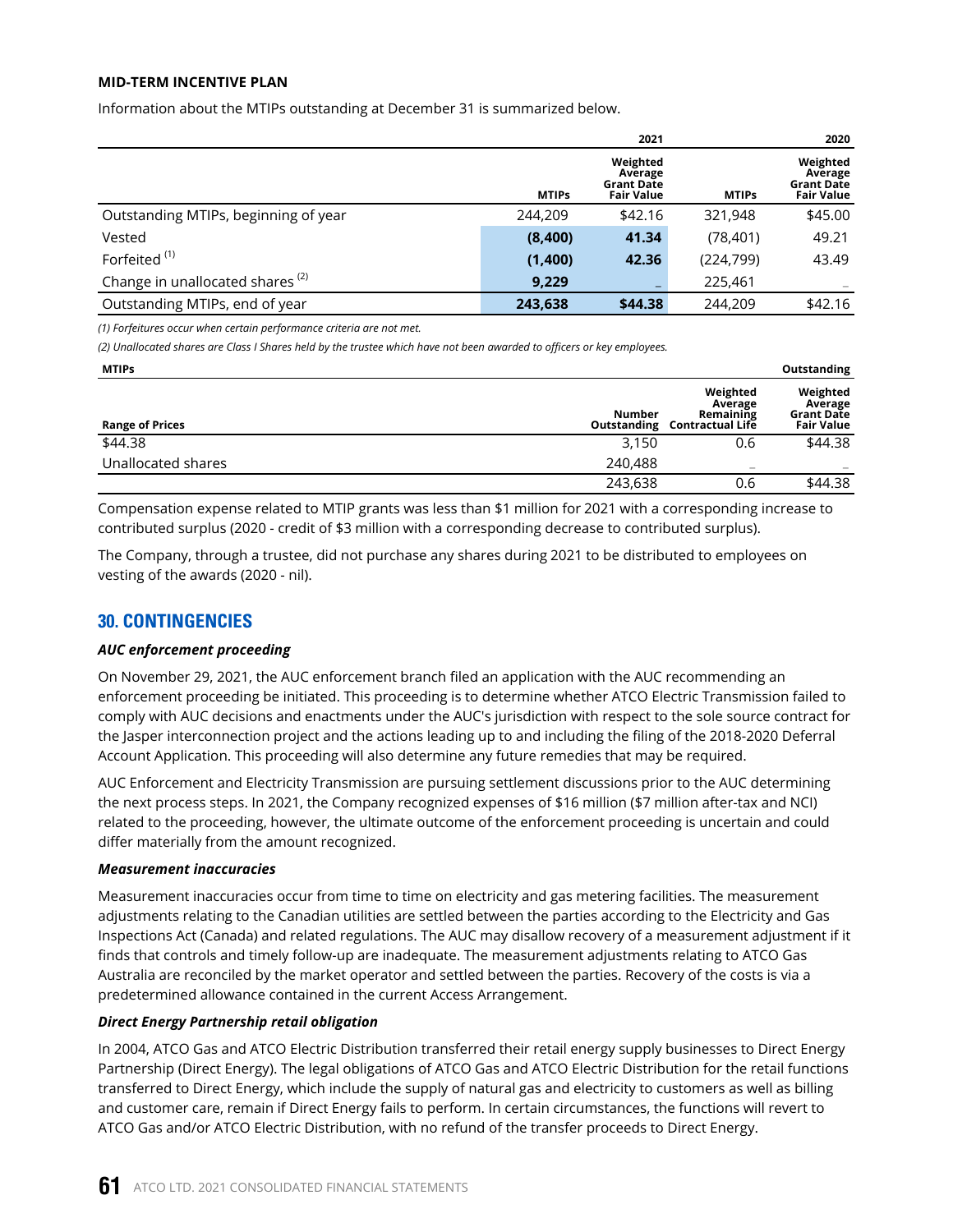**MID-TERM INCENTIVE PLAN**

Information about the MTIPs outstanding at December 31 is summarized below.

| | 2021 | | 2020 | |
|---|---|---|---|---|
| | MTIPs | Weighted Average Grant Date Fair Value | MTIPs | Weighted Average Grant Date Fair Value |
| Outstanding MTIPs, beginning of year | 244,209 | $42.16 | 321,948 | $45.00 |
| Vested | **(8,400)** | **41.34** | (78,401) | 49.21 |
| Forfeited [(1)] | **(1,400)** | **42.36** | (224,799) | 43.49 |
| Change in unallocated shares [(2)] | **9,229** | – | 225,461 | – |
| Outstanding MTIPs, end of year | **243,638** | **$44.38** | 244,209 | $42.16 |

*(1) Forfeitures occur when certain performance criteria are not met.*

*(2) Unallocated shares are Class I Shares held by the trustee which have not been awarded to officers or key employees.*

| MTIPs | | | Outstanding |
|---|---|---|---|
| Range of Prices | Number Outstanding | Weighted Average Remaining Contractual Life | Weighted Average Grant Date Fair Value |
| $44.38 | 3,150 | 0.6 | $44.38 |
| Unallocated shares | 240,488 | – | – |
| | 243,638 | 0.6 | $44.38 |

Compensation expense related to MTIP grants was less than $1 million for 2021 with a corresponding increase to contributed surplus (2020 - credit of $3 million with a corresponding decrease to contributed surplus).

The Company, through a trustee, did not purchase any shares during 2021 to be distributed to employees on vesting of the awards (2020 - nil).

## 30. CONTINGENCIES

***AUC enforcement proceeding***

On November 29, 2021, the AUC enforcement branch filed an application with the AUC recommending an enforcement proceeding be initiated. This proceeding is to determine whether ATCO Electric Transmission failed to comply with AUC decisions and enactments under the AUC's jurisdiction with respect to the sole source contract for the Jasper interconnection project and the actions leading up to and including the filing of the 2018-2020 Deferral Account Application. This proceeding will also determine any future remedies that may be required.

AUC Enforcement and Electricity Transmission are pursuing settlement discussions prior to the AUC determining the next process steps. In 2021, the Company recognized expenses of $16 million ($7 million after-tax and NCI) related to the proceeding, however, the ultimate outcome of the enforcement proceeding is uncertain and could differ materially from the amount recognized.

***Measurement inaccuracies***

Measurement inaccuracies occur from time to time on electricity and gas metering facilities. The measurement adjustments relating to the Canadian utilities are settled between the parties according to the Electricity and Gas Inspections Act (Canada) and related regulations. The AUC may disallow recovery of a measurement adjustment if it finds that controls and timely follow-up are inadequate. The measurement adjustments relating to ATCO Gas Australia are reconciled by the market operator and settled between the parties. Recovery of the costs is via a predetermined allowance contained in the current Access Arrangement.

***Direct Energy Partnership retail obligation***

In 2004, ATCO Gas and ATCO Electric Distribution transferred their retail energy supply businesses to Direct Energy Partnership (Direct Energy). The legal obligations of ATCO Gas and ATCO Electric Distribution for the retail functions transferred to Direct Energy, which include the supply of natural gas and electricity to customers as well as billing and customer care, remain if Direct Energy fails to perform. In certain circumstances, the functions will revert to ATCO Gas and/or ATCO Electric Distribution, with no refund of the transfer proceeds to Direct Energy.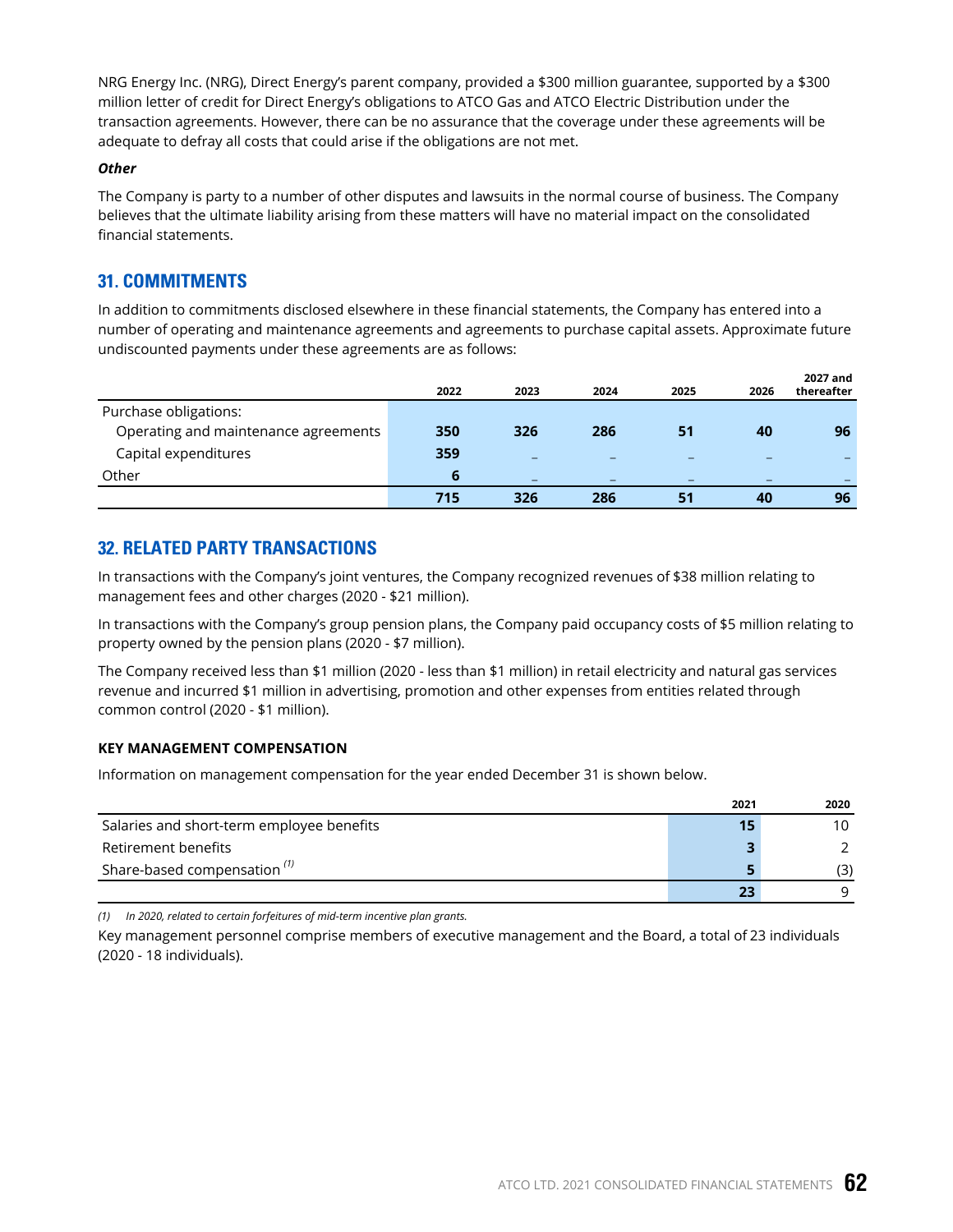NRG Energy Inc. (NRG), Direct Energy's parent company, provided a $300 million guarantee, supported by a $300 million letter of credit for Direct Energy's obligations to ATCO Gas and ATCO Electric Distribution under the transaction agreements. However, there can be no assurance that the coverage under these agreements will be adequate to defray all costs that could arise if the obligations are not met.

***Other***

The Company is party to a number of other disputes and lawsuits in the normal course of business. The Company believes that the ultimate liability arising from these matters will have no material impact on the consolidated financial statements.

## 31. COMMITMENTS

In addition to commitments disclosed elsewhere in these financial statements, the Company has entered into a number of operating and maintenance agreements and agreements to purchase capital assets. Approximate future undiscounted payments under these agreements are as follows:

| | 2022 | 2023 | 2024 | 2025 | 2026 | 2027 and thereafter |
|---|---|---|---|---|---|---|
| Purchase obligations: | | | | | | |
| Operating and maintenance agreements | **350** | **326** | **286** | **51** | **40** | **96** |
| Capital expenditures | **359** | – | – | – | – | – |
| Other | **6** | – | – | – | – | – |
| | **715** | **326** | **286** | **51** | **40** | **96** |

## 32. RELATED PARTY TRANSACTIONS

In transactions with the Company's joint ventures, the Company recognized revenues of $38 million relating to management fees and other charges (2020 - $21 million).

In transactions with the Company's group pension plans, the Company paid occupancy costs of $5 million relating to property owned by the pension plans (2020 - $7 million).

The Company received less than $1 million (2020 - less than $1 million) in retail electricity and natural gas services revenue and incurred $1 million in advertising, promotion and other expenses from entities related through common control (2020 - $1 million).

### KEY MANAGEMENT COMPENSATION

Information on management compensation for the year ended December 31 is shown below.

| | 2021 | 2020 |
|---|---|---|
| Salaries and short-term employee benefits | **15** | 10 |
| Retirement benefits | **3** | 2 |
| Share-based compensation [(1)] | **5** | (3) |
| | **23** | 9 |

*(1) In 2020, related to certain forfeitures of mid-term incentive plan grants.*

Key management personnel comprise members of executive management and the Board, a total of 23 individuals (2020 - 18 individuals).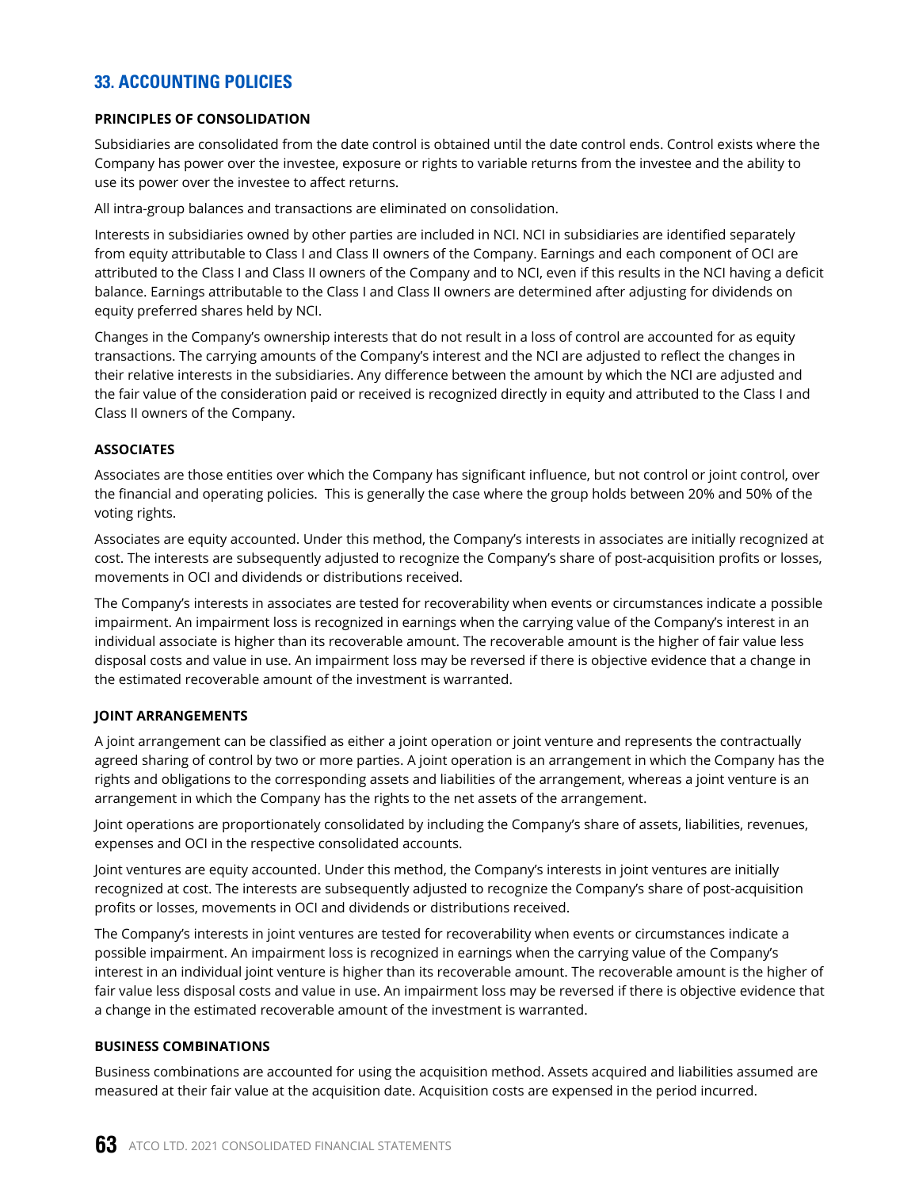## 33. ACCOUNTING POLICIES

### PRINCIPLES OF CONSOLIDATION

Subsidiaries are consolidated from the date control is obtained until the date control ends. Control exists where the Company has power over the investee, exposure or rights to variable returns from the investee and the ability to use its power over the investee to affect returns.

All intra-group balances and transactions are eliminated on consolidation.

Interests in subsidiaries owned by other parties are included in NCI. NCI in subsidiaries are identified separately from equity attributable to Class I and Class II owners of the Company. Earnings and each component of OCI are attributed to the Class I and Class II owners of the Company and to NCI, even if this results in the NCI having a deficit balance. Earnings attributable to the Class I and Class II owners are determined after adjusting for dividends on equity preferred shares held by NCI.

Changes in the Company's ownership interests that do not result in a loss of control are accounted for as equity transactions. The carrying amounts of the Company's interest and the NCI are adjusted to reflect the changes in their relative interests in the subsidiaries. Any difference between the amount by which the NCI are adjusted and the fair value of the consideration paid or received is recognized directly in equity and attributed to the Class I and Class II owners of the Company.

### ASSOCIATES

Associates are those entities over which the Company has significant influence, but not control or joint control, over the financial and operating policies. This is generally the case where the group holds between 20% and 50% of the voting rights.

Associates are equity accounted. Under this method, the Company's interests in associates are initially recognized at cost. The interests are subsequently adjusted to recognize the Company's share of post-acquisition profits or losses, movements in OCI and dividends or distributions received.

The Company's interests in associates are tested for recoverability when events or circumstances indicate a possible impairment. An impairment loss is recognized in earnings when the carrying value of the Company's interest in an individual associate is higher than its recoverable amount. The recoverable amount is the higher of fair value less disposal costs and value in use. An impairment loss may be reversed if there is objective evidence that a change in the estimated recoverable amount of the investment is warranted.

### JOINT ARRANGEMENTS

A joint arrangement can be classified as either a joint operation or joint venture and represents the contractually agreed sharing of control by two or more parties. A joint operation is an arrangement in which the Company has the rights and obligations to the corresponding assets and liabilities of the arrangement, whereas a joint venture is an arrangement in which the Company has the rights to the net assets of the arrangement.

Joint operations are proportionately consolidated by including the Company's share of assets, liabilities, revenues, expenses and OCI in the respective consolidated accounts.

Joint ventures are equity accounted. Under this method, the Company's interests in joint ventures are initially recognized at cost. The interests are subsequently adjusted to recognize the Company's share of post-acquisition profits or losses, movements in OCI and dividends or distributions received.

The Company's interests in joint ventures are tested for recoverability when events or circumstances indicate a possible impairment. An impairment loss is recognized in earnings when the carrying value of the Company's interest in an individual joint venture is higher than its recoverable amount. The recoverable amount is the higher of fair value less disposal costs and value in use. An impairment loss may be reversed if there is objective evidence that a change in the estimated recoverable amount of the investment is warranted.

### BUSINESS COMBINATIONS

Business combinations are accounted for using the acquisition method. Assets acquired and liabilities assumed are measured at their fair value at the acquisition date. Acquisition costs are expensed in the period incurred.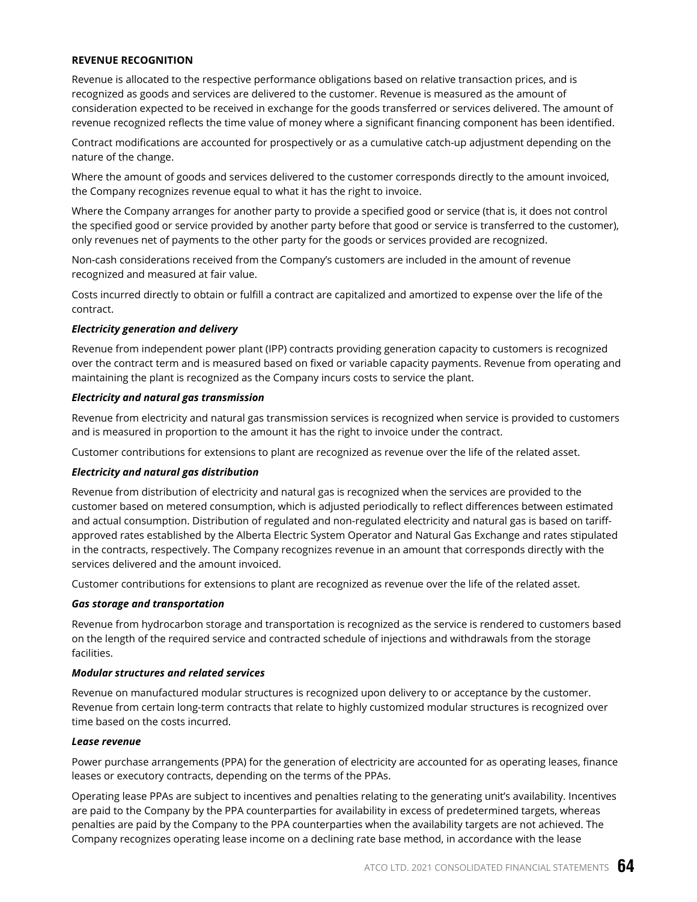**REVENUE RECOGNITION**

Revenue is allocated to the respective performance obligations based on relative transaction prices, and is recognized as goods and services are delivered to the customer. Revenue is measured as the amount of consideration expected to be received in exchange for the goods transferred or services delivered. The amount of revenue recognized reflects the time value of money where a significant financing component has been identified.

Contract modifications are accounted for prospectively or as a cumulative catch-up adjustment depending on the nature of the change.

Where the amount of goods and services delivered to the customer corresponds directly to the amount invoiced, the Company recognizes revenue equal to what it has the right to invoice.

Where the Company arranges for another party to provide a specified good or service (that is, it does not control the specified good or service provided by another party before that good or service is transferred to the customer), only revenues net of payments to the other party for the goods or services provided are recognized.

Non-cash considerations received from the Company's customers are included in the amount of revenue recognized and measured at fair value.

Costs incurred directly to obtain or fulfill a contract are capitalized and amortized to expense over the life of the contract.

***Electricity generation and delivery***

Revenue from independent power plant (IPP) contracts providing generation capacity to customers is recognized over the contract term and is measured based on fixed or variable capacity payments. Revenue from operating and maintaining the plant is recognized as the Company incurs costs to service the plant.

***Electricity and natural gas transmission***

Revenue from electricity and natural gas transmission services is recognized when service is provided to customers and is measured in proportion to the amount it has the right to invoice under the contract.

Customer contributions for extensions to plant are recognized as revenue over the life of the related asset.

***Electricity and natural gas distribution***

Revenue from distribution of electricity and natural gas is recognized when the services are provided to the customer based on metered consumption, which is adjusted periodically to reflect differences between estimated and actual consumption. Distribution of regulated and non-regulated electricity and natural gas is based on tariff-approved rates established by the Alberta Electric System Operator and Natural Gas Exchange and rates stipulated in the contracts, respectively. The Company recognizes revenue in an amount that corresponds directly with the services delivered and the amount invoiced.

Customer contributions for extensions to plant are recognized as revenue over the life of the related asset.

***Gas storage and transportation***

Revenue from hydrocarbon storage and transportation is recognized as the service is rendered to customers based on the length of the required service and contracted schedule of injections and withdrawals from the storage facilities.

***Modular structures and related services***

Revenue on manufactured modular structures is recognized upon delivery to or acceptance by the customer. Revenue from certain long-term contracts that relate to highly customized modular structures is recognized over time based on the costs incurred.

***Lease revenue***

Power purchase arrangements (PPA) for the generation of electricity are accounted for as operating leases, finance leases or executory contracts, depending on the terms of the PPAs.

Operating lease PPAs are subject to incentives and penalties relating to the generating unit's availability. Incentives are paid to the Company by the PPA counterparties for availability in excess of predetermined targets, whereas penalties are paid by the Company to the PPA counterparties when the availability targets are not achieved. The Company recognizes operating lease income on a declining rate base method, in accordance with the lease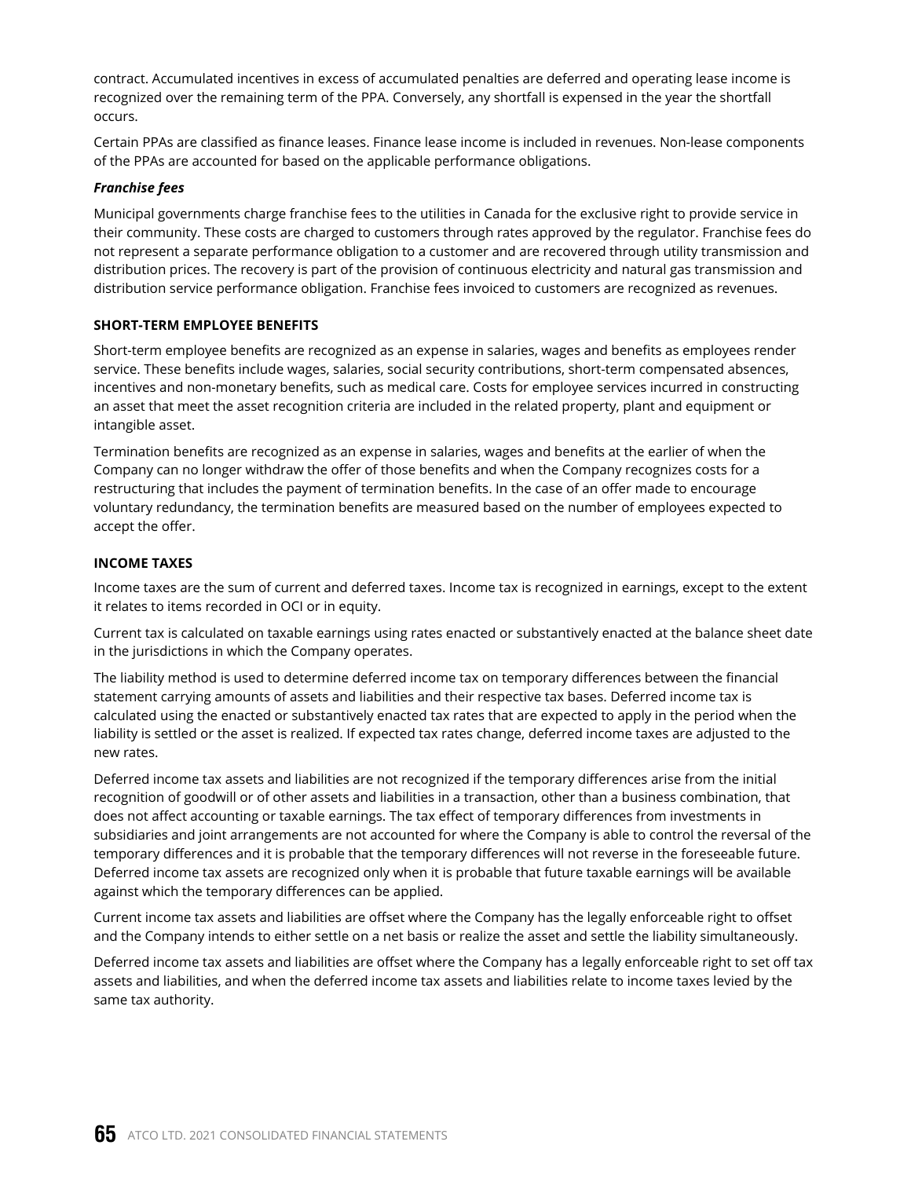contract. Accumulated incentives in excess of accumulated penalties are deferred and operating lease income is recognized over the remaining term of the PPA. Conversely, any shortfall is expensed in the year the shortfall occurs.

Certain PPAs are classified as finance leases. Finance lease income is included in revenues. Non-lease components of the PPAs are accounted for based on the applicable performance obligations.

***Franchise fees***

Municipal governments charge franchise fees to the utilities in Canada for the exclusive right to provide service in their community. These costs are charged to customers through rates approved by the regulator. Franchise fees do not represent a separate performance obligation to a customer and are recovered through utility transmission and distribution prices. The recovery is part of the provision of continuous electricity and natural gas transmission and distribution service performance obligation. Franchise fees invoiced to customers are recognized as revenues.

**SHORT-TERM EMPLOYEE BENEFITS**

Short-term employee benefits are recognized as an expense in salaries, wages and benefits as employees render service. These benefits include wages, salaries, social security contributions, short-term compensated absences, incentives and non-monetary benefits, such as medical care. Costs for employee services incurred in constructing an asset that meet the asset recognition criteria are included in the related property, plant and equipment or intangible asset.

Termination benefits are recognized as an expense in salaries, wages and benefits at the earlier of when the Company can no longer withdraw the offer of those benefits and when the Company recognizes costs for a restructuring that includes the payment of termination benefits. In the case of an offer made to encourage voluntary redundancy, the termination benefits are measured based on the number of employees expected to accept the offer.

**INCOME TAXES**

Income taxes are the sum of current and deferred taxes. Income tax is recognized in earnings, except to the extent it relates to items recorded in OCI or in equity.

Current tax is calculated on taxable earnings using rates enacted or substantively enacted at the balance sheet date in the jurisdictions in which the Company operates.

The liability method is used to determine deferred income tax on temporary differences between the financial statement carrying amounts of assets and liabilities and their respective tax bases. Deferred income tax is calculated using the enacted or substantively enacted tax rates that are expected to apply in the period when the liability is settled or the asset is realized. If expected tax rates change, deferred income taxes are adjusted to the new rates.

Deferred income tax assets and liabilities are not recognized if the temporary differences arise from the initial recognition of goodwill or of other assets and liabilities in a transaction, other than a business combination, that does not affect accounting or taxable earnings. The tax effect of temporary differences from investments in subsidiaries and joint arrangements are not accounted for where the Company is able to control the reversal of the temporary differences and it is probable that the temporary differences will not reverse in the foreseeable future. Deferred income tax assets are recognized only when it is probable that future taxable earnings will be available against which the temporary differences can be applied.

Current income tax assets and liabilities are offset where the Company has the legally enforceable right to offset and the Company intends to either settle on a net basis or realize the asset and settle the liability simultaneously.

Deferred income tax assets and liabilities are offset where the Company has a legally enforceable right to set off tax assets and liabilities, and when the deferred income tax assets and liabilities relate to income taxes levied by the same tax authority.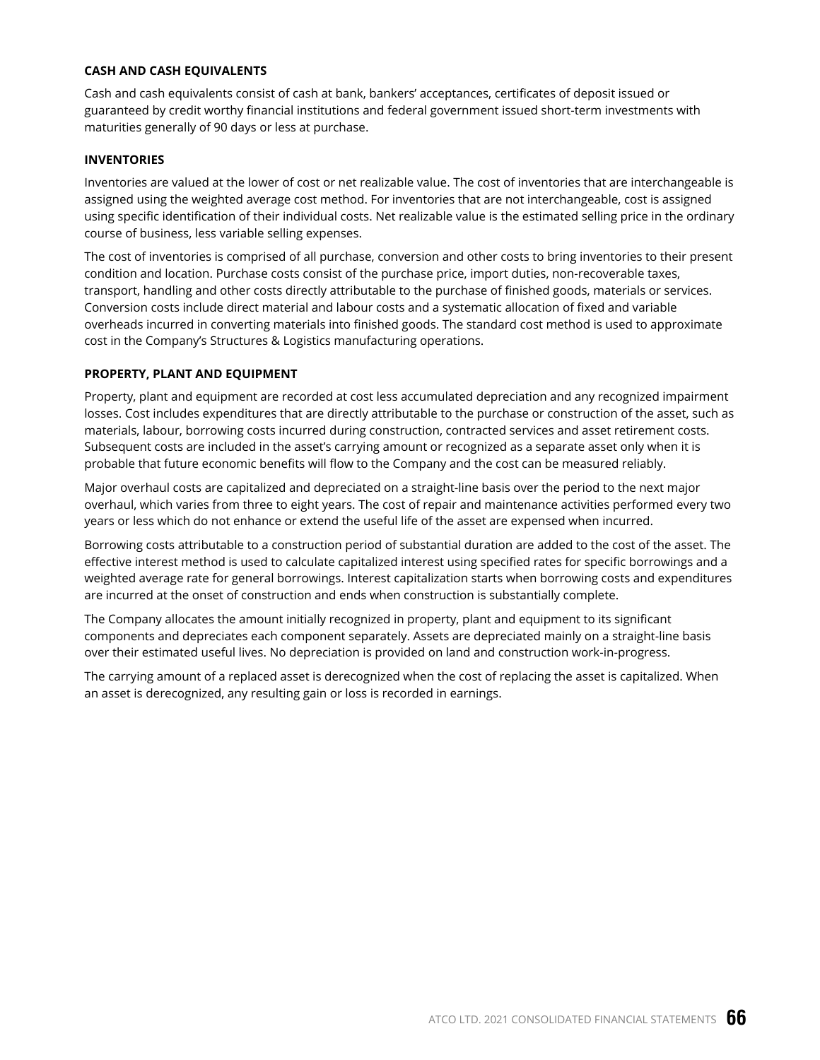### CASH AND CASH EQUIVALENTS

Cash and cash equivalents consist of cash at bank, bankers' acceptances, certificates of deposit issued or guaranteed by credit worthy financial institutions and federal government issued short-term investments with maturities generally of 90 days or less at purchase.

### INVENTORIES

Inventories are valued at the lower of cost or net realizable value. The cost of inventories that are interchangeable is assigned using the weighted average cost method. For inventories that are not interchangeable, cost is assigned using specific identification of their individual costs. Net realizable value is the estimated selling price in the ordinary course of business, less variable selling expenses.

The cost of inventories is comprised of all purchase, conversion and other costs to bring inventories to their present condition and location. Purchase costs consist of the purchase price, import duties, non-recoverable taxes, transport, handling and other costs directly attributable to the purchase of finished goods, materials or services. Conversion costs include direct material and labour costs and a systematic allocation of fixed and variable overheads incurred in converting materials into finished goods. The standard cost method is used to approximate cost in the Company's Structures & Logistics manufacturing operations.

### PROPERTY, PLANT AND EQUIPMENT

Property, plant and equipment are recorded at cost less accumulated depreciation and any recognized impairment losses. Cost includes expenditures that are directly attributable to the purchase or construction of the asset, such as materials, labour, borrowing costs incurred during construction, contracted services and asset retirement costs. Subsequent costs are included in the asset's carrying amount or recognized as a separate asset only when it is probable that future economic benefits will flow to the Company and the cost can be measured reliably.

Major overhaul costs are capitalized and depreciated on a straight-line basis over the period to the next major overhaul, which varies from three to eight years. The cost of repair and maintenance activities performed every two years or less which do not enhance or extend the useful life of the asset are expensed when incurred.

Borrowing costs attributable to a construction period of substantial duration are added to the cost of the asset. The effective interest method is used to calculate capitalized interest using specified rates for specific borrowings and a weighted average rate for general borrowings. Interest capitalization starts when borrowing costs and expenditures are incurred at the onset of construction and ends when construction is substantially complete.

The Company allocates the amount initially recognized in property, plant and equipment to its significant components and depreciates each component separately. Assets are depreciated mainly on a straight-line basis over their estimated useful lives. No depreciation is provided on land and construction work-in-progress.

The carrying amount of a replaced asset is derecognized when the cost of replacing the asset is capitalized. When an asset is derecognized, any resulting gain or loss is recorded in earnings.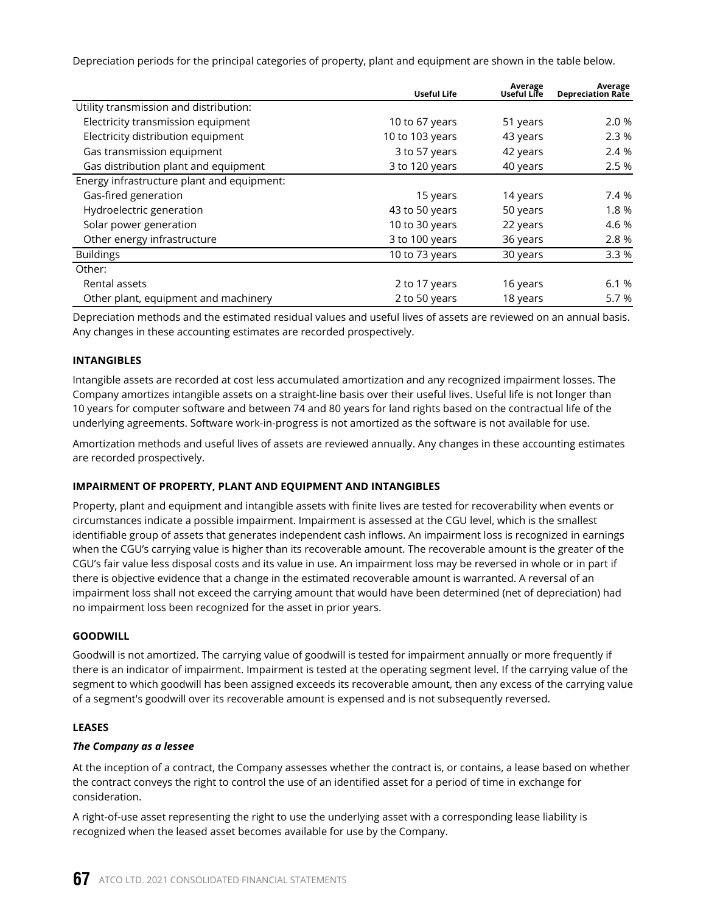Depreciation periods for the principal categories of property, plant and equipment are shown in the table below.

| | Useful Life | Average Useful Life | Average Depreciation Rate |
|---|---|---|---|
| Utility transmission and distribution: | | | |
| Electricity transmission equipment | 10 to 67 years | 51 years | 2.0 % |
| Electricity distribution equipment | 10 to 103 years | 43 years | 2.3 % |
| Gas transmission equipment | 3 to 57 years | 42 years | 2.4 % |
| Gas distribution plant and equipment | 3 to 120 years | 40 years | 2.5 % |
| Energy infrastructure plant and equipment: | | | |
| Gas-fired generation | 15 years | 14 years | 7.4 % |
| Hydroelectric generation | 43 to 50 years | 50 years | 1.8 % |
| Solar power generation | 10 to 30 years | 22 years | 4.6 % |
| Other energy infrastructure | 3 to 100 years | 36 years | 2.8 % |
| Buildings | 10 to 73 years | 30 years | 3.3 % |
| Other: | | | |
| Rental assets | 2 to 17 years | 16 years | 6.1 % |
| Other plant, equipment and machinery | 2 to 50 years | 18 years | 5.7 % |

Depreciation methods and the estimated residual values and useful lives of assets are reviewed on an annual basis. Any changes in these accounting estimates are recorded prospectively.

**INTANGIBLES**

Intangible assets are recorded at cost less accumulated amortization and any recognized impairment losses. The Company amortizes intangible assets on a straight-line basis over their useful lives. Useful life is not longer than 10 years for computer software and between 74 and 80 years for land rights based on the contractual life of the underlying agreements. Software work-in-progress is not amortized as the software is not available for use.

Amortization methods and useful lives of assets are reviewed annually. Any changes in these accounting estimates are recorded prospectively.

**IMPAIRMENT OF PROPERTY, PLANT AND EQUIPMENT AND INTANGIBLES**

Property, plant and equipment and intangible assets with finite lives are tested for recoverability when events or circumstances indicate a possible impairment. Impairment is assessed at the CGU level, which is the smallest identifiable group of assets that generates independent cash inflows. An impairment loss is recognized in earnings when the CGU's carrying value is higher than its recoverable amount. The recoverable amount is the greater of the CGU's fair value less disposal costs and its value in use. An impairment loss may be reversed in whole or in part if there is objective evidence that a change in the estimated recoverable amount is warranted. A reversal of an impairment loss shall not exceed the carrying amount that would have been determined (net of depreciation) had no impairment loss been recognized for the asset in prior years.

**GOODWILL**

Goodwill is not amortized. The carrying value of goodwill is tested for impairment annually or more frequently if there is an indicator of impairment. Impairment is tested at the operating segment level. If the carrying value of the segment to which goodwill has been assigned exceeds its recoverable amount, then any excess of the carrying value of a segment's goodwill over its recoverable amount is expensed and is not subsequently reversed.

**LEASES**

***The Company as a lessee***

At the inception of a contract, the Company assesses whether the contract is, or contains, a lease based on whether the contract conveys the right to control the use of an identified asset for a period of time in exchange for consideration.

A right-of-use asset representing the right to use the underlying asset with a corresponding lease liability is recognized when the leased asset becomes available for use by the Company.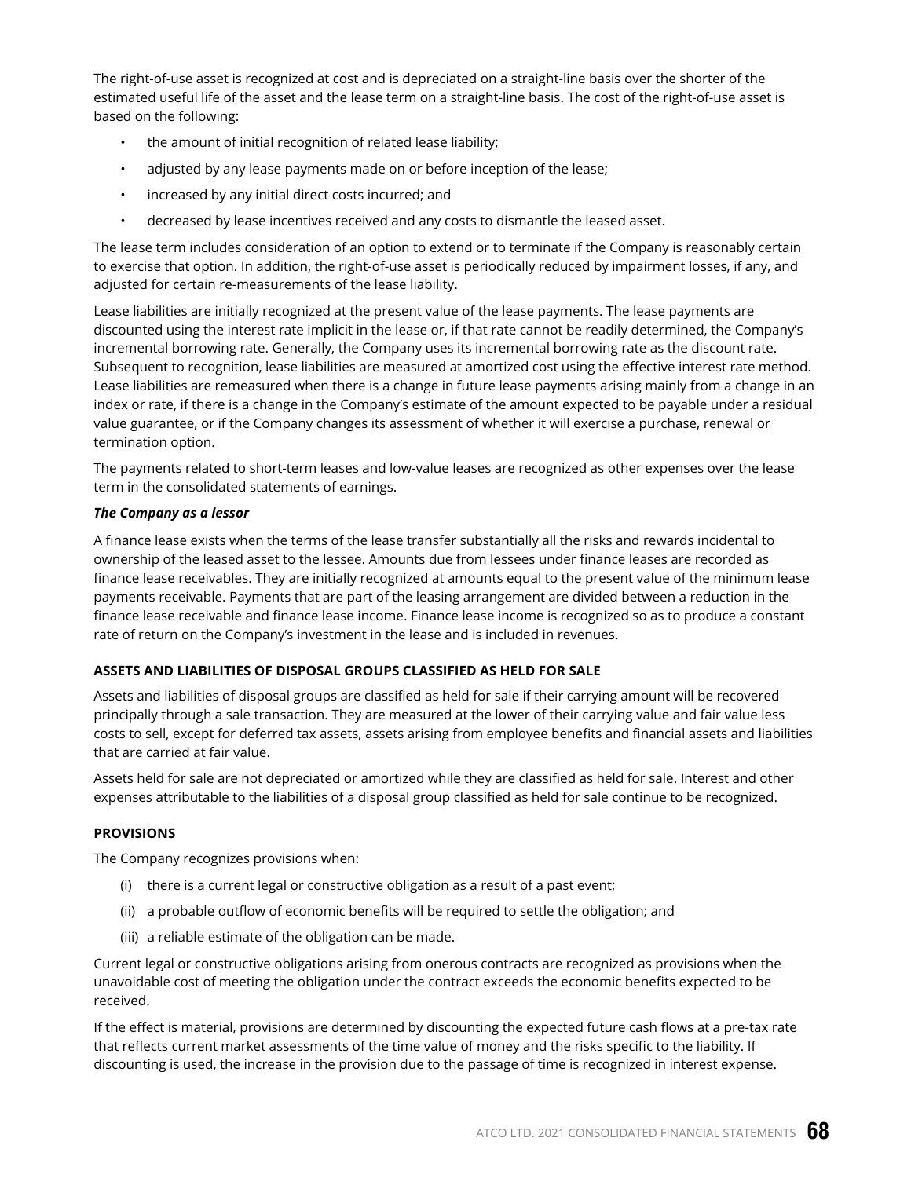The right-of-use asset is recognized at cost and is depreciated on a straight-line basis over the shorter of the estimated useful life of the asset and the lease term on a straight-line basis. The cost of the right-of-use asset is based on the following:

- the amount of initial recognition of related lease liability;
- adjusted by any lease payments made on or before inception of the lease;
- increased by any initial direct costs incurred; and
- decreased by lease incentives received and any costs to dismantle the leased asset.

The lease term includes consideration of an option to extend or to terminate if the Company is reasonably certain to exercise that option. In addition, the right-of-use asset is periodically reduced by impairment losses, if any, and adjusted for certain re-measurements of the lease liability.

Lease liabilities are initially recognized at the present value of the lease payments. The lease payments are discounted using the interest rate implicit in the lease or, if that rate cannot be readily determined, the Company's incremental borrowing rate. Generally, the Company uses its incremental borrowing rate as the discount rate. Subsequent to recognition, lease liabilities are measured at amortized cost using the effective interest rate method. Lease liabilities are remeasured when there is a change in future lease payments arising mainly from a change in an index or rate, if there is a change in the Company's estimate of the amount expected to be payable under a residual value guarantee, or if the Company changes its assessment of whether it will exercise a purchase, renewal or termination option.

The payments related to short-term leases and low-value leases are recognized as other expenses over the lease term in the consolidated statements of earnings.

***The Company as a lessor***

A finance lease exists when the terms of the lease transfer substantially all the risks and rewards incidental to ownership of the leased asset to the lessee. Amounts due from lessees under finance leases are recorded as finance lease receivables. They are initially recognized at amounts equal to the present value of the minimum lease payments receivable. Payments that are part of the leasing arrangement are divided between a reduction in the finance lease receivable and finance lease income. Finance lease income is recognized so as to produce a constant rate of return on the Company's investment in the lease and is included in revenues.

**ASSETS AND LIABILITIES OF DISPOSAL GROUPS CLASSIFIED AS HELD FOR SALE**

Assets and liabilities of disposal groups are classified as held for sale if their carrying amount will be recovered principally through a sale transaction. They are measured at the lower of their carrying value and fair value less costs to sell, except for deferred tax assets, assets arising from employee benefits and financial assets and liabilities that are carried at fair value.

Assets held for sale are not depreciated or amortized while they are classified as held for sale. Interest and other expenses attributable to the liabilities of a disposal group classified as held for sale continue to be recognized.

**PROVISIONS**

The Company recognizes provisions when:

(i) there is a current legal or constructive obligation as a result of a past event;

(ii) a probable outflow of economic benefits will be required to settle the obligation; and

(iii) a reliable estimate of the obligation can be made.

Current legal or constructive obligations arising from onerous contracts are recognized as provisions when the unavoidable cost of meeting the obligation under the contract exceeds the economic benefits expected to be received.

If the effect is material, provisions are determined by discounting the expected future cash flows at a pre-tax rate that reflects current market assessments of the time value of money and the risks specific to the liability. If discounting is used, the increase in the provision due to the passage of time is recognized in interest expense.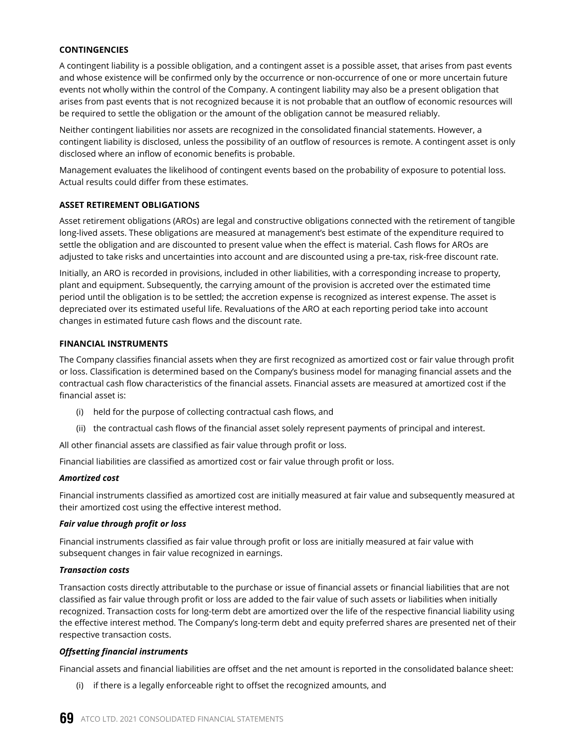### CONTINGENCIES

A contingent liability is a possible obligation, and a contingent asset is a possible asset, that arises from past events and whose existence will be confirmed only by the occurrence or non-occurrence of one or more uncertain future events not wholly within the control of the Company. A contingent liability may also be a present obligation that arises from past events that is not recognized because it is not probable that an outflow of economic resources will be required to settle the obligation or the amount of the obligation cannot be measured reliably.

Neither contingent liabilities nor assets are recognized in the consolidated financial statements. However, a contingent liability is disclosed, unless the possibility of an outflow of resources is remote. A contingent asset is only disclosed where an inflow of economic benefits is probable.

Management evaluates the likelihood of contingent events based on the probability of exposure to potential loss. Actual results could differ from these estimates.

### ASSET RETIREMENT OBLIGATIONS

Asset retirement obligations (AROs) are legal and constructive obligations connected with the retirement of tangible long-lived assets. These obligations are measured at management's best estimate of the expenditure required to settle the obligation and are discounted to present value when the effect is material. Cash flows for AROs are adjusted to take risks and uncertainties into account and are discounted using a pre-tax, risk-free discount rate.

Initially, an ARO is recorded in provisions, included in other liabilities, with a corresponding increase to property, plant and equipment. Subsequently, the carrying amount of the provision is accreted over the estimated time period until the obligation is to be settled; the accretion expense is recognized as interest expense. The asset is depreciated over its estimated useful life. Revaluations of the ARO at each reporting period take into account changes in estimated future cash flows and the discount rate.

### FINANCIAL INSTRUMENTS

The Company classifies financial assets when they are first recognized as amortized cost or fair value through profit or loss. Classification is determined based on the Company's business model for managing financial assets and the contractual cash flow characteristics of the financial assets. Financial assets are measured at amortized cost if the financial asset is:

(i) held for the purpose of collecting contractual cash flows, and

(ii) the contractual cash flows of the financial asset solely represent payments of principal and interest.

All other financial assets are classified as fair value through profit or loss.

Financial liabilities are classified as amortized cost or fair value through profit or loss.

#### *Amortized cost*

Financial instruments classified as amortized cost are initially measured at fair value and subsequently measured at their amortized cost using the effective interest method.

#### *Fair value through profit or loss*

Financial instruments classified as fair value through profit or loss are initially measured at fair value with subsequent changes in fair value recognized in earnings.

#### *Transaction costs*

Transaction costs directly attributable to the purchase or issue of financial assets or financial liabilities that are not classified as fair value through profit or loss are added to the fair value of such assets or liabilities when initially recognized. Transaction costs for long-term debt are amortized over the life of the respective financial liability using the effective interest method. The Company's long-term debt and equity preferred shares are presented net of their respective transaction costs.

#### *Offsetting financial instruments*

Financial assets and financial liabilities are offset and the net amount is reported in the consolidated balance sheet:

(i) if there is a legally enforceable right to offset the recognized amounts, and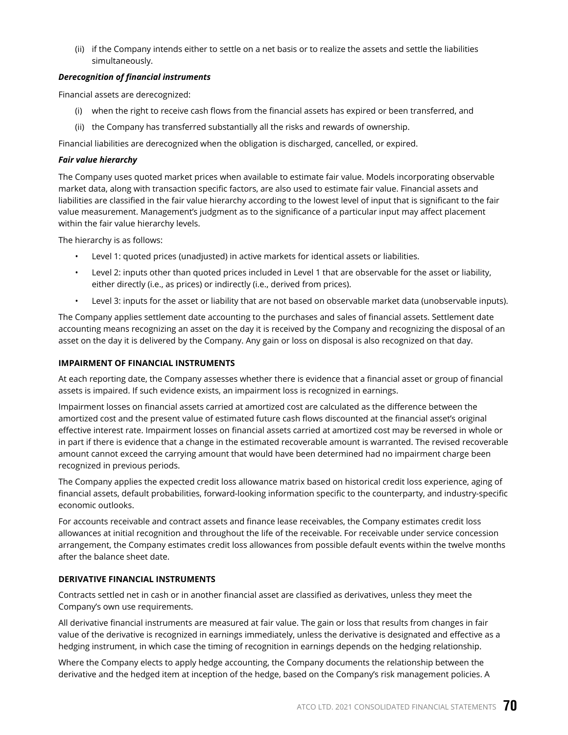(ii) if the Company intends either to settle on a net basis or to realize the assets and settle the liabilities simultaneously.

***Derecognition of financial instruments***

Financial assets are derecognized:

(i) when the right to receive cash flows from the financial assets has expired or been transferred, and

(ii) the Company has transferred substantially all the risks and rewards of ownership.

Financial liabilities are derecognized when the obligation is discharged, cancelled, or expired.

***Fair value hierarchy***

The Company uses quoted market prices when available to estimate fair value. Models incorporating observable market data, along with transaction specific factors, are also used to estimate fair value. Financial assets and liabilities are classified in the fair value hierarchy according to the lowest level of input that is significant to the fair value measurement. Management's judgment as to the significance of a particular input may affect placement within the fair value hierarchy levels.

The hierarchy is as follows:

- Level 1: quoted prices (unadjusted) in active markets for identical assets or liabilities.
- Level 2: inputs other than quoted prices included in Level 1 that are observable for the asset or liability, either directly (i.e., as prices) or indirectly (i.e., derived from prices).
- Level 3: inputs for the asset or liability that are not based on observable market data (unobservable inputs).

The Company applies settlement date accounting to the purchases and sales of financial assets. Settlement date accounting means recognizing an asset on the day it is received by the Company and recognizing the disposal of an asset on the day it is delivered by the Company. Any gain or loss on disposal is also recognized on that day.

**IMPAIRMENT OF FINANCIAL INSTRUMENTS**

At each reporting date, the Company assesses whether there is evidence that a financial asset or group of financial assets is impaired. If such evidence exists, an impairment loss is recognized in earnings.

Impairment losses on financial assets carried at amortized cost are calculated as the difference between the amortized cost and the present value of estimated future cash flows discounted at the financial asset's original effective interest rate. Impairment losses on financial assets carried at amortized cost may be reversed in whole or in part if there is evidence that a change in the estimated recoverable amount is warranted. The revised recoverable amount cannot exceed the carrying amount that would have been determined had no impairment charge been recognized in previous periods.

The Company applies the expected credit loss allowance matrix based on historical credit loss experience, aging of financial assets, default probabilities, forward-looking information specific to the counterparty, and industry-specific economic outlooks.

For accounts receivable and contract assets and finance lease receivables, the Company estimates credit loss allowances at initial recognition and throughout the life of the receivable. For receivable under service concession arrangement, the Company estimates credit loss allowances from possible default events within the twelve months after the balance sheet date.

**DERIVATIVE FINANCIAL INSTRUMENTS**

Contracts settled net in cash or in another financial asset are classified as derivatives, unless they meet the Company's own use requirements.

All derivative financial instruments are measured at fair value. The gain or loss that results from changes in fair value of the derivative is recognized in earnings immediately, unless the derivative is designated and effective as a hedging instrument, in which case the timing of recognition in earnings depends on the hedging relationship.

Where the Company elects to apply hedge accounting, the Company documents the relationship between the derivative and the hedged item at inception of the hedge, based on the Company's risk management policies. A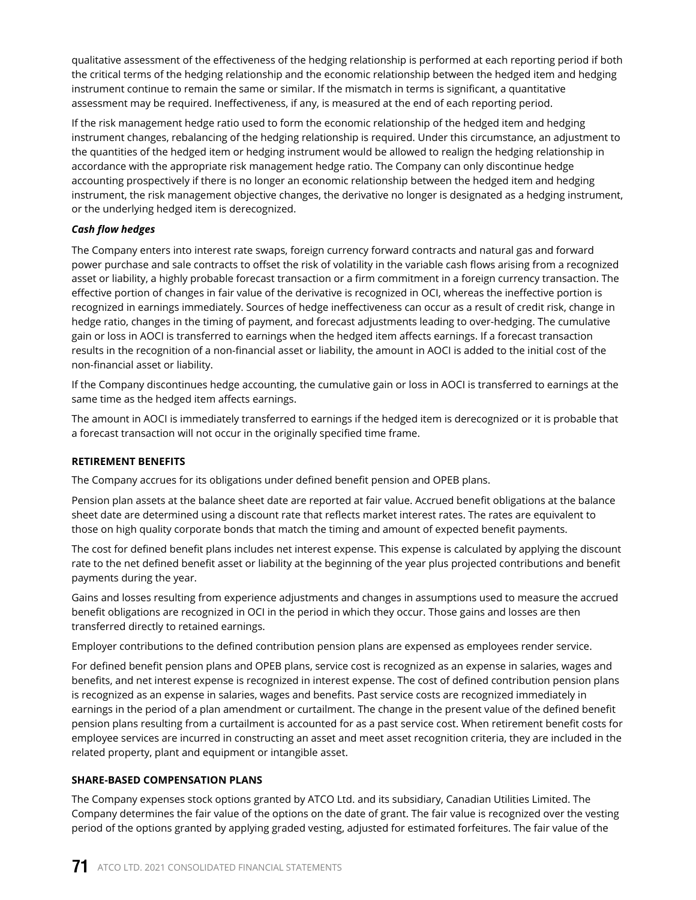qualitative assessment of the effectiveness of the hedging relationship is performed at each reporting period if both the critical terms of the hedging relationship and the economic relationship between the hedged item and hedging instrument continue to remain the same or similar. If the mismatch in terms is significant, a quantitative assessment may be required. Ineffectiveness, if any, is measured at the end of each reporting period.

If the risk management hedge ratio used to form the economic relationship of the hedged item and hedging instrument changes, rebalancing of the hedging relationship is required. Under this circumstance, an adjustment to the quantities of the hedged item or hedging instrument would be allowed to realign the hedging relationship in accordance with the appropriate risk management hedge ratio. The Company can only discontinue hedge accounting prospectively if there is no longer an economic relationship between the hedged item and hedging instrument, the risk management objective changes, the derivative no longer is designated as a hedging instrument, or the underlying hedged item is derecognized.

***Cash flow hedges***

The Company enters into interest rate swaps, foreign currency forward contracts and natural gas and forward power purchase and sale contracts to offset the risk of volatility in the variable cash flows arising from a recognized asset or liability, a highly probable forecast transaction or a firm commitment in a foreign currency transaction. The effective portion of changes in fair value of the derivative is recognized in OCI, whereas the ineffective portion is recognized in earnings immediately. Sources of hedge ineffectiveness can occur as a result of credit risk, change in hedge ratio, changes in the timing of payment, and forecast adjustments leading to over-hedging. The cumulative gain or loss in AOCI is transferred to earnings when the hedged item affects earnings. If a forecast transaction results in the recognition of a non-financial asset or liability, the amount in AOCI is added to the initial cost of the non-financial asset or liability.

If the Company discontinues hedge accounting, the cumulative gain or loss in AOCI is transferred to earnings at the same time as the hedged item affects earnings.

The amount in AOCI is immediately transferred to earnings if the hedged item is derecognized or it is probable that a forecast transaction will not occur in the originally specified time frame.

**RETIREMENT BENEFITS**

The Company accrues for its obligations under defined benefit pension and OPEB plans.

Pension plan assets at the balance sheet date are reported at fair value. Accrued benefit obligations at the balance sheet date are determined using a discount rate that reflects market interest rates. The rates are equivalent to those on high quality corporate bonds that match the timing and amount of expected benefit payments.

The cost for defined benefit plans includes net interest expense. This expense is calculated by applying the discount rate to the net defined benefit asset or liability at the beginning of the year plus projected contributions and benefit payments during the year.

Gains and losses resulting from experience adjustments and changes in assumptions used to measure the accrued benefit obligations are recognized in OCI in the period in which they occur. Those gains and losses are then transferred directly to retained earnings.

Employer contributions to the defined contribution pension plans are expensed as employees render service.

For defined benefit pension plans and OPEB plans, service cost is recognized as an expense in salaries, wages and benefits, and net interest expense is recognized in interest expense. The cost of defined contribution pension plans is recognized as an expense in salaries, wages and benefits. Past service costs are recognized immediately in earnings in the period of a plan amendment or curtailment. The change in the present value of the defined benefit pension plans resulting from a curtailment is accounted for as a past service cost. When retirement benefit costs for employee services are incurred in constructing an asset and meet asset recognition criteria, they are included in the related property, plant and equipment or intangible asset.

**SHARE-BASED COMPENSATION PLANS**

The Company expenses stock options granted by ATCO Ltd. and its subsidiary, Canadian Utilities Limited. The Company determines the fair value of the options on the date of grant. The fair value is recognized over the vesting period of the options granted by applying graded vesting, adjusted for estimated forfeitures. The fair value of the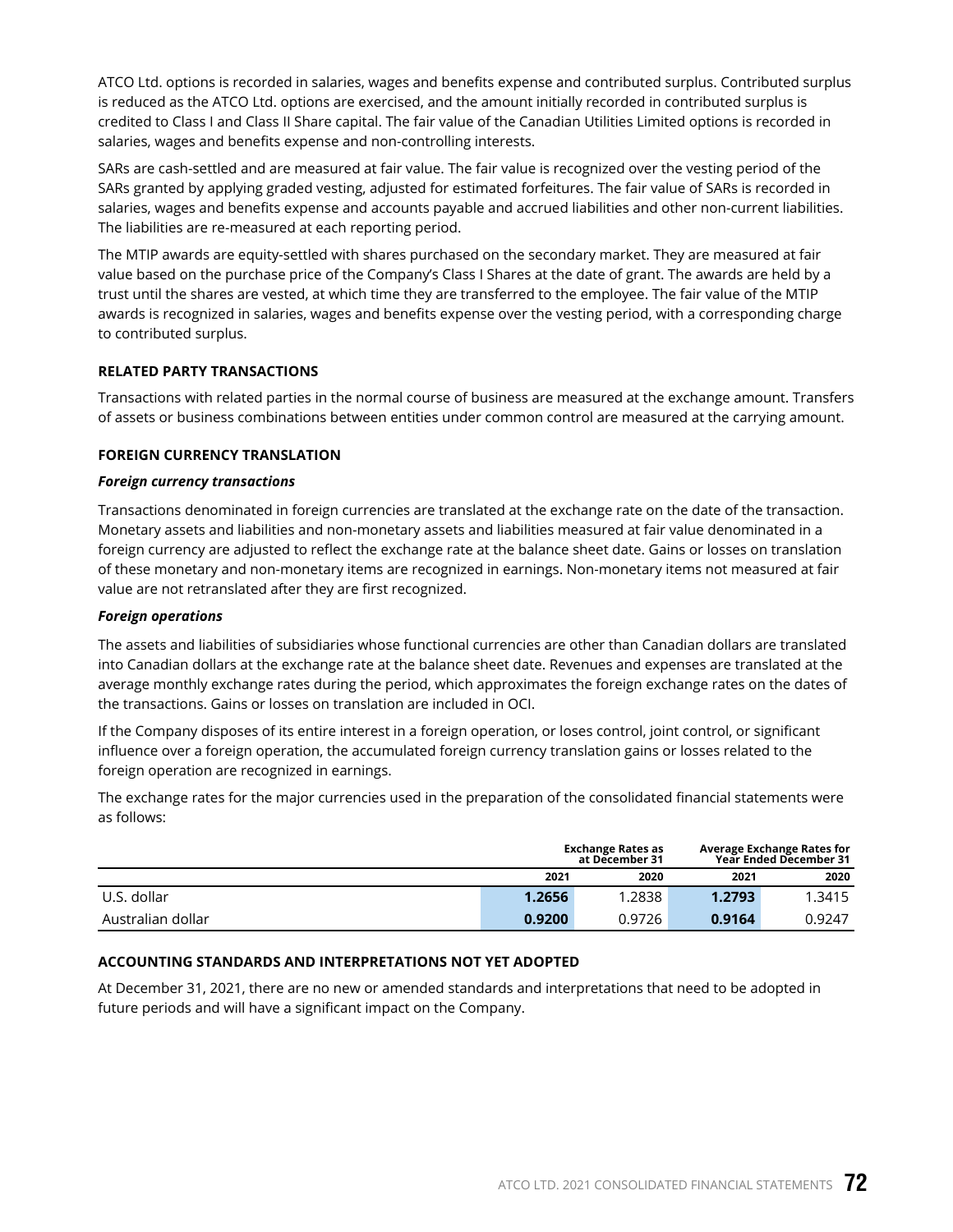ATCO Ltd. options is recorded in salaries, wages and benefits expense and contributed surplus. Contributed surplus is reduced as the ATCO Ltd. options are exercised, and the amount initially recorded in contributed surplus is credited to Class I and Class II Share capital. The fair value of the Canadian Utilities Limited options is recorded in salaries, wages and benefits expense and non-controlling interests.

SARs are cash-settled and are measured at fair value. The fair value is recognized over the vesting period of the SARs granted by applying graded vesting, adjusted for estimated forfeitures. The fair value of SARs is recorded in salaries, wages and benefits expense and accounts payable and accrued liabilities and other non-current liabilities. The liabilities are re-measured at each reporting period.

The MTIP awards are equity-settled with shares purchased on the secondary market. They are measured at fair value based on the purchase price of the Company's Class I Shares at the date of grant. The awards are held by a trust until the shares are vested, at which time they are transferred to the employee. The fair value of the MTIP awards is recognized in salaries, wages and benefits expense over the vesting period, with a corresponding charge to contributed surplus.

**RELATED PARTY TRANSACTIONS**

Transactions with related parties in the normal course of business are measured at the exchange amount. Transfers of assets or business combinations between entities under common control are measured at the carrying amount.

**FOREIGN CURRENCY TRANSLATION**

***Foreign currency transactions***

Transactions denominated in foreign currencies are translated at the exchange rate on the date of the transaction. Monetary assets and liabilities and non-monetary assets and liabilities measured at fair value denominated in a foreign currency are adjusted to reflect the exchange rate at the balance sheet date. Gains or losses on translation of these monetary and non-monetary items are recognized in earnings. Non-monetary items not measured at fair value are not retranslated after they are first recognized.

***Foreign operations***

The assets and liabilities of subsidiaries whose functional currencies are other than Canadian dollars are translated into Canadian dollars at the exchange rate at the balance sheet date. Revenues and expenses are translated at the average monthly exchange rates during the period, which approximates the foreign exchange rates on the dates of the transactions. Gains or losses on translation are included in OCI.

If the Company disposes of its entire interest in a foreign operation, or loses control, joint control, or significant influence over a foreign operation, the accumulated foreign currency translation gains or losses related to the foreign operation are recognized in earnings.

The exchange rates for the major currencies used in the preparation of the consolidated financial statements were as follows:

| | Exchange Rates as at December 31 | | Average Exchange Rates for Year Ended December 31 | |
|---|---|---|---|---|
| | **2021** | **2020** | **2021** | **2020** |
| U.S. dollar | **1.2656** | 1.2838 | **1.2793** | 1.3415 |
| Australian dollar | **0.9200** | 0.9726 | **0.9164** | 0.9247 |

**ACCOUNTING STANDARDS AND INTERPRETATIONS NOT YET ADOPTED**

At December 31, 2021, there are no new or amended standards and interpretations that need to be adopted in future periods and will have a significant impact on the Company.